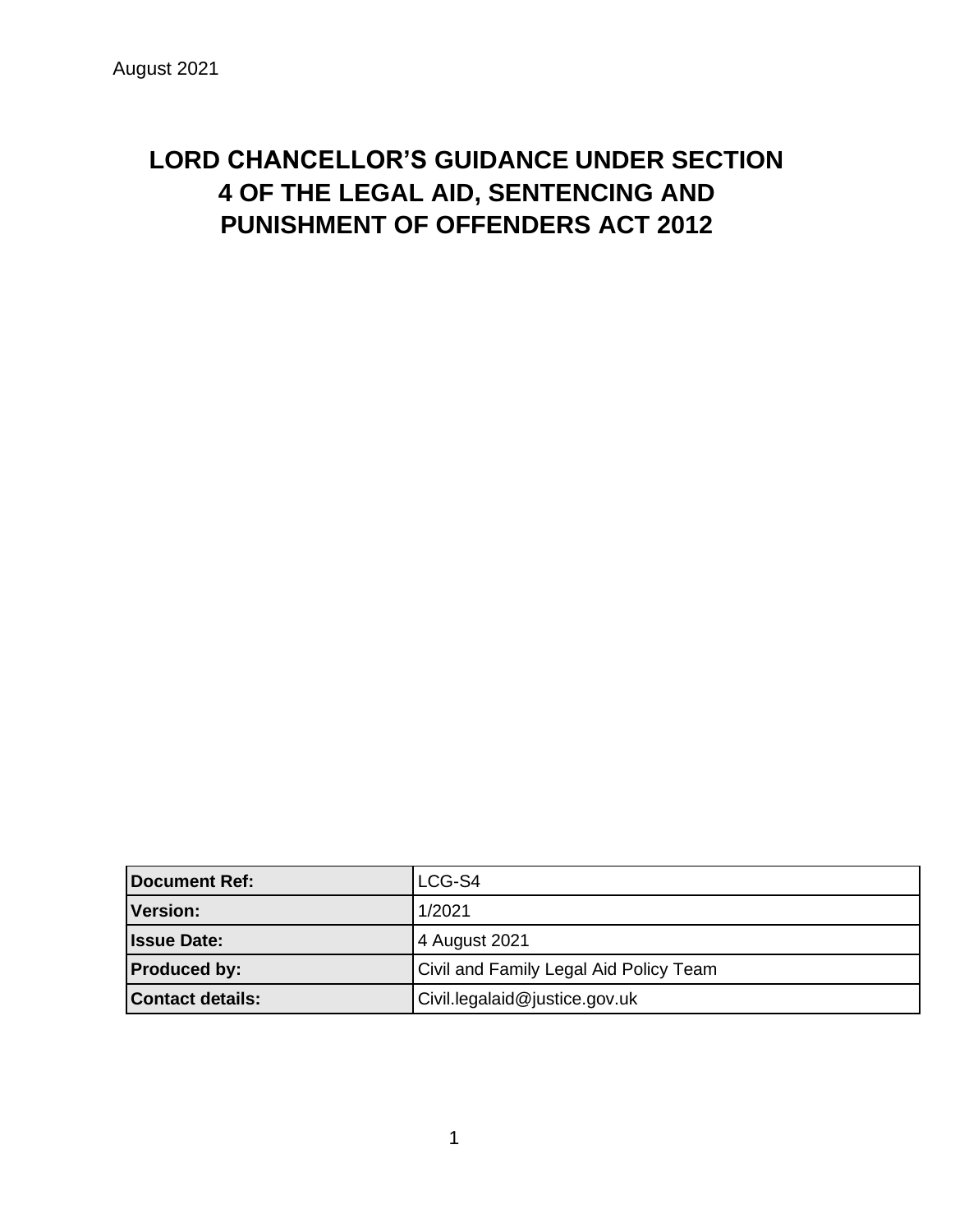August 2021

# LORD CHANCELLOR'S GUIDANCE UNDER SECTION 4 OF THE LEGAL AID, SENTENCING AND PUNISHMENT OF OFFENDERS ACT 2012

| Document Ref: | LCG-S4 |
|---|---|
| Version: | 1/2021 |
| Issue Date: | 4 August 2021 |
| Produced by: | Civil and Family Legal Aid Policy Team |
| Contact details: | Civil.legalaid@justice.gov.uk |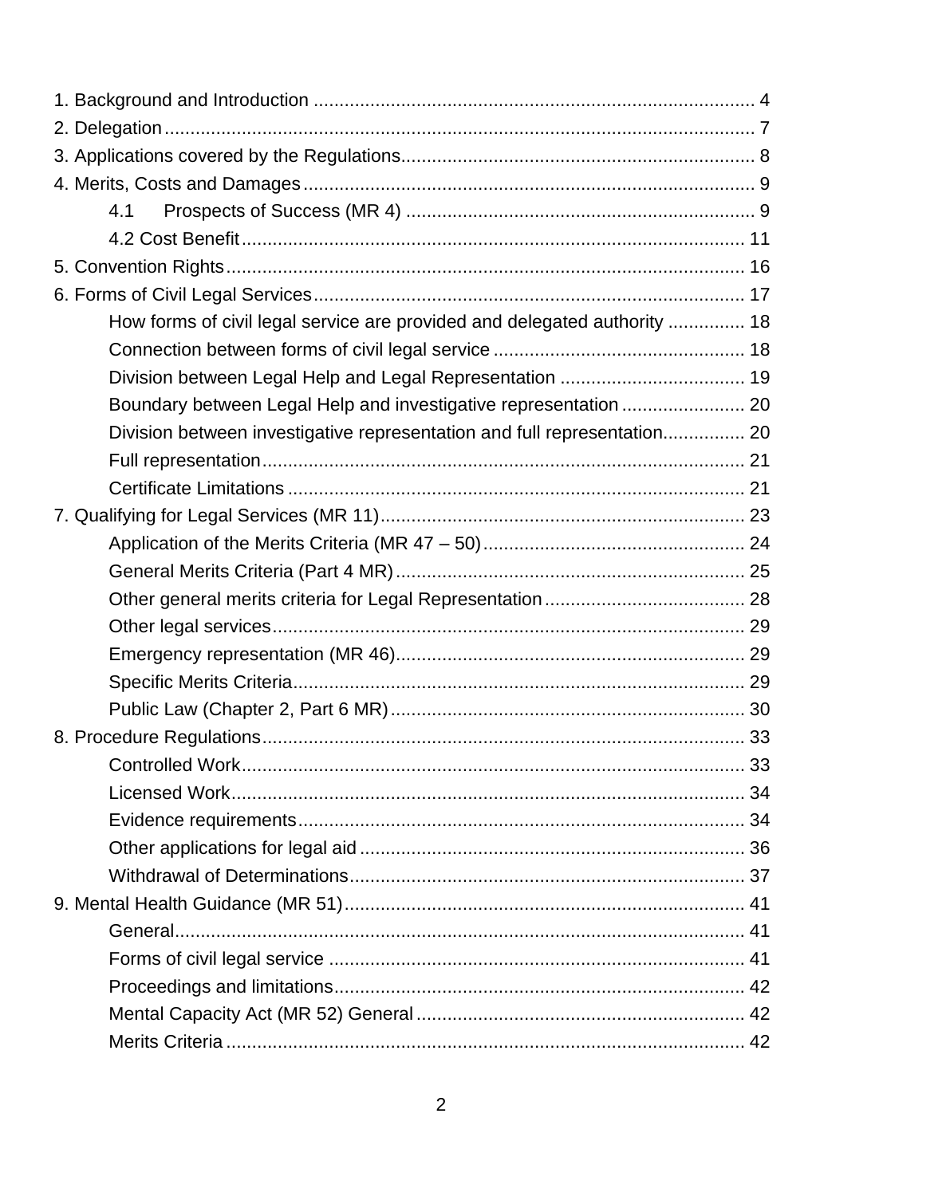1. Background and Introduction .................................................................................... 4
2. Delegation ................................................................................................................. 7
3. Applications covered by the Regulations .................................................................... 8
4. Merits, Costs and Damages ....................................................................................... 9
    - 4.1 Prospects of Success (MR 4) ................................................................... 9
    - 4.2 Cost Benefit ................................................................................................ 11
5. Convention Rights .................................................................................................... 16
6. Forms of Civil Legal Services ................................................................................... 17
    - How forms of civil legal service are provided and delegated authority ............... 18
    - Connection between forms of civil legal service ................................................ 18
    - Division between Legal Help and Legal Representation .................................... 19
    - Boundary between Legal Help and investigative representation ........................ 20
    - Division between investigative representation and full representation................ 20
    - Full representation ............................................................................................. 21
    - Certificate Limitations ........................................................................................ 21
7. Qualifying for Legal Services (MR 11) ...................................................................... 23
    - Application of the Merits Criteria (MR 47 – 50) .................................................. 24
    - General Merits Criteria (Part 4 MR) ................................................................... 25
    - Other general merits criteria for Legal Representation ...................................... 28
    - Other legal services ........................................................................................... 29
    - Emergency representation (MR 46) ................................................................... 29
    - Specific Merits Criteria ....................................................................................... 29
    - Public Law (Chapter 2, Part 6 MR) .................................................................... 30
8. Procedure Regulations ............................................................................................. 33
    - Controlled Work ................................................................................................. 33
    - Licensed Work ................................................................................................... 34
    - Evidence requirements ...................................................................................... 34
    - Other applications for legal aid .......................................................................... 36
    - Withdrawal of Determinations ............................................................................ 37
9. Mental Health Guidance (MR 51) ............................................................................. 41
    - General .............................................................................................................. 41
    - Forms of civil legal service ................................................................................ 41
    - Proceedings and limitations ............................................................................... 42
    - Mental Capacity Act (MR 52) General ............................................................... 42
    - Merits Criteria .................................................................................................... 42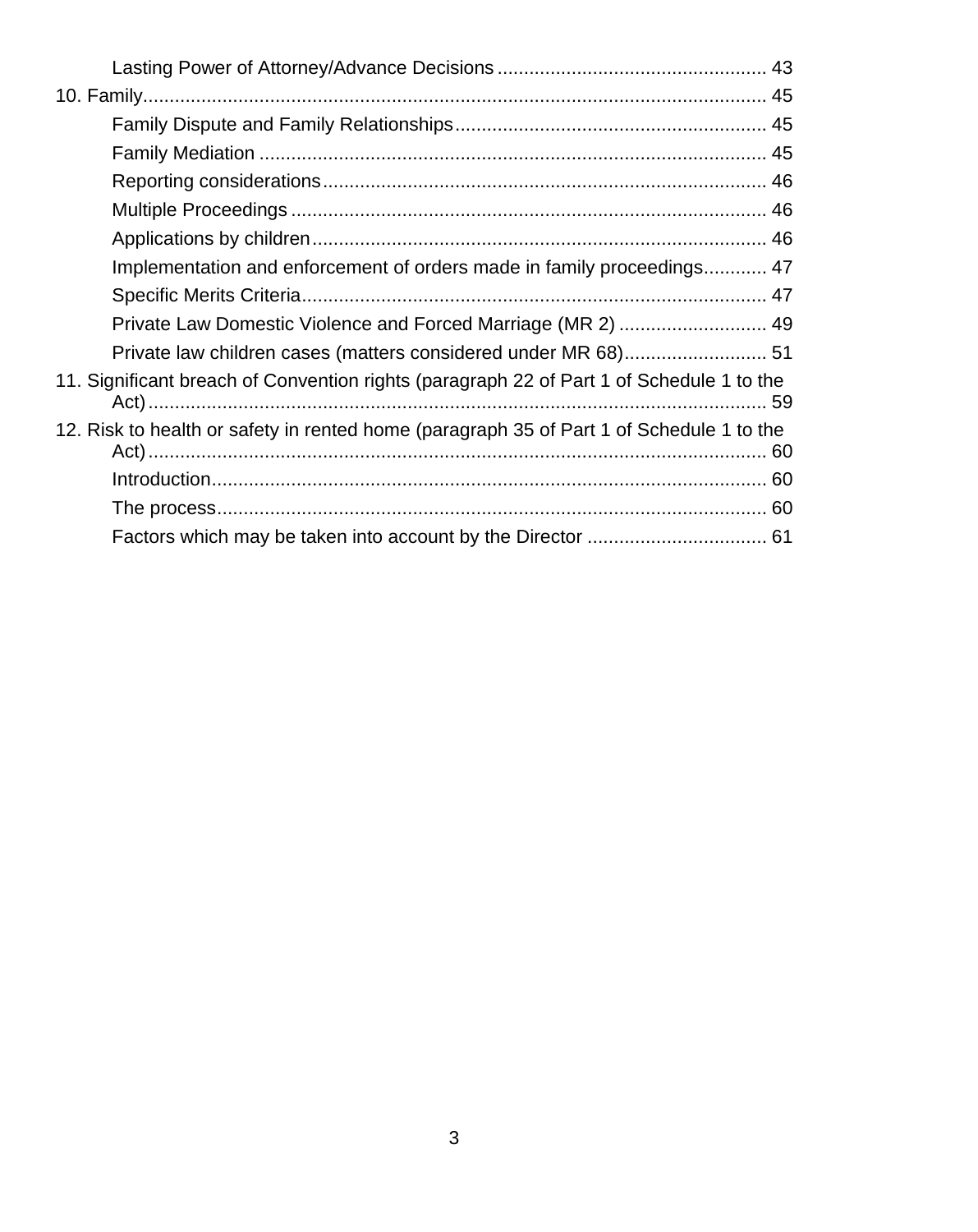- Lasting Power of Attorney/Advance Decisions ... 43

10. Family ... 45
    - Family Dispute and Family Relationships ... 45
    - Family Mediation ... 45
    - Reporting considerations ... 46
    - Multiple Proceedings ... 46
    - Applications by children ... 46
    - Implementation and enforcement of orders made in family proceedings ... 47
    - Specific Merits Criteria ... 47
    - Private Law Domestic Violence and Forced Marriage (MR 2) ... 49
    - Private law children cases (matters considered under MR 68) ... 51

11. Significant breach of Convention rights (paragraph 22 of Part 1 of Schedule 1 to the Act) ... 59

12. Risk to health or safety in rented home (paragraph 35 of Part 1 of Schedule 1 to the Act) ... 60
    - Introduction ... 60
    - The process ... 60
    - Factors which may be taken into account by the Director ... 61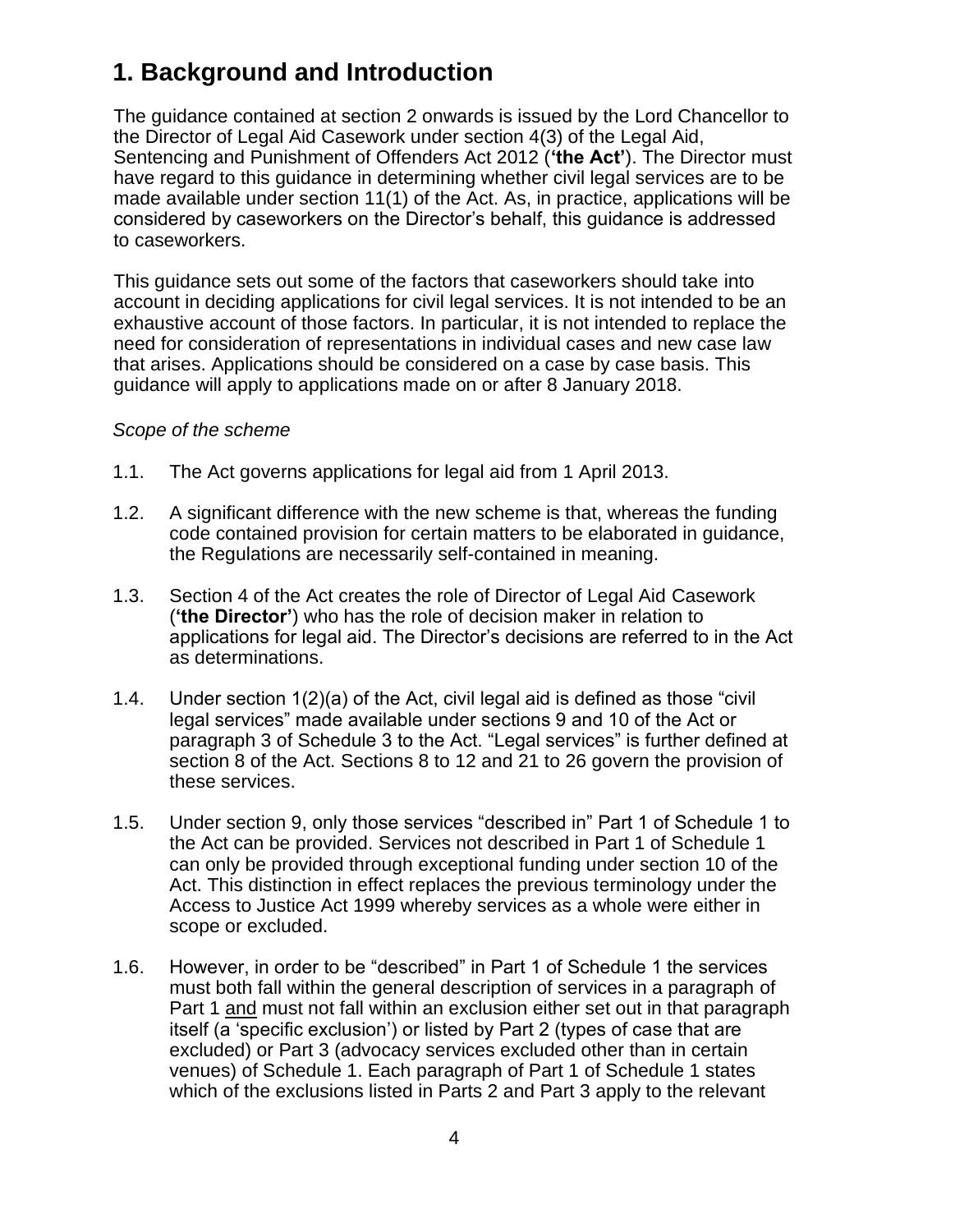# 1. Background and Introduction

The guidance contained at section 2 onwards is issued by the Lord Chancellor to the Director of Legal Aid Casework under section 4(3) of the Legal Aid, Sentencing and Punishment of Offenders Act 2012 (**'the Act'**). The Director must have regard to this guidance in determining whether civil legal services are to be made available under section 11(1) of the Act. As, in practice, applications will be considered by caseworkers on the Director's behalf, this guidance is addressed to caseworkers.

This guidance sets out some of the factors that caseworkers should take into account in deciding applications for civil legal services. It is not intended to be an exhaustive account of those factors. In particular, it is not intended to replace the need for consideration of representations in individual cases and new case law that arises. Applications should be considered on a case by case basis. This guidance will apply to applications made on or after 8 January 2018.

*Scope of the scheme*

1.1. The Act governs applications for legal aid from 1 April 2013.

1.2. A significant difference with the new scheme is that, whereas the funding code contained provision for certain matters to be elaborated in guidance, the Regulations are necessarily self-contained in meaning.

1.3. Section 4 of the Act creates the role of Director of Legal Aid Casework (**'the Director'**) who has the role of decision maker in relation to applications for legal aid. The Director's decisions are referred to in the Act as determinations.

1.4. Under section 1(2)(a) of the Act, civil legal aid is defined as those "civil legal services" made available under sections 9 and 10 of the Act or paragraph 3 of Schedule 3 to the Act. "Legal services" is further defined at section 8 of the Act. Sections 8 to 12 and 21 to 26 govern the provision of these services.

1.5. Under section 9, only those services "described in" Part 1 of Schedule 1 to the Act can be provided. Services not described in Part 1 of Schedule 1 can only be provided through exceptional funding under section 10 of the Act. This distinction in effect replaces the previous terminology under the Access to Justice Act 1999 whereby services as a whole were either in scope or excluded.

1.6. However, in order to be "described" in Part 1 of Schedule 1 the services must both fall within the general description of services in a paragraph of Part 1 <u>and</u> must not fall within an exclusion either set out in that paragraph itself (a 'specific exclusion') or listed by Part 2 (types of case that are excluded) or Part 3 (advocacy services excluded other than in certain venues) of Schedule 1. Each paragraph of Part 1 of Schedule 1 states which of the exclusions listed in Parts 2 and Part 3 apply to the relevant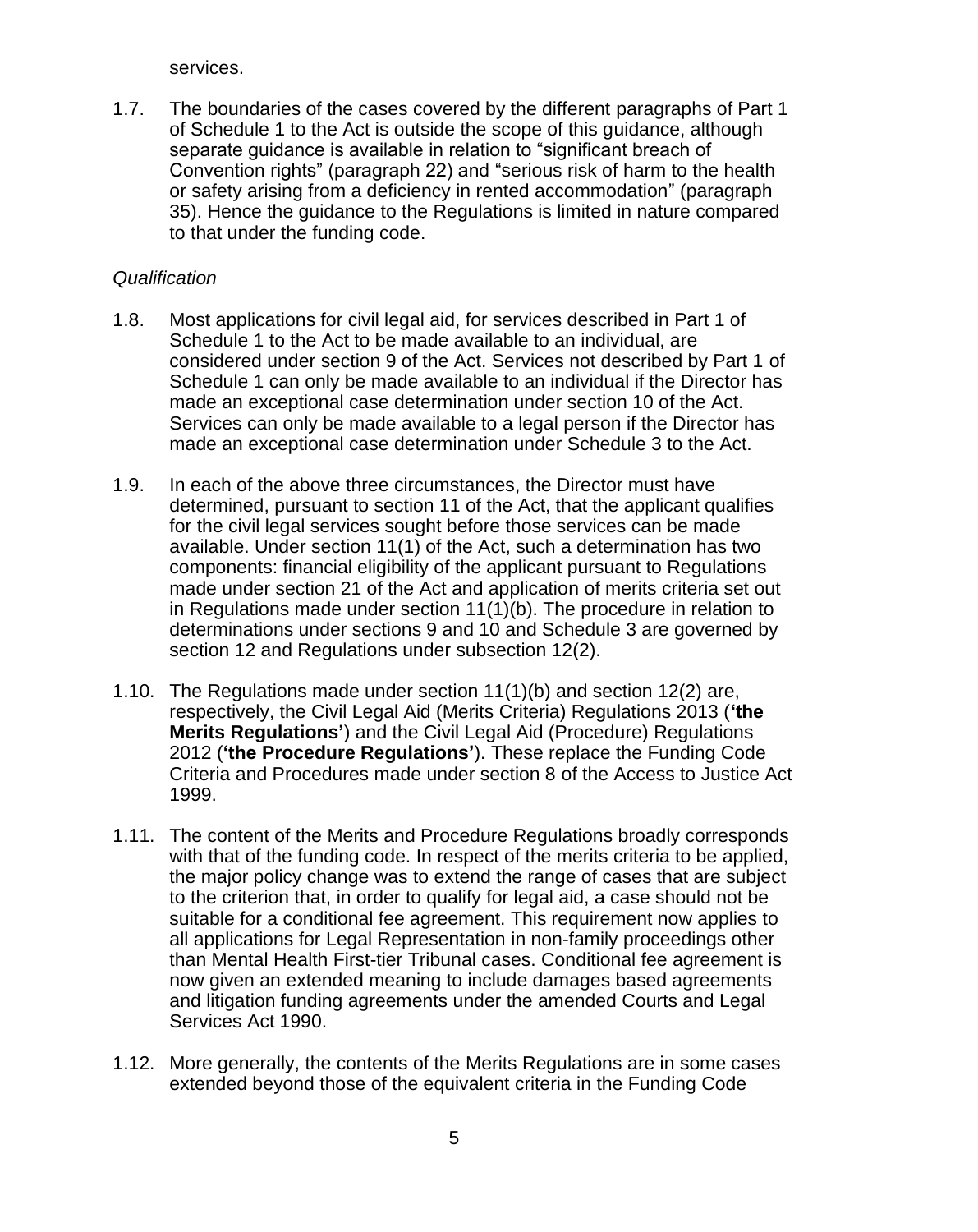services.

1.7. The boundaries of the cases covered by the different paragraphs of Part 1 of Schedule 1 to the Act is outside the scope of this guidance, although separate guidance is available in relation to "significant breach of Convention rights" (paragraph 22) and "serious risk of harm to the health or safety arising from a deficiency in rented accommodation" (paragraph 35). Hence the guidance to the Regulations is limited in nature compared to that under the funding code.

*Qualification*

1.8. Most applications for civil legal aid, for services described in Part 1 of Schedule 1 to the Act to be made available to an individual, are considered under section 9 of the Act. Services not described by Part 1 of Schedule 1 can only be made available to an individual if the Director has made an exceptional case determination under section 10 of the Act. Services can only be made available to a legal person if the Director has made an exceptional case determination under Schedule 3 to the Act.

1.9. In each of the above three circumstances, the Director must have determined, pursuant to section 11 of the Act, that the applicant qualifies for the civil legal services sought before those services can be made available. Under section 11(1) of the Act, such a determination has two components: financial eligibility of the applicant pursuant to Regulations made under section 21 of the Act and application of merits criteria set out in Regulations made under section 11(1)(b). The procedure in relation to determinations under sections 9 and 10 and Schedule 3 are governed by section 12 and Regulations under subsection 12(2).

1.10. The Regulations made under section 11(1)(b) and section 12(2) are, respectively, the Civil Legal Aid (Merits Criteria) Regulations 2013 (**'the Merits Regulations'**) and the Civil Legal Aid (Procedure) Regulations 2012 (**'the Procedure Regulations'**). These replace the Funding Code Criteria and Procedures made under section 8 of the Access to Justice Act 1999.

1.11. The content of the Merits and Procedure Regulations broadly corresponds with that of the funding code. In respect of the merits criteria to be applied, the major policy change was to extend the range of cases that are subject to the criterion that, in order to qualify for legal aid, a case should not be suitable for a conditional fee agreement. This requirement now applies to all applications for Legal Representation in non-family proceedings other than Mental Health First-tier Tribunal cases. Conditional fee agreement is now given an extended meaning to include damages based agreements and litigation funding agreements under the amended Courts and Legal Services Act 1990.

1.12. More generally, the contents of the Merits Regulations are in some cases extended beyond those of the equivalent criteria in the Funding Code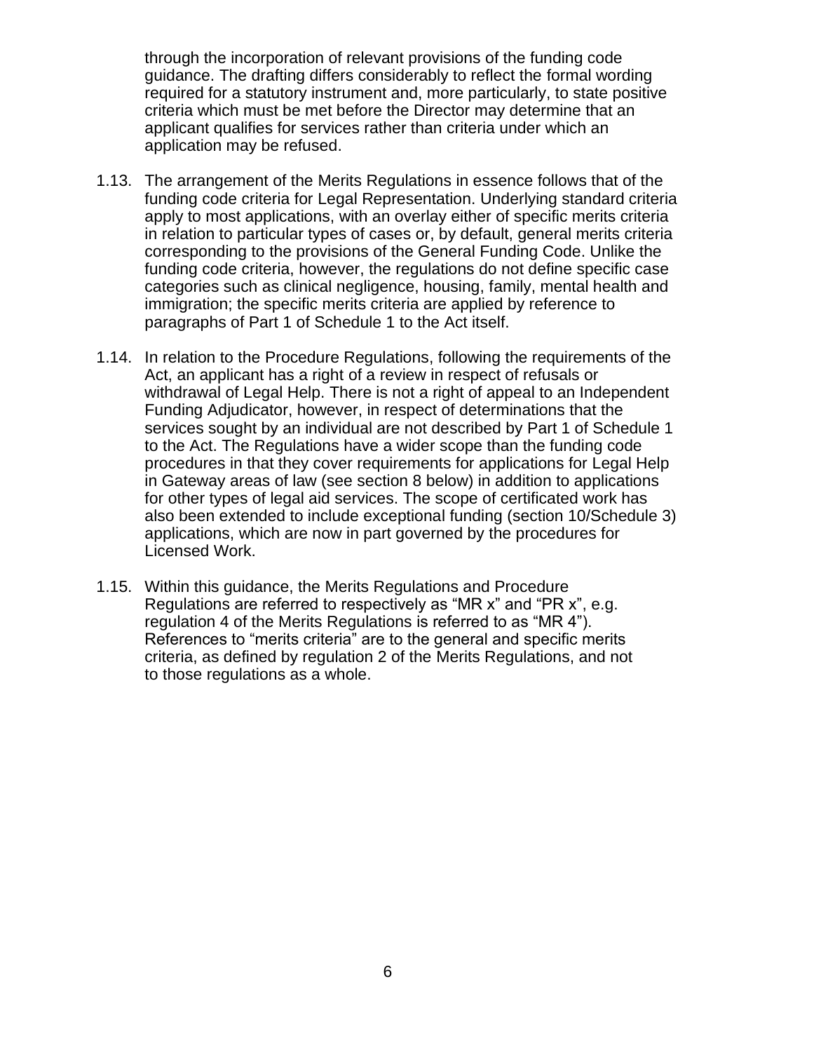through the incorporation of relevant provisions of the funding code guidance. The drafting differs considerably to reflect the formal wording required for a statutory instrument and, more particularly, to state positive criteria which must be met before the Director may determine that an applicant qualifies for services rather than criteria under which an application may be refused.

1.13. The arrangement of the Merits Regulations in essence follows that of the funding code criteria for Legal Representation. Underlying standard criteria apply to most applications, with an overlay either of specific merits criteria in relation to particular types of cases or, by default, general merits criteria corresponding to the provisions of the General Funding Code. Unlike the funding code criteria, however, the regulations do not define specific case categories such as clinical negligence, housing, family, mental health and immigration; the specific merits criteria are applied by reference to paragraphs of Part 1 of Schedule 1 to the Act itself.

1.14. In relation to the Procedure Regulations, following the requirements of the Act, an applicant has a right of a review in respect of refusals or withdrawal of Legal Help. There is not a right of appeal to an Independent Funding Adjudicator, however, in respect of determinations that the services sought by an individual are not described by Part 1 of Schedule 1 to the Act. The Regulations have a wider scope than the funding code procedures in that they cover requirements for applications for Legal Help in Gateway areas of law (see section 8 below) in addition to applications for other types of legal aid services. The scope of certificated work has also been extended to include exceptional funding (section 10/Schedule 3) applications, which are now in part governed by the procedures for Licensed Work.

1.15. Within this guidance, the Merits Regulations and Procedure Regulations are referred to respectively as "MR x" and "PR x", e.g. regulation 4 of the Merits Regulations is referred to as "MR 4"). References to "merits criteria" are to the general and specific merits criteria, as defined by regulation 2 of the Merits Regulations, and not to those regulations as a whole.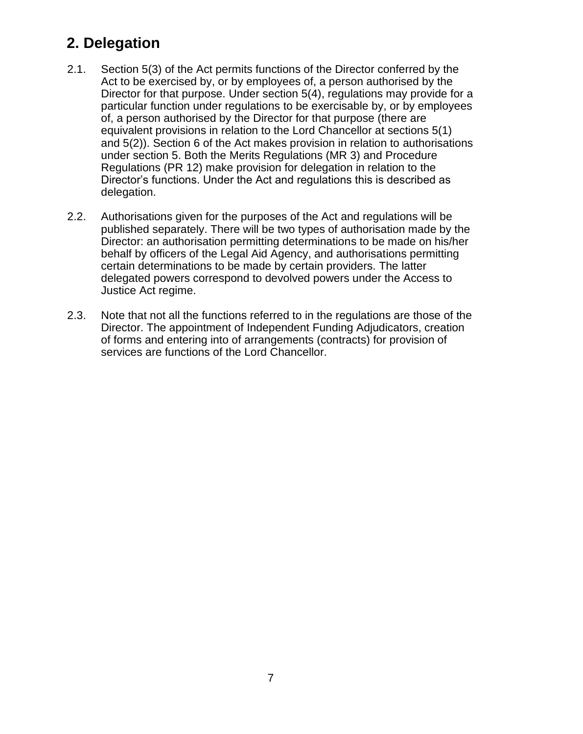## 2. Delegation

2.1. Section 5(3) of the Act permits functions of the Director conferred by the Act to be exercised by, or by employees of, a person authorised by the Director for that purpose. Under section 5(4), regulations may provide for a particular function under regulations to be exercisable by, or by employees of, a person authorised by the Director for that purpose (there are equivalent provisions in relation to the Lord Chancellor at sections 5(1) and 5(2)). Section 6 of the Act makes provision in relation to authorisations under section 5. Both the Merits Regulations (MR 3) and Procedure Regulations (PR 12) make provision for delegation in relation to the Director's functions. Under the Act and regulations this is described as delegation.

2.2. Authorisations given for the purposes of the Act and regulations will be published separately. There will be two types of authorisation made by the Director: an authorisation permitting determinations to be made on his/her behalf by officers of the Legal Aid Agency, and authorisations permitting certain determinations to be made by certain providers. The latter delegated powers correspond to devolved powers under the Access to Justice Act regime.

2.3. Note that not all the functions referred to in the regulations are those of the Director. The appointment of Independent Funding Adjudicators, creation of forms and entering into of arrangements (contracts) for provision of services are functions of the Lord Chancellor.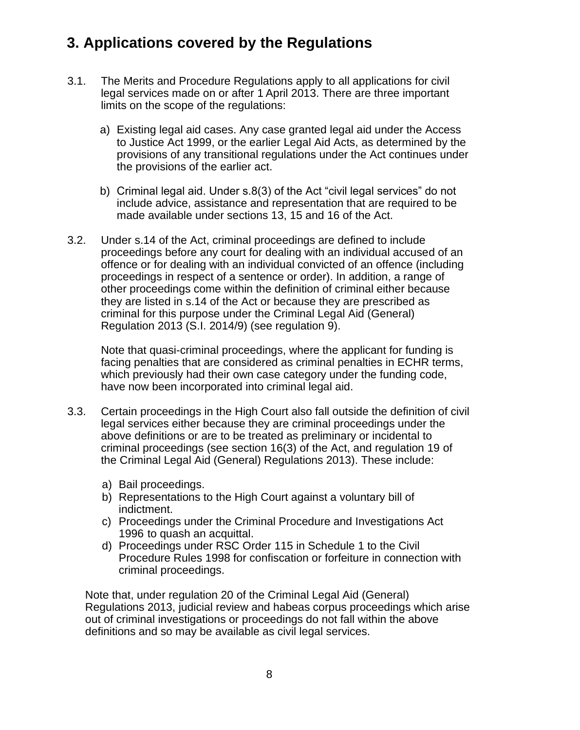## 3. Applications covered by the Regulations

3.1. The Merits and Procedure Regulations apply to all applications for civil legal services made on or after 1 April 2013. There are three important limits on the scope of the regulations:

a) Existing legal aid cases. Any case granted legal aid under the Access to Justice Act 1999, or the earlier Legal Aid Acts, as determined by the provisions of any transitional regulations under the Act continues under the provisions of the earlier act.

b) Criminal legal aid. Under s.8(3) of the Act "civil legal services" do not include advice, assistance and representation that are required to be made available under sections 13, 15 and 16 of the Act.

3.2. Under s.14 of the Act, criminal proceedings are defined to include proceedings before any court for dealing with an individual accused of an offence or for dealing with an individual convicted of an offence (including proceedings in respect of a sentence or order). In addition, a range of other proceedings come within the definition of criminal either because they are listed in s.14 of the Act or because they are prescribed as criminal for this purpose under the Criminal Legal Aid (General) Regulation 2013 (S.I. 2014/9) (see regulation 9).

Note that quasi-criminal proceedings, where the applicant for funding is facing penalties that are considered as criminal penalties in ECHR terms, which previously had their own case category under the funding code, have now been incorporated into criminal legal aid.

3.3. Certain proceedings in the High Court also fall outside the definition of civil legal services either because they are criminal proceedings under the above definitions or are to be treated as preliminary or incidental to criminal proceedings (see section 16(3) of the Act, and regulation 19 of the Criminal Legal Aid (General) Regulations 2013). These include:

a) Bail proceedings.
b) Representations to the High Court against a voluntary bill of indictment.
c) Proceedings under the Criminal Procedure and Investigations Act 1996 to quash an acquittal.
d) Proceedings under RSC Order 115 in Schedule 1 to the Civil Procedure Rules 1998 for confiscation or forfeiture in connection with criminal proceedings.

Note that, under regulation 20 of the Criminal Legal Aid (General) Regulations 2013, judicial review and habeas corpus proceedings which arise out of criminal investigations or proceedings do not fall within the above definitions and so may be available as civil legal services.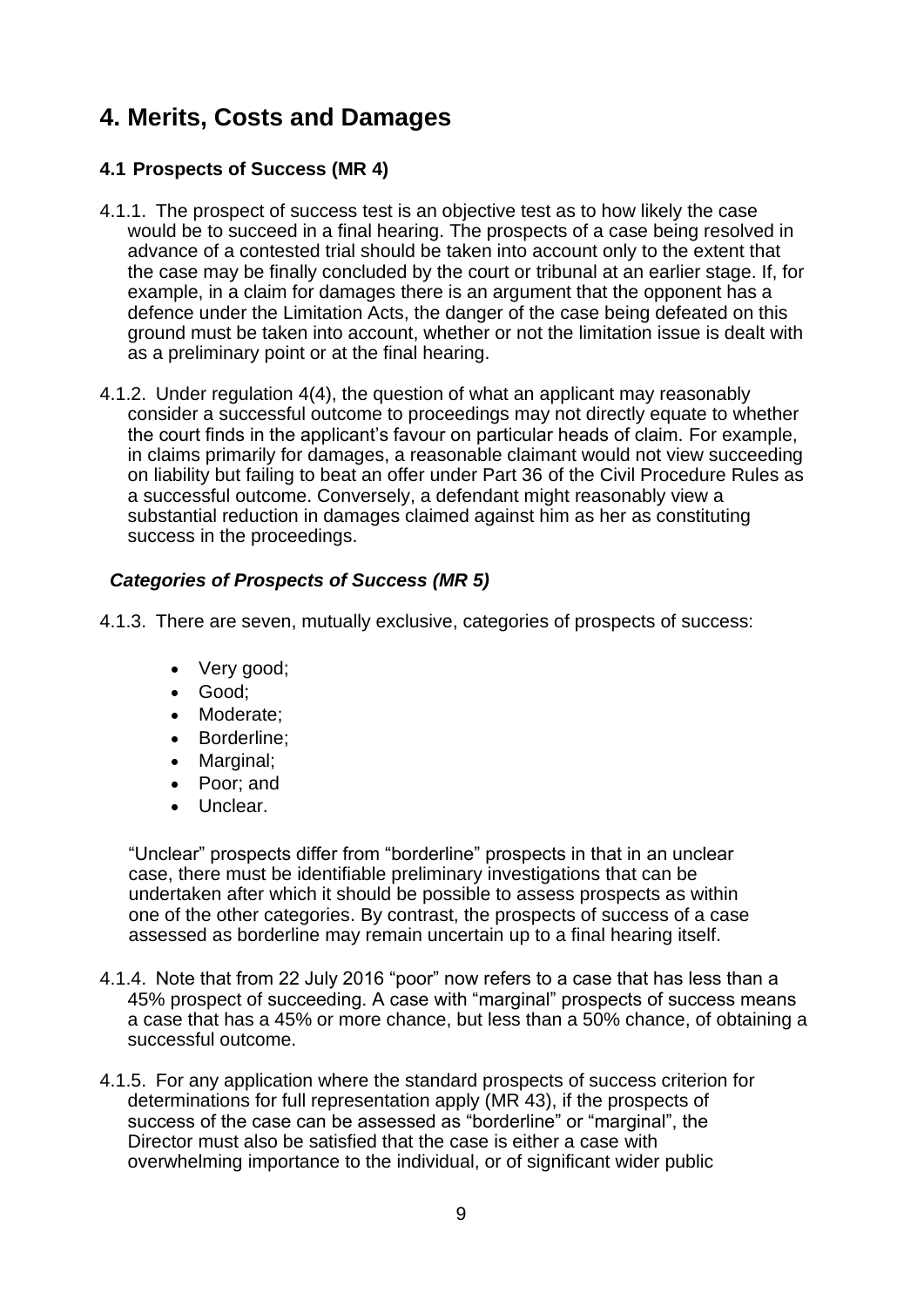# 4. Merits, Costs and Damages

## 4.1 Prospects of Success (MR 4)

4.1.1. The prospect of success test is an objective test as to how likely the case would be to succeed in a final hearing. The prospects of a case being resolved in advance of a contested trial should be taken into account only to the extent that the case may be finally concluded by the court or tribunal at an earlier stage. If, for example, in a claim for damages there is an argument that the opponent has a defence under the Limitation Acts, the danger of the case being defeated on this ground must be taken into account, whether or not the limitation issue is dealt with as a preliminary point or at the final hearing.

4.1.2. Under regulation 4(4), the question of what an applicant may reasonably consider a successful outcome to proceedings may not directly equate to whether the court finds in the applicant's favour on particular heads of claim. For example, in claims primarily for damages, a reasonable claimant would not view succeeding on liability but failing to beat an offer under Part 36 of the Civil Procedure Rules as a successful outcome. Conversely, a defendant might reasonably view a substantial reduction in damages claimed against him as her as constituting success in the proceedings.

### *Categories of Prospects of Success (MR 5)*

4.1.3. There are seven, mutually exclusive, categories of prospects of success:

- Very good;
- Good;
- Moderate;
- Borderline;
- Marginal;
- Poor; and
- Unclear.

"Unclear" prospects differ from "borderline" prospects in that in an unclear case, there must be identifiable preliminary investigations that can be undertaken after which it should be possible to assess prospects as within one of the other categories. By contrast, the prospects of success of a case assessed as borderline may remain uncertain up to a final hearing itself.

4.1.4. Note that from 22 July 2016 "poor" now refers to a case that has less than a 45% prospect of succeeding. A case with "marginal" prospects of success means a case that has a 45% or more chance, but less than a 50% chance, of obtaining a successful outcome.

4.1.5. For any application where the standard prospects of success criterion for determinations for full representation apply (MR 43), if the prospects of success of the case can be assessed as "borderline" or "marginal", the Director must also be satisfied that the case is either a case with overwhelming importance to the individual, or of significant wider public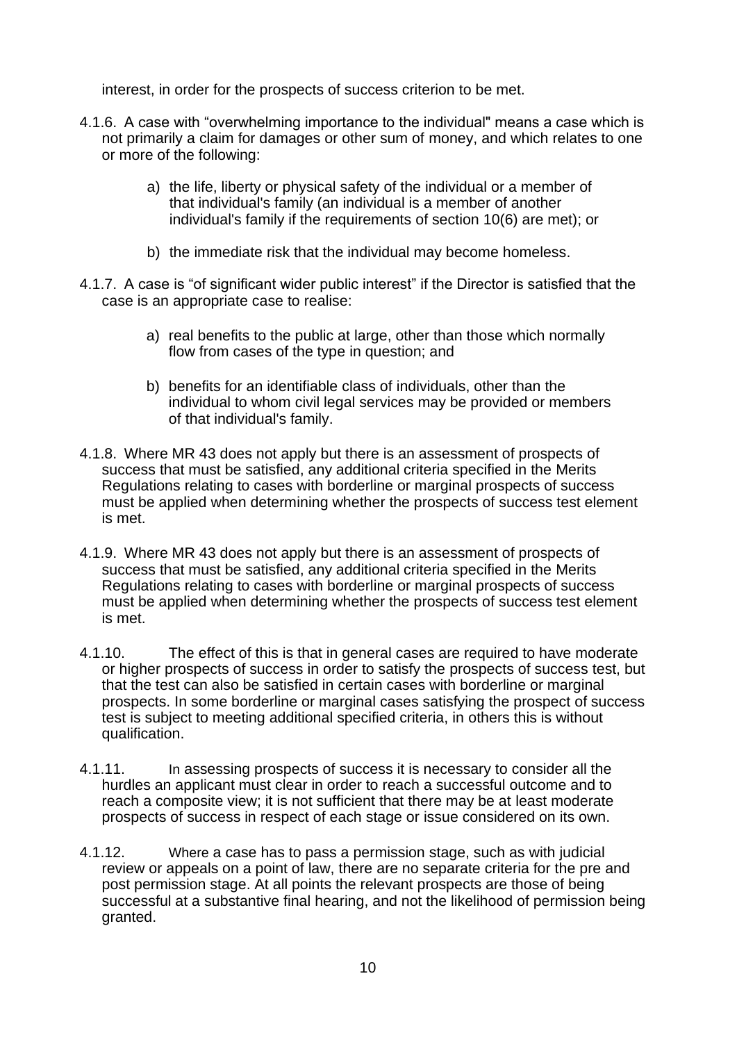interest, in order for the prospects of success criterion to be met.

4.1.6. A case with "overwhelming importance to the individual" means a case which is not primarily a claim for damages or other sum of money, and which relates to one or more of the following:

a) the life, liberty or physical safety of the individual or a member of that individual's family (an individual is a member of another individual's family if the requirements of section 10(6) are met); or

b) the immediate risk that the individual may become homeless.

4.1.7. A case is "of significant wider public interest" if the Director is satisfied that the case is an appropriate case to realise:

a) real benefits to the public at large, other than those which normally flow from cases of the type in question; and

b) benefits for an identifiable class of individuals, other than the individual to whom civil legal services may be provided or members of that individual's family.

4.1.8. Where MR 43 does not apply but there is an assessment of prospects of success that must be satisfied, any additional criteria specified in the Merits Regulations relating to cases with borderline or marginal prospects of success must be applied when determining whether the prospects of success test element is met.

4.1.9. Where MR 43 does not apply but there is an assessment of prospects of success that must be satisfied, any additional criteria specified in the Merits Regulations relating to cases with borderline or marginal prospects of success must be applied when determining whether the prospects of success test element is met.

4.1.10. The effect of this is that in general cases are required to have moderate or higher prospects of success in order to satisfy the prospects of success test, but that the test can also be satisfied in certain cases with borderline or marginal prospects. In some borderline or marginal cases satisfying the prospect of success test is subject to meeting additional specified criteria, in others this is without qualification.

4.1.11. In assessing prospects of success it is necessary to consider all the hurdles an applicant must clear in order to reach a successful outcome and to reach a composite view; it is not sufficient that there may be at least moderate prospects of success in respect of each stage or issue considered on its own.

4.1.12. Where a case has to pass a permission stage, such as with judicial review or appeals on a point of law, there are no separate criteria for the pre and post permission stage. At all points the relevant prospects are those of being successful at a substantive final hearing, and not the likelihood of permission being granted.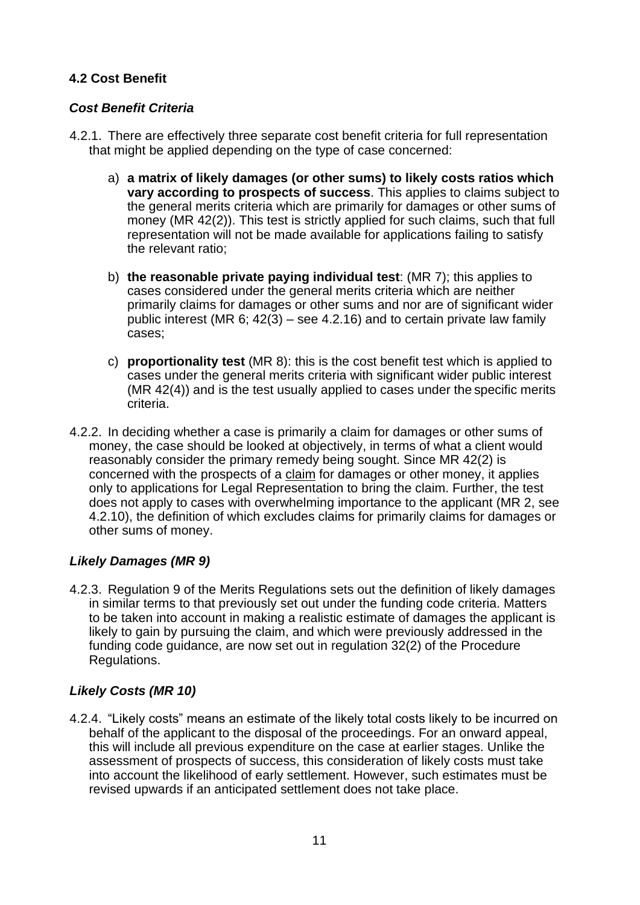## 4.2 Cost Benefit

### *Cost Benefit Criteria*

4.2.1. There are effectively three separate cost benefit criteria for full representation that might be applied depending on the type of case concerned:

a) **a matrix of likely damages (or other sums) to likely costs ratios which vary according to prospects of success**. This applies to claims subject to the general merits criteria which are primarily for damages or other sums of money (MR 42(2)). This test is strictly applied for such claims, such that full representation will not be made available for applications failing to satisfy the relevant ratio;

b) **the reasonable private paying individual test**: (MR 7); this applies to cases considered under the general merits criteria which are neither primarily claims for damages or other sums and nor are of significant wider public interest (MR 6; 42(3) – see 4.2.16) and to certain private law family cases;

c) **proportionality test** (MR 8): this is the cost benefit test which is applied to cases under the general merits criteria with significant wider public interest (MR 42(4)) and is the test usually applied to cases under the specific merits criteria.

4.2.2. In deciding whether a case is primarily a claim for damages or other sums of money, the case should be looked at objectively, in terms of what a client would reasonably consider the primary remedy being sought. Since MR 42(2) is concerned with the prospects of a claim for damages or other money, it applies only to applications for Legal Representation to bring the claim. Further, the test does not apply to cases with overwhelming importance to the applicant (MR 2, see 4.2.10), the definition of which excludes claims for primarily claims for damages or other sums of money.

### *Likely Damages (MR 9)*

4.2.3. Regulation 9 of the Merits Regulations sets out the definition of likely damages in similar terms to that previously set out under the funding code criteria. Matters to be taken into account in making a realistic estimate of damages the applicant is likely to gain by pursuing the claim, and which were previously addressed in the funding code guidance, are now set out in regulation 32(2) of the Procedure Regulations.

### *Likely Costs (MR 10)*

4.2.4. "Likely costs" means an estimate of the likely total costs likely to be incurred on behalf of the applicant to the disposal of the proceedings. For an onward appeal, this will include all previous expenditure on the case at earlier stages. Unlike the assessment of prospects of success, this consideration of likely costs must take into account the likelihood of early settlement. However, such estimates must be revised upwards if an anticipated settlement does not take place.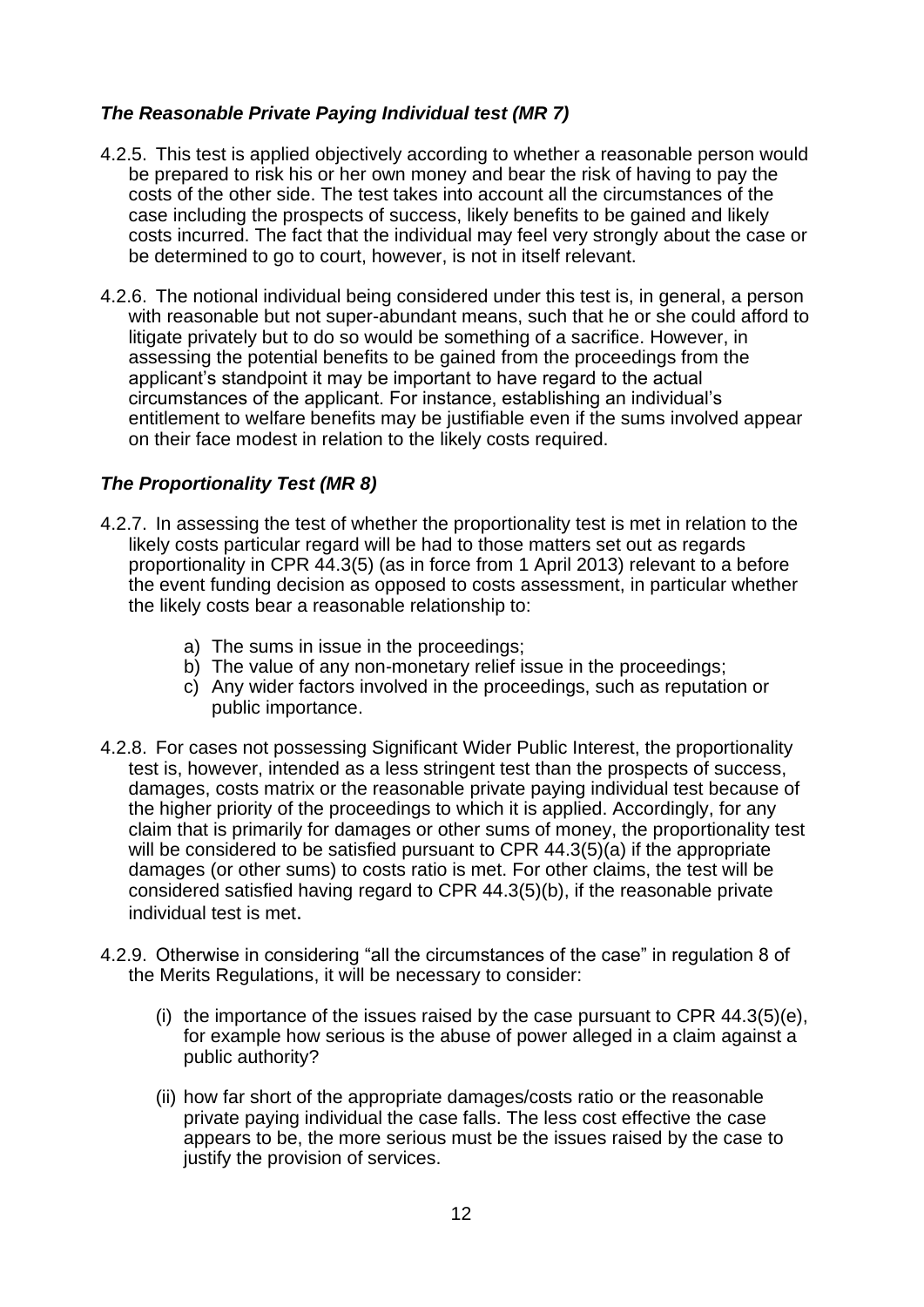### *The Reasonable Private Paying Individual test (MR 7)*

4.2.5. This test is applied objectively according to whether a reasonable person would be prepared to risk his or her own money and bear the risk of having to pay the costs of the other side. The test takes into account all the circumstances of the case including the prospects of success, likely benefits to be gained and likely costs incurred. The fact that the individual may feel very strongly about the case or be determined to go to court, however, is not in itself relevant.

4.2.6. The notional individual being considered under this test is, in general, a person with reasonable but not super-abundant means, such that he or she could afford to litigate privately but to do so would be something of a sacrifice. However, in assessing the potential benefits to be gained from the proceedings from the applicant's standpoint it may be important to have regard to the actual circumstances of the applicant. For instance, establishing an individual's entitlement to welfare benefits may be justifiable even if the sums involved appear on their face modest in relation to the likely costs required.

### *The Proportionality Test (MR 8)*

4.2.7. In assessing the test of whether the proportionality test is met in relation to the likely costs particular regard will be had to those matters set out as regards proportionality in CPR 44.3(5) (as in force from 1 April 2013) relevant to a before the event funding decision as opposed to costs assessment, in particular whether the likely costs bear a reasonable relationship to:

a) The sums in issue in the proceedings;
b) The value of any non-monetary relief issue in the proceedings;
c) Any wider factors involved in the proceedings, such as reputation or public importance.

4.2.8. For cases not possessing Significant Wider Public Interest, the proportionality test is, however, intended as a less stringent test than the prospects of success, damages, costs matrix or the reasonable private paying individual test because of the higher priority of the proceedings to which it is applied. Accordingly, for any claim that is primarily for damages or other sums of money, the proportionality test will be considered to be satisfied pursuant to CPR 44.3(5)(a) if the appropriate damages (or other sums) to costs ratio is met. For other claims, the test will be considered satisfied having regard to CPR 44.3(5)(b), if the reasonable private individual test is met.

4.2.9. Otherwise in considering "all the circumstances of the case" in regulation 8 of the Merits Regulations, it will be necessary to consider:

(i) the importance of the issues raised by the case pursuant to CPR 44.3(5)(e), for example how serious is the abuse of power alleged in a claim against a public authority?

(ii) how far short of the appropriate damages/costs ratio or the reasonable private paying individual the case falls. The less cost effective the case appears to be, the more serious must be the issues raised by the case to justify the provision of services.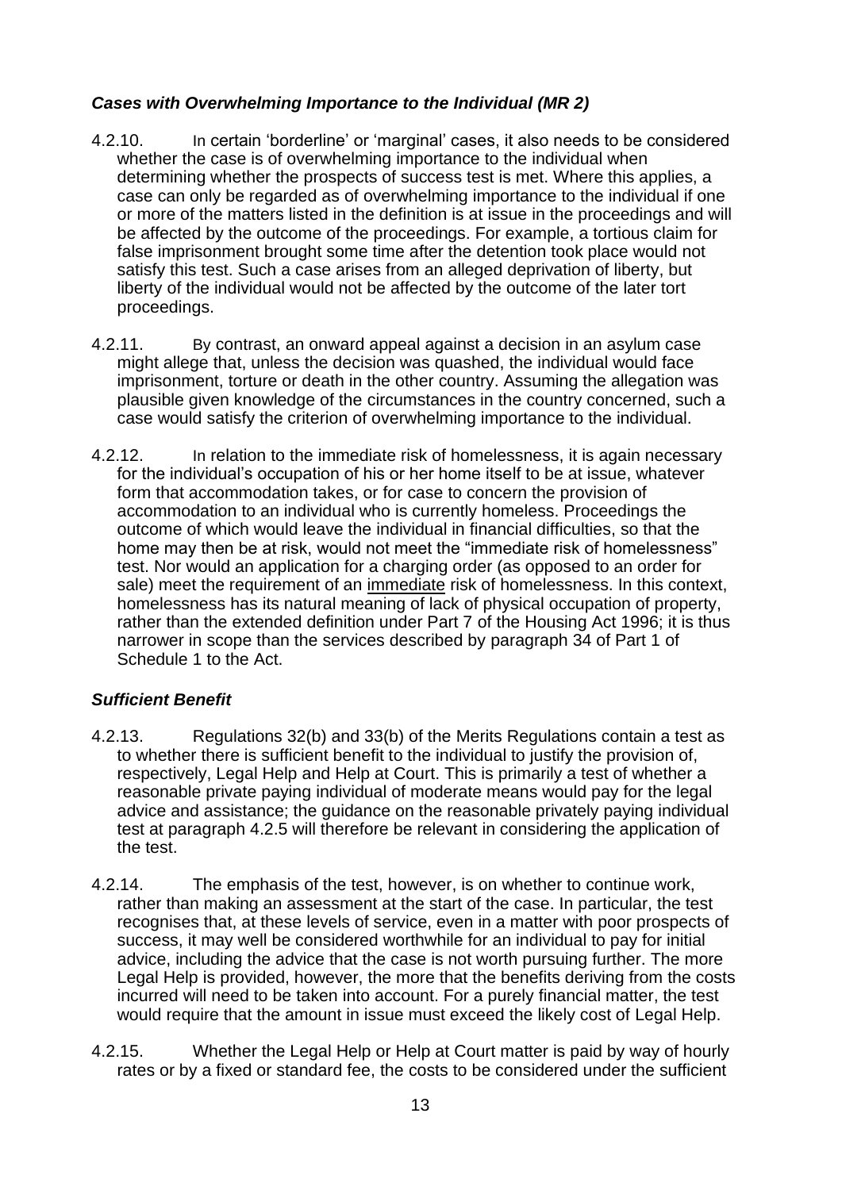### *Cases with Overwhelming Importance to the Individual (MR 2)*

4.2.10. In certain 'borderline' or 'marginal' cases, it also needs to be considered whether the case is of overwhelming importance to the individual when determining whether the prospects of success test is met. Where this applies, a case can only be regarded as of overwhelming importance to the individual if one or more of the matters listed in the definition is at issue in the proceedings and will be affected by the outcome of the proceedings. For example, a tortious claim for false imprisonment brought some time after the detention took place would not satisfy this test. Such a case arises from an alleged deprivation of liberty, but liberty of the individual would not be affected by the outcome of the later tort proceedings.

4.2.11. By contrast, an onward appeal against a decision in an asylum case might allege that, unless the decision was quashed, the individual would face imprisonment, torture or death in the other country. Assuming the allegation was plausible given knowledge of the circumstances in the country concerned, such a case would satisfy the criterion of overwhelming importance to the individual.

4.2.12. In relation to the immediate risk of homelessness, it is again necessary for the individual's occupation of his or her home itself to be at issue, whatever form that accommodation takes, or for case to concern the provision of accommodation to an individual who is currently homeless. Proceedings the outcome of which would leave the individual in financial difficulties, so that the home may then be at risk, would not meet the "immediate risk of homelessness" test. Nor would an application for a charging order (as opposed to an order for sale) meet the requirement of an <u>immediate</u> risk of homelessness. In this context, homelessness has its natural meaning of lack of physical occupation of property, rather than the extended definition under Part 7 of the Housing Act 1996; it is thus narrower in scope than the services described by paragraph 34 of Part 1 of Schedule 1 to the Act.

### *Sufficient Benefit*

4.2.13. Regulations 32(b) and 33(b) of the Merits Regulations contain a test as to whether there is sufficient benefit to the individual to justify the provision of, respectively, Legal Help and Help at Court. This is primarily a test of whether a reasonable private paying individual of moderate means would pay for the legal advice and assistance; the guidance on the reasonable privately paying individual test at paragraph 4.2.5 will therefore be relevant in considering the application of the test.

4.2.14. The emphasis of the test, however, is on whether to continue work, rather than making an assessment at the start of the case. In particular, the test recognises that, at these levels of service, even in a matter with poor prospects of success, it may well be considered worthwhile for an individual to pay for initial advice, including the advice that the case is not worth pursuing further. The more Legal Help is provided, however, the more that the benefits deriving from the costs incurred will need to be taken into account. For a purely financial matter, the test would require that the amount in issue must exceed the likely cost of Legal Help.

4.2.15. Whether the Legal Help or Help at Court matter is paid by way of hourly rates or by a fixed or standard fee, the costs to be considered under the sufficient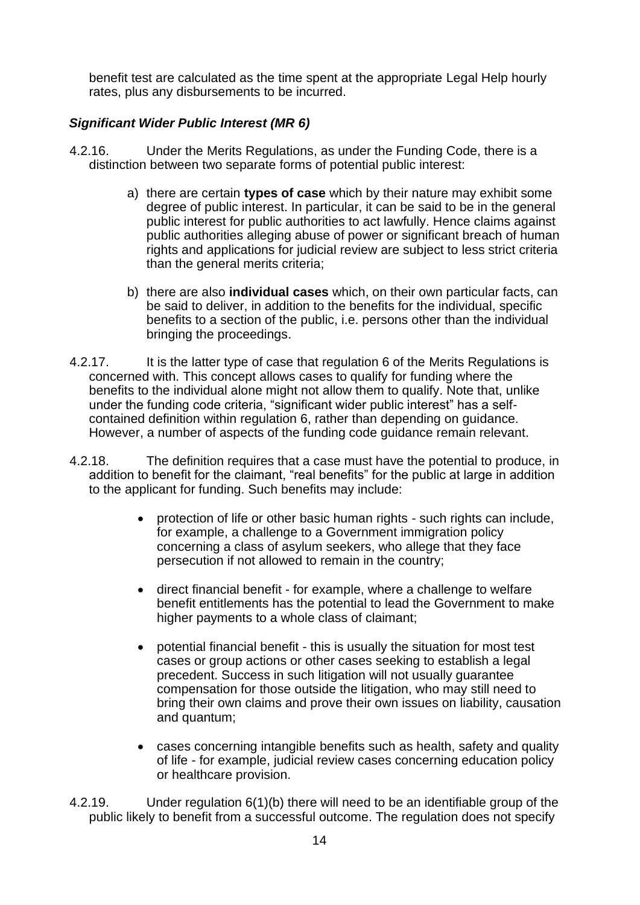benefit test are calculated as the time spent at the appropriate Legal Help hourly rates, plus any disbursements to be incurred.

### *Significant Wider Public Interest (MR 6)*

4.2.16. Under the Merits Regulations, as under the Funding Code, there is a distinction between two separate forms of potential public interest:

a) there are certain **types of case** which by their nature may exhibit some degree of public interest. In particular, it can be said to be in the general public interest for public authorities to act lawfully. Hence claims against public authorities alleging abuse of power or significant breach of human rights and applications for judicial review are subject to less strict criteria than the general merits criteria;

b) there are also **individual cases** which, on their own particular facts, can be said to deliver, in addition to the benefits for the individual, specific benefits to a section of the public, i.e. persons other than the individual bringing the proceedings.

4.2.17. It is the latter type of case that regulation 6 of the Merits Regulations is concerned with. This concept allows cases to qualify for funding where the benefits to the individual alone might not allow them to qualify. Note that, unlike under the funding code criteria, "significant wider public interest" has a self-contained definition within regulation 6, rather than depending on guidance. However, a number of aspects of the funding code guidance remain relevant.

4.2.18. The definition requires that a case must have the potential to produce, in addition to benefit for the claimant, "real benefits" for the public at large in addition to the applicant for funding. Such benefits may include:

- protection of life or other basic human rights - such rights can include, for example, a challenge to a Government immigration policy concerning a class of asylum seekers, who allege that they face persecution if not allowed to remain in the country;
- direct financial benefit - for example, where a challenge to welfare benefit entitlements has the potential to lead the Government to make higher payments to a whole class of claimant;
- potential financial benefit - this is usually the situation for most test cases or group actions or other cases seeking to establish a legal precedent. Success in such litigation will not usually guarantee compensation for those outside the litigation, who may still need to bring their own claims and prove their own issues on liability, causation and quantum;
- cases concerning intangible benefits such as health, safety and quality of life - for example, judicial review cases concerning education policy or healthcare provision.

4.2.19. Under regulation 6(1)(b) there will need to be an identifiable group of the public likely to benefit from a successful outcome. The regulation does not specify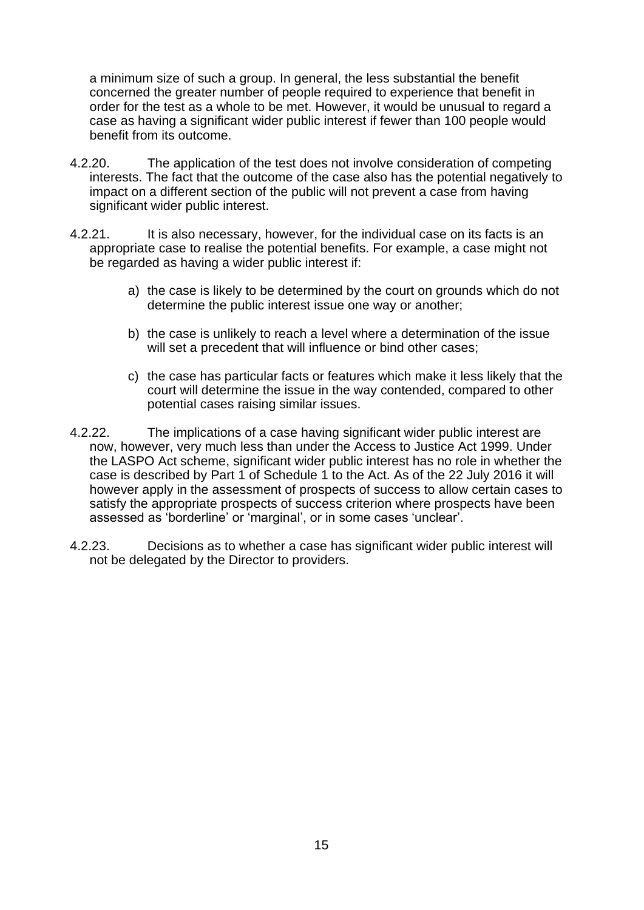a minimum size of such a group. In general, the less substantial the benefit concerned the greater number of people required to experience that benefit in order for the test as a whole to be met. However, it would be unusual to regard a case as having a significant wider public interest if fewer than 100 people would benefit from its outcome.

4.2.20. The application of the test does not involve consideration of competing interests. The fact that the outcome of the case also has the potential negatively to impact on a different section of the public will not prevent a case from having significant wider public interest.

4.2.21. It is also necessary, however, for the individual case on its facts is an appropriate case to realise the potential benefits. For example, a case might not be regarded as having a wider public interest if:

a) the case is likely to be determined by the court on grounds which do not determine the public interest issue one way or another;

b) the case is unlikely to reach a level where a determination of the issue will set a precedent that will influence or bind other cases;

c) the case has particular facts or features which make it less likely that the court will determine the issue in the way contended, compared to other potential cases raising similar issues.

4.2.22. The implications of a case having significant wider public interest are now, however, very much less than under the Access to Justice Act 1999. Under the LASPO Act scheme, significant wider public interest has no role in whether the case is described by Part 1 of Schedule 1 to the Act. As of the 22 July 2016 it will however apply in the assessment of prospects of success to allow certain cases to satisfy the appropriate prospects of success criterion where prospects have been assessed as 'borderline' or 'marginal', or in some cases 'unclear'.

4.2.23. Decisions as to whether a case has significant wider public interest will not be delegated by the Director to providers.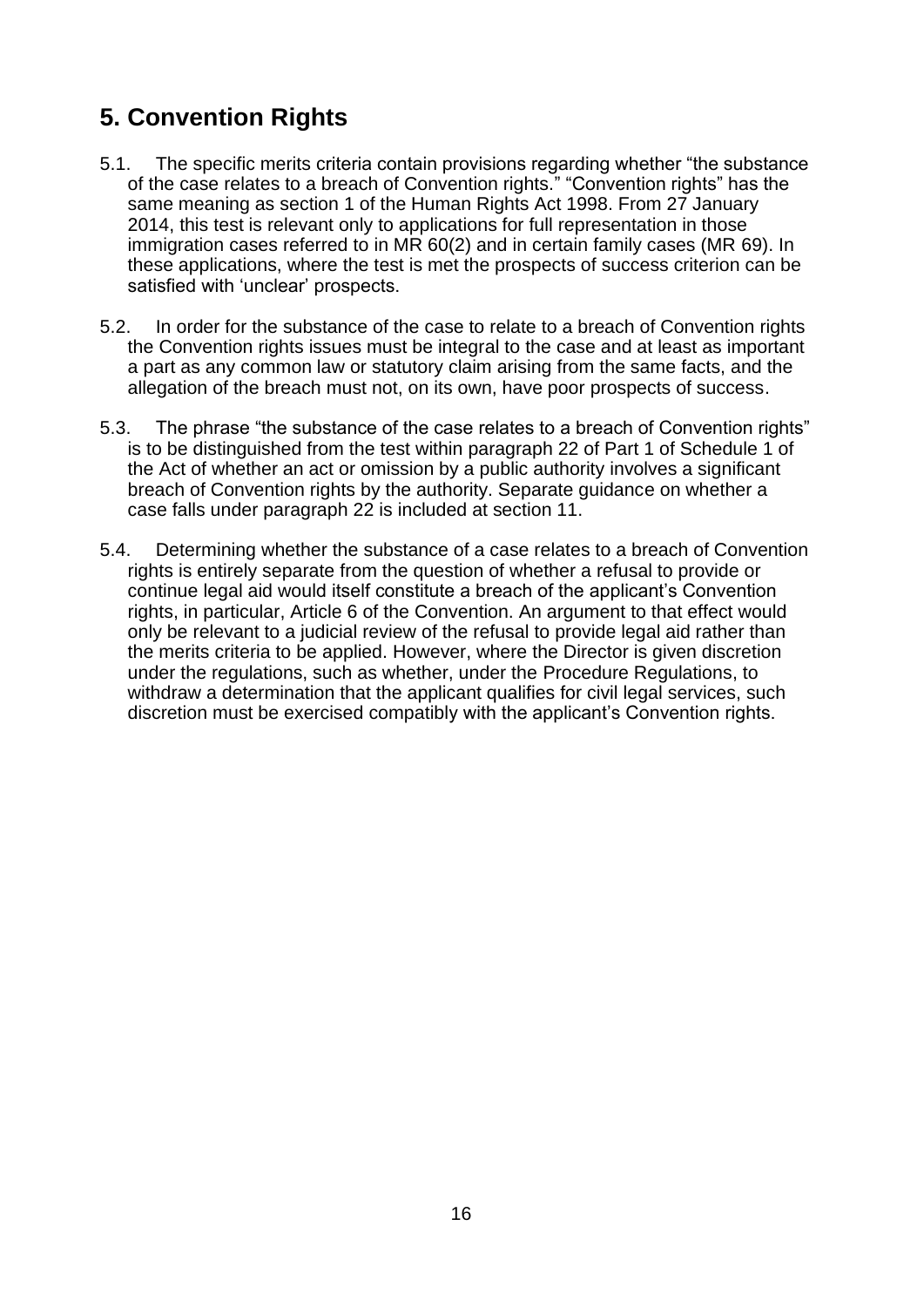## 5. Convention Rights

5.1. The specific merits criteria contain provisions regarding whether "the substance of the case relates to a breach of Convention rights." "Convention rights" has the same meaning as section 1 of the Human Rights Act 1998. From 27 January 2014, this test is relevant only to applications for full representation in those immigration cases referred to in MR 60(2) and in certain family cases (MR 69). In these applications, where the test is met the prospects of success criterion can be satisfied with 'unclear' prospects.

5.2. In order for the substance of the case to relate to a breach of Convention rights the Convention rights issues must be integral to the case and at least as important a part as any common law or statutory claim arising from the same facts, and the allegation of the breach must not, on its own, have poor prospects of success.

5.3. The phrase "the substance of the case relates to a breach of Convention rights" is to be distinguished from the test within paragraph 22 of Part 1 of Schedule 1 of the Act of whether an act or omission by a public authority involves a significant breach of Convention rights by the authority. Separate guidance on whether a case falls under paragraph 22 is included at section 11.

5.4. Determining whether the substance of a case relates to a breach of Convention rights is entirely separate from the question of whether a refusal to provide or continue legal aid would itself constitute a breach of the applicant's Convention rights, in particular, Article 6 of the Convention. An argument to that effect would only be relevant to a judicial review of the refusal to provide legal aid rather than the merits criteria to be applied. However, where the Director is given discretion under the regulations, such as whether, under the Procedure Regulations, to withdraw a determination that the applicant qualifies for civil legal services, such discretion must be exercised compatibly with the applicant's Convention rights.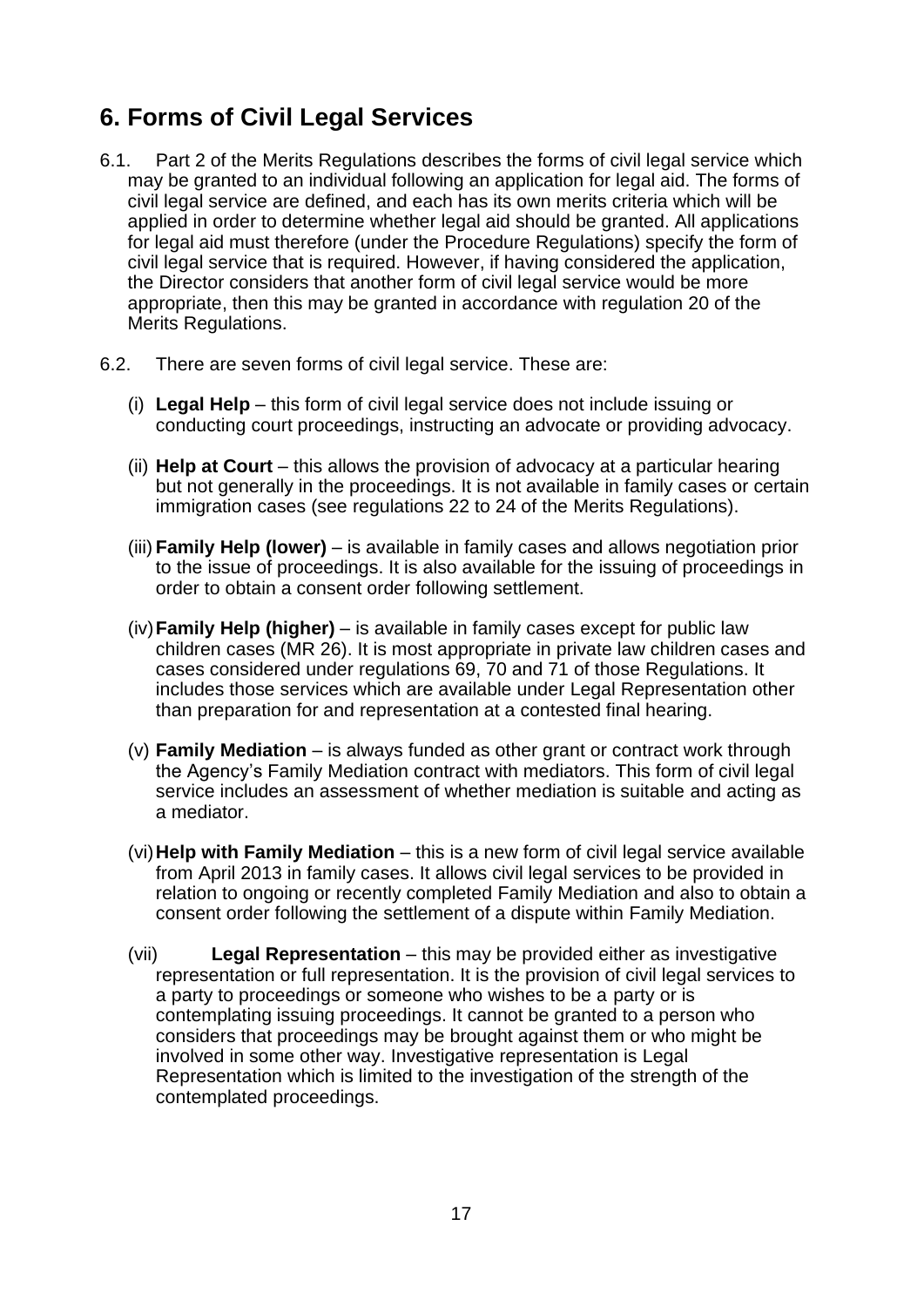## 6. Forms of Civil Legal Services

6.1. Part 2 of the Merits Regulations describes the forms of civil legal service which may be granted to an individual following an application for legal aid. The forms of civil legal service are defined, and each has its own merits criteria which will be applied in order to determine whether legal aid should be granted. All applications for legal aid must therefore (under the Procedure Regulations) specify the form of civil legal service that is required. However, if having considered the application, the Director considers that another form of civil legal service would be more appropriate, then this may be granted in accordance with regulation 20 of the Merits Regulations.

6.2. There are seven forms of civil legal service. These are:

(i) **Legal Help** – this form of civil legal service does not include issuing or conducting court proceedings, instructing an advocate or providing advocacy.

(ii) **Help at Court** – this allows the provision of advocacy at a particular hearing but not generally in the proceedings. It is not available in family cases or certain immigration cases (see regulations 22 to 24 of the Merits Regulations).

(iii) **Family Help (lower)** – is available in family cases and allows negotiation prior to the issue of proceedings. It is also available for the issuing of proceedings in order to obtain a consent order following settlement.

(iv) **Family Help (higher)** – is available in family cases except for public law children cases (MR 26). It is most appropriate in private law children cases and cases considered under regulations 69, 70 and 71 of those Regulations. It includes those services which are available under Legal Representation other than preparation for and representation at a contested final hearing.

(v) **Family Mediation** – is always funded as other grant or contract work through the Agency's Family Mediation contract with mediators. This form of civil legal service includes an assessment of whether mediation is suitable and acting as a mediator.

(vi) **Help with Family Mediation** – this is a new form of civil legal service available from April 2013 in family cases. It allows civil legal services to be provided in relation to ongoing or recently completed Family Mediation and also to obtain a consent order following the settlement of a dispute within Family Mediation.

(vii) **Legal Representation** – this may be provided either as investigative representation or full representation. It is the provision of civil legal services to a party to proceedings or someone who wishes to be a party or is contemplating issuing proceedings. It cannot be granted to a person who considers that proceedings may be brought against them or who might be involved in some other way. Investigative representation is Legal Representation which is limited to the investigation of the strength of the contemplated proceedings.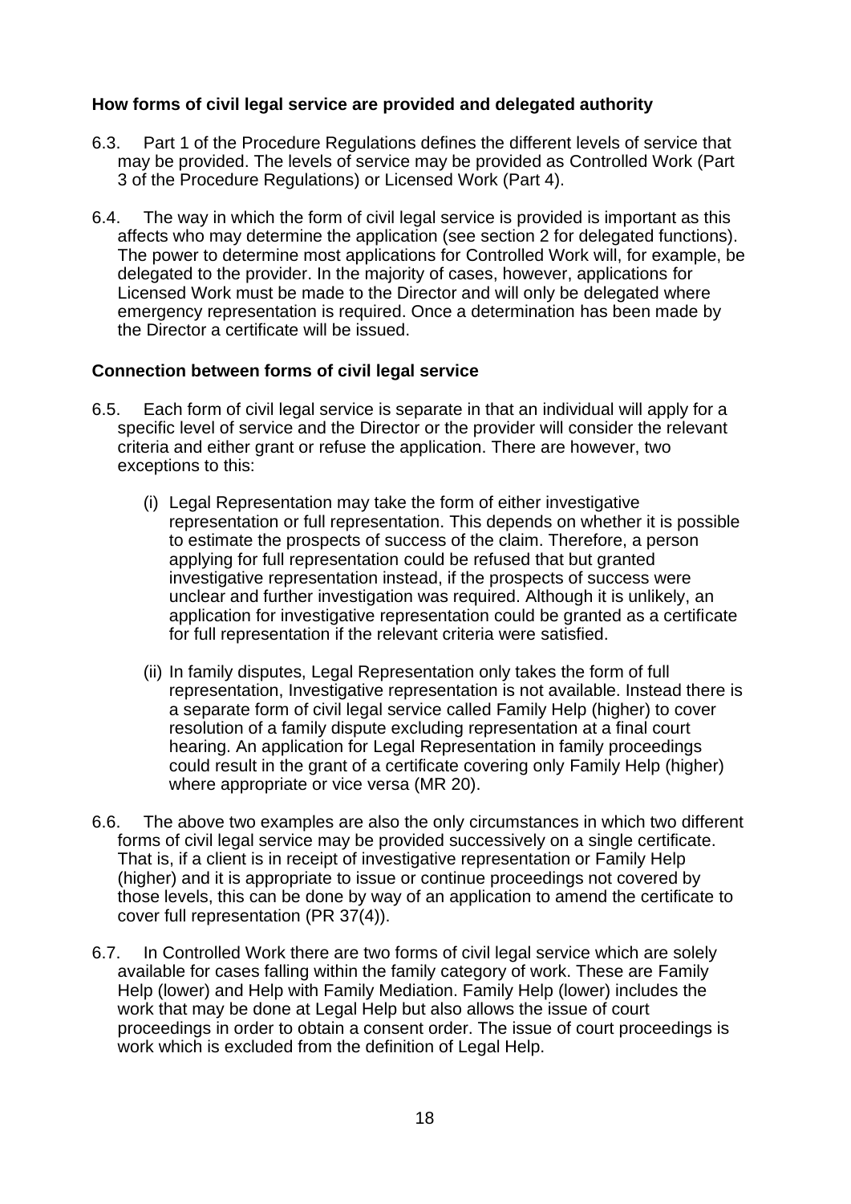### How forms of civil legal service are provided and delegated authority

6.3. Part 1 of the Procedure Regulations defines the different levels of service that may be provided. The levels of service may be provided as Controlled Work (Part 3 of the Procedure Regulations) or Licensed Work (Part 4).

6.4. The way in which the form of civil legal service is provided is important as this affects who may determine the application (see section 2 for delegated functions). The power to determine most applications for Controlled Work will, for example, be delegated to the provider. In the majority of cases, however, applications for Licensed Work must be made to the Director and will only be delegated where emergency representation is required. Once a determination has been made by the Director a certificate will be issued.

### Connection between forms of civil legal service

6.5. Each form of civil legal service is separate in that an individual will apply for a specific level of service and the Director or the provider will consider the relevant criteria and either grant or refuse the application. There are however, two exceptions to this:

(i) Legal Representation may take the form of either investigative representation or full representation. This depends on whether it is possible to estimate the prospects of success of the claim. Therefore, a person applying for full representation could be refused that but granted investigative representation instead, if the prospects of success were unclear and further investigation was required. Although it is unlikely, an application for investigative representation could be granted as a certificate for full representation if the relevant criteria were satisfied.

(ii) In family disputes, Legal Representation only takes the form of full representation, Investigative representation is not available. Instead there is a separate form of civil legal service called Family Help (higher) to cover resolution of a family dispute excluding representation at a final court hearing. An application for Legal Representation in family proceedings could result in the grant of a certificate covering only Family Help (higher) where appropriate or vice versa (MR 20).

6.6. The above two examples are also the only circumstances in which two different forms of civil legal service may be provided successively on a single certificate. That is, if a client is in receipt of investigative representation or Family Help (higher) and it is appropriate to issue or continue proceedings not covered by those levels, this can be done by way of an application to amend the certificate to cover full representation (PR 37(4)).

6.7. In Controlled Work there are two forms of civil legal service which are solely available for cases falling within the family category of work. These are Family Help (lower) and Help with Family Mediation. Family Help (lower) includes the work that may be done at Legal Help but also allows the issue of court proceedings in order to obtain a consent order. The issue of court proceedings is work which is excluded from the definition of Legal Help.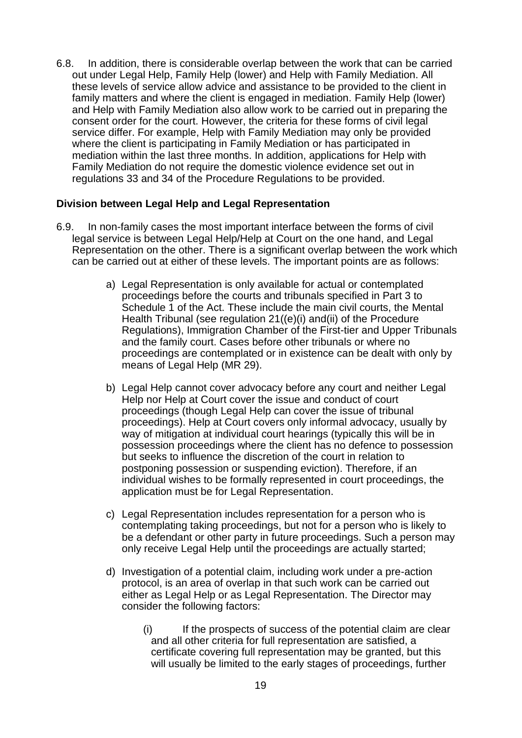6.8. In addition, there is considerable overlap between the work that can be carried out under Legal Help, Family Help (lower) and Help with Family Mediation. All these levels of service allow advice and assistance to be provided to the client in family matters and where the client is engaged in mediation. Family Help (lower) and Help with Family Mediation also allow work to be carried out in preparing the consent order for the court. However, the criteria for these forms of civil legal service differ. For example, Help with Family Mediation may only be provided where the client is participating in Family Mediation or has participated in mediation within the last three months. In addition, applications for Help with Family Mediation do not require the domestic violence evidence set out in regulations 33 and 34 of the Procedure Regulations to be provided.

**Division between Legal Help and Legal Representation**

6.9. In non-family cases the most important interface between the forms of civil legal service is between Legal Help/Help at Court on the one hand, and Legal Representation on the other. There is a significant overlap between the work which can be carried out at either of these levels. The important points are as follows:

a) Legal Representation is only available for actual or contemplated proceedings before the courts and tribunals specified in Part 3 to Schedule 1 of the Act. These include the main civil courts, the Mental Health Tribunal (see regulation 21((e)(i) and(ii) of the Procedure Regulations), Immigration Chamber of the First-tier and Upper Tribunals and the family court. Cases before other tribunals or where no proceedings are contemplated or in existence can be dealt with only by means of Legal Help (MR 29).

b) Legal Help cannot cover advocacy before any court and neither Legal Help nor Help at Court cover the issue and conduct of court proceedings (though Legal Help can cover the issue of tribunal proceedings). Help at Court covers only informal advocacy, usually by way of mitigation at individual court hearings (typically this will be in possession proceedings where the client has no defence to possession but seeks to influence the discretion of the court in relation to postponing possession or suspending eviction). Therefore, if an individual wishes to be formally represented in court proceedings, the application must be for Legal Representation.

c) Legal Representation includes representation for a person who is contemplating taking proceedings, but not for a person who is likely to be a defendant or other party in future proceedings. Such a person may only receive Legal Help until the proceedings are actually started;

d) Investigation of a potential claim, including work under a pre-action protocol, is an area of overlap in that such work can be carried out either as Legal Help or as Legal Representation. The Director may consider the following factors:

   (i) If the prospects of success of the potential claim are clear and all other criteria for full representation are satisfied, a certificate covering full representation may be granted, but this will usually be limited to the early stages of proceedings, further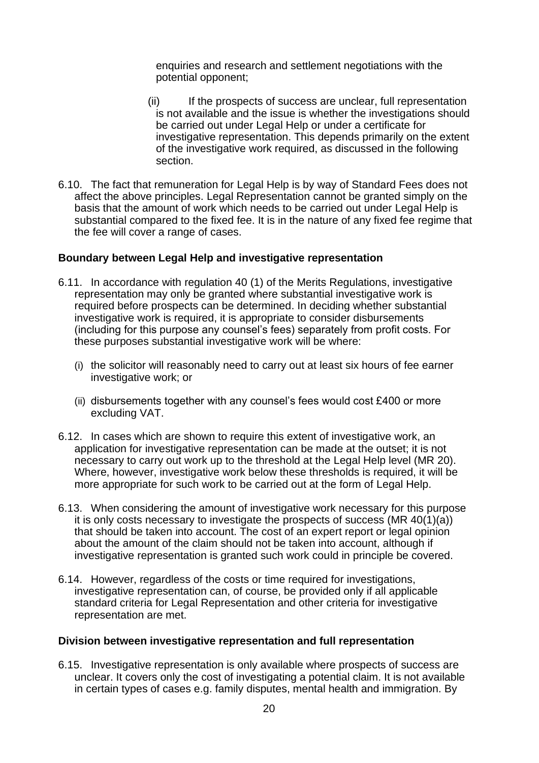enquiries and research and settlement negotiations with the potential opponent;

(ii) If the prospects of success are unclear, full representation is not available and the issue is whether the investigations should be carried out under Legal Help or under a certificate for investigative representation. This depends primarily on the extent of the investigative work required, as discussed in the following section.

6.10. The fact that remuneration for Legal Help is by way of Standard Fees does not affect the above principles. Legal Representation cannot be granted simply on the basis that the amount of work which needs to be carried out under Legal Help is substantial compared to the fixed fee. It is in the nature of any fixed fee regime that the fee will cover a range of cases.

**Boundary between Legal Help and investigative representation**

6.11. In accordance with regulation 40 (1) of the Merits Regulations, investigative representation may only be granted where substantial investigative work is required before prospects can be determined. In deciding whether substantial investigative work is required, it is appropriate to consider disbursements (including for this purpose any counsel's fees) separately from profit costs. For these purposes substantial investigative work will be where:

(i) the solicitor will reasonably need to carry out at least six hours of fee earner investigative work; or

(ii) disbursements together with any counsel's fees would cost £400 or more excluding VAT.

6.12. In cases which are shown to require this extent of investigative work, an application for investigative representation can be made at the outset; it is not necessary to carry out work up to the threshold at the Legal Help level (MR 20). Where, however, investigative work below these thresholds is required, it will be more appropriate for such work to be carried out at the form of Legal Help.

6.13. When considering the amount of investigative work necessary for this purpose it is only costs necessary to investigate the prospects of success (MR 40(1)(a)) that should be taken into account. The cost of an expert report or legal opinion about the amount of the claim should not be taken into account, although if investigative representation is granted such work could in principle be covered.

6.14. However, regardless of the costs or time required for investigations, investigative representation can, of course, be provided only if all applicable standard criteria for Legal Representation and other criteria for investigative representation are met.

**Division between investigative representation and full representation**

6.15. Investigative representation is only available where prospects of success are unclear. It covers only the cost of investigating a potential claim. It is not available in certain types of cases e.g. family disputes, mental health and immigration. By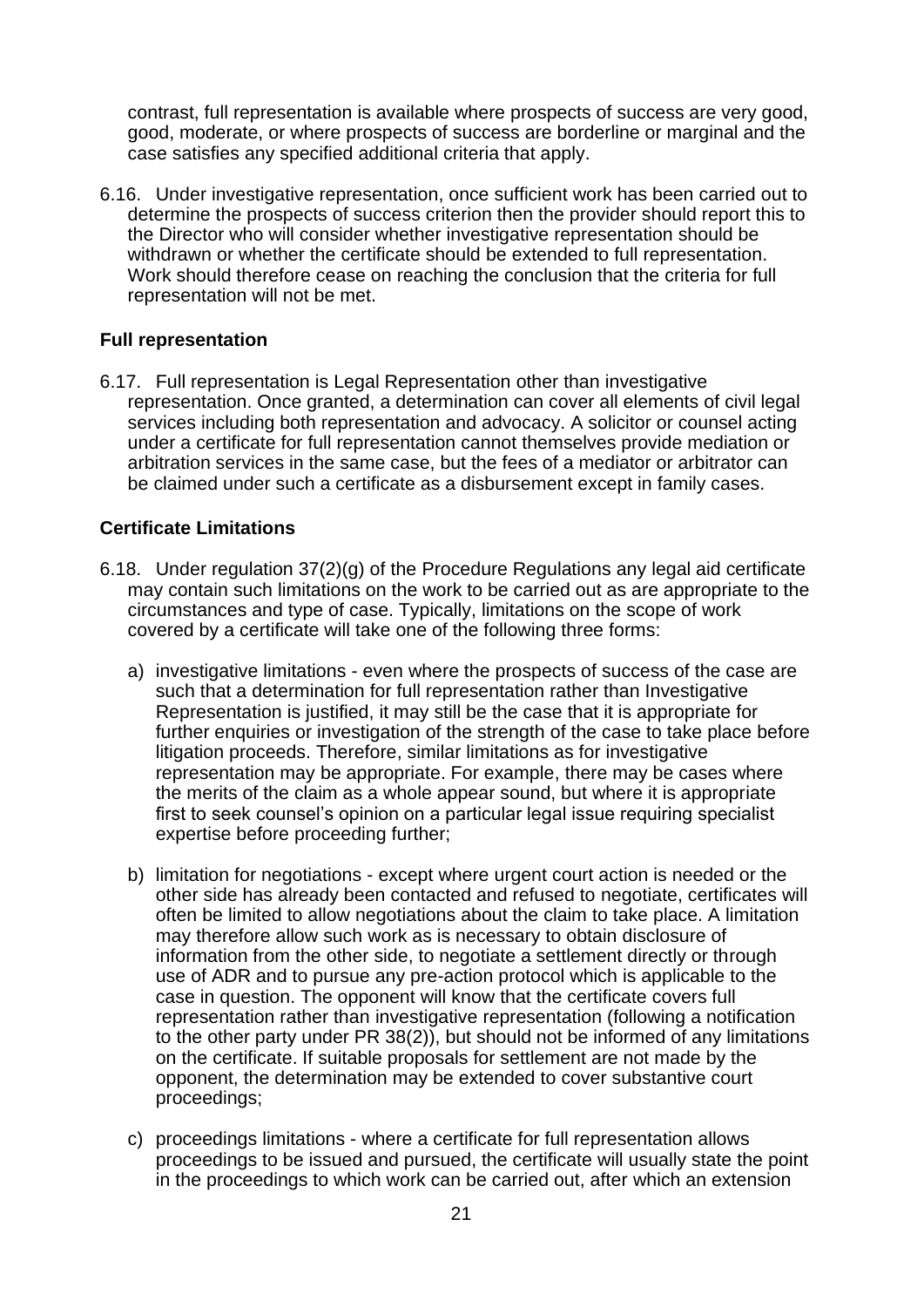contrast, full representation is available where prospects of success are very good, good, moderate, or where prospects of success are borderline or marginal and the case satisfies any specified additional criteria that apply.

6.16. Under investigative representation, once sufficient work has been carried out to determine the prospects of success criterion then the provider should report this to the Director who will consider whether investigative representation should be withdrawn or whether the certificate should be extended to full representation. Work should therefore cease on reaching the conclusion that the criteria for full representation will not be met.

**Full representation**

6.17. Full representation is Legal Representation other than investigative representation. Once granted, a determination can cover all elements of civil legal services including both representation and advocacy. A solicitor or counsel acting under a certificate for full representation cannot themselves provide mediation or arbitration services in the same case, but the fees of a mediator or arbitrator can be claimed under such a certificate as a disbursement except in family cases.

**Certificate Limitations**

6.18. Under regulation 37(2)(g) of the Procedure Regulations any legal aid certificate may contain such limitations on the work to be carried out as are appropriate to the circumstances and type of case. Typically, limitations on the scope of work covered by a certificate will take one of the following three forms:

a) investigative limitations - even where the prospects of success of the case are such that a determination for full representation rather than Investigative Representation is justified, it may still be the case that it is appropriate for further enquiries or investigation of the strength of the case to take place before litigation proceeds. Therefore, similar limitations as for investigative representation may be appropriate. For example, there may be cases where the merits of the claim as a whole appear sound, but where it is appropriate first to seek counsel's opinion on a particular legal issue requiring specialist expertise before proceeding further;

b) limitation for negotiations - except where urgent court action is needed or the other side has already been contacted and refused to negotiate, certificates will often be limited to allow negotiations about the claim to take place. A limitation may therefore allow such work as is necessary to obtain disclosure of information from the other side, to negotiate a settlement directly or through use of ADR and to pursue any pre-action protocol which is applicable to the case in question. The opponent will know that the certificate covers full representation rather than investigative representation (following a notification to the other party under PR 38(2)), but should not be informed of any limitations on the certificate. If suitable proposals for settlement are not made by the opponent, the determination may be extended to cover substantive court proceedings;

c) proceedings limitations - where a certificate for full representation allows proceedings to be issued and pursued, the certificate will usually state the point in the proceedings to which work can be carried out, after which an extension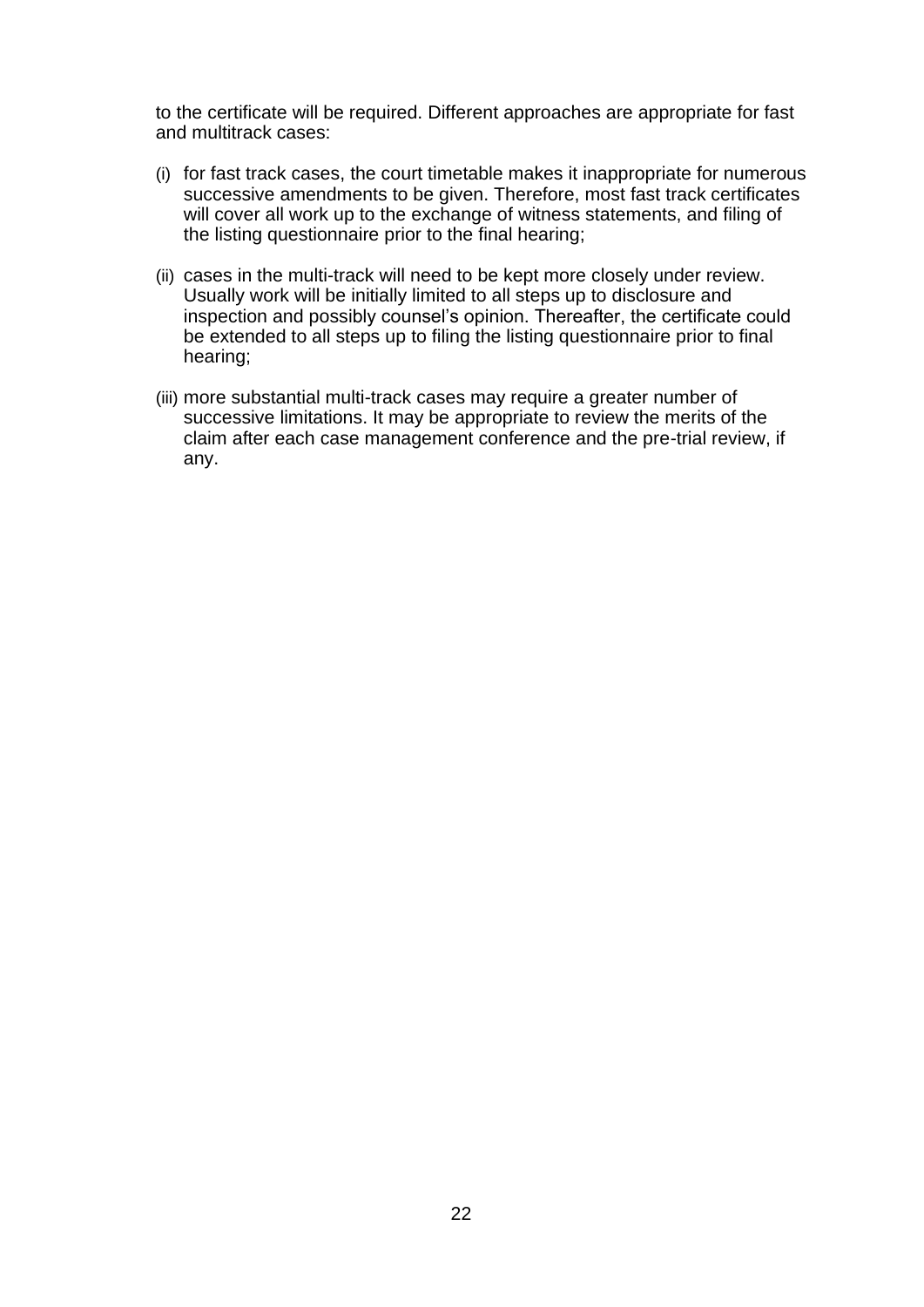to the certificate will be required. Different approaches are appropriate for fast and multitrack cases:

(i) for fast track cases, the court timetable makes it inappropriate for numerous successive amendments to be given. Therefore, most fast track certificates will cover all work up to the exchange of witness statements, and filing of the listing questionnaire prior to the final hearing;

(ii) cases in the multi-track will need to be kept more closely under review. Usually work will be initially limited to all steps up to disclosure and inspection and possibly counsel's opinion. Thereafter, the certificate could be extended to all steps up to filing the listing questionnaire prior to final hearing;

(iii) more substantial multi-track cases may require a greater number of successive limitations. It may be appropriate to review the merits of the claim after each case management conference and the pre-trial review, if any.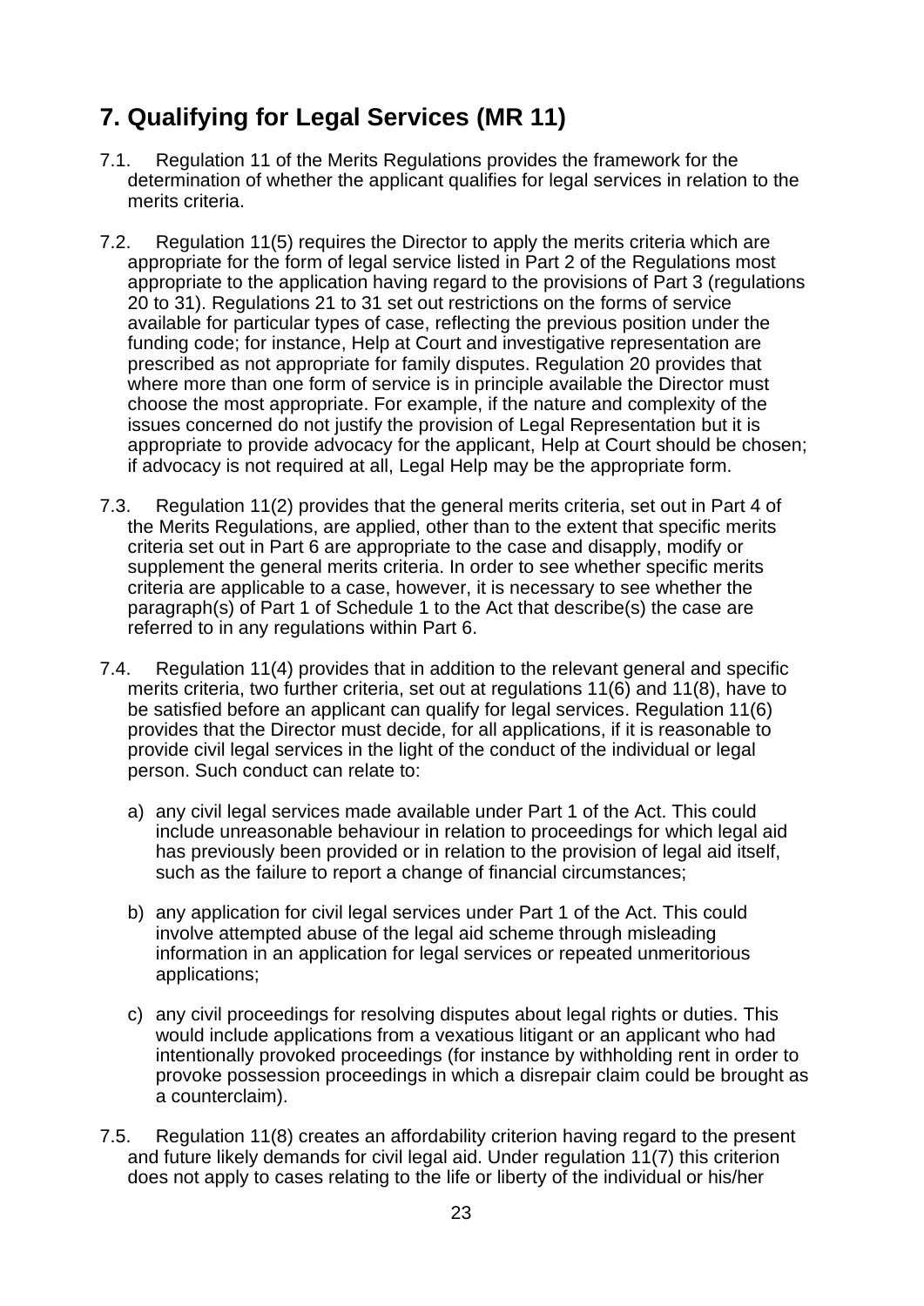## 7. Qualifying for Legal Services (MR 11)

7.1. Regulation 11 of the Merits Regulations provides the framework for the determination of whether the applicant qualifies for legal services in relation to the merits criteria.

7.2. Regulation 11(5) requires the Director to apply the merits criteria which are appropriate for the form of legal service listed in Part 2 of the Regulations most appropriate to the application having regard to the provisions of Part 3 (regulations 20 to 31). Regulations 21 to 31 set out restrictions on the forms of service available for particular types of case, reflecting the previous position under the funding code; for instance, Help at Court and investigative representation are prescribed as not appropriate for family disputes. Regulation 20 provides that where more than one form of service is in principle available the Director must choose the most appropriate. For example, if the nature and complexity of the issues concerned do not justify the provision of Legal Representation but it is appropriate to provide advocacy for the applicant, Help at Court should be chosen; if advocacy is not required at all, Legal Help may be the appropriate form.

7.3. Regulation 11(2) provides that the general merits criteria, set out in Part 4 of the Merits Regulations, are applied, other than to the extent that specific merits criteria set out in Part 6 are appropriate to the case and disapply, modify or supplement the general merits criteria. In order to see whether specific merits criteria are applicable to a case, however, it is necessary to see whether the paragraph(s) of Part 1 of Schedule 1 to the Act that describe(s) the case are referred to in any regulations within Part 6.

7.4. Regulation 11(4) provides that in addition to the relevant general and specific merits criteria, two further criteria, set out at regulations 11(6) and 11(8), have to be satisfied before an applicant can qualify for legal services. Regulation 11(6) provides that the Director must decide, for all applications, if it is reasonable to provide civil legal services in the light of the conduct of the individual or legal person. Such conduct can relate to:

a) any civil legal services made available under Part 1 of the Act. This could include unreasonable behaviour in relation to proceedings for which legal aid has previously been provided or in relation to the provision of legal aid itself, such as the failure to report a change of financial circumstances;

b) any application for civil legal services under Part 1 of the Act. This could involve attempted abuse of the legal aid scheme through misleading information in an application for legal services or repeated unmeritorious applications;

c) any civil proceedings for resolving disputes about legal rights or duties. This would include applications from a vexatious litigant or an applicant who had intentionally provoked proceedings (for instance by withholding rent in order to provoke possession proceedings in which a disrepair claim could be brought as a counterclaim).

7.5. Regulation 11(8) creates an affordability criterion having regard to the present and future likely demands for civil legal aid. Under regulation 11(7) this criterion does not apply to cases relating to the life or liberty of the individual or his/her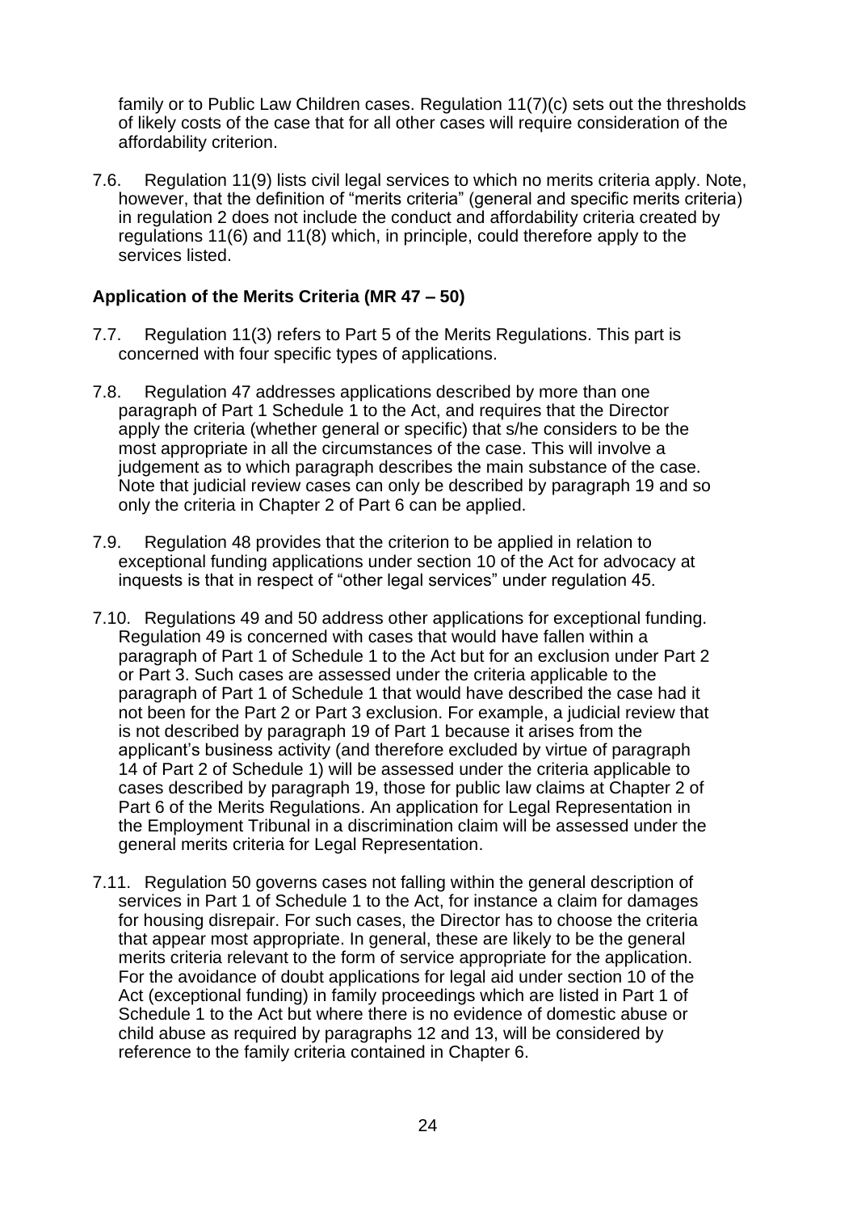family or to Public Law Children cases. Regulation 11(7)(c) sets out the thresholds of likely costs of the case that for all other cases will require consideration of the affordability criterion.

7.6. Regulation 11(9) lists civil legal services to which no merits criteria apply. Note, however, that the definition of "merits criteria" (general and specific merits criteria) in regulation 2 does not include the conduct and affordability criteria created by regulations 11(6) and 11(8) which, in principle, could therefore apply to the services listed.

### Application of the Merits Criteria (MR 47 – 50)

7.7. Regulation 11(3) refers to Part 5 of the Merits Regulations. This part is concerned with four specific types of applications.

7.8. Regulation 47 addresses applications described by more than one paragraph of Part 1 Schedule 1 to the Act, and requires that the Director apply the criteria (whether general or specific) that s/he considers to be the most appropriate in all the circumstances of the case. This will involve a judgement as to which paragraph describes the main substance of the case. Note that judicial review cases can only be described by paragraph 19 and so only the criteria in Chapter 2 of Part 6 can be applied.

7.9. Regulation 48 provides that the criterion to be applied in relation to exceptional funding applications under section 10 of the Act for advocacy at inquests is that in respect of "other legal services" under regulation 45.

7.10. Regulations 49 and 50 address other applications for exceptional funding. Regulation 49 is concerned with cases that would have fallen within a paragraph of Part 1 of Schedule 1 to the Act but for an exclusion under Part 2 or Part 3. Such cases are assessed under the criteria applicable to the paragraph of Part 1 of Schedule 1 that would have described the case had it not been for the Part 2 or Part 3 exclusion. For example, a judicial review that is not described by paragraph 19 of Part 1 because it arises from the applicant's business activity (and therefore excluded by virtue of paragraph 14 of Part 2 of Schedule 1) will be assessed under the criteria applicable to cases described by paragraph 19, those for public law claims at Chapter 2 of Part 6 of the Merits Regulations. An application for Legal Representation in the Employment Tribunal in a discrimination claim will be assessed under the general merits criteria for Legal Representation.

7.11. Regulation 50 governs cases not falling within the general description of services in Part 1 of Schedule 1 to the Act, for instance a claim for damages for housing disrepair. For such cases, the Director has to choose the criteria that appear most appropriate. In general, these are likely to be the general merits criteria relevant to the form of service appropriate for the application. For the avoidance of doubt applications for legal aid under section 10 of the Act (exceptional funding) in family proceedings which are listed in Part 1 of Schedule 1 to the Act but where there is no evidence of domestic abuse or child abuse as required by paragraphs 12 and 13, will be considered by reference to the family criteria contained in Chapter 6.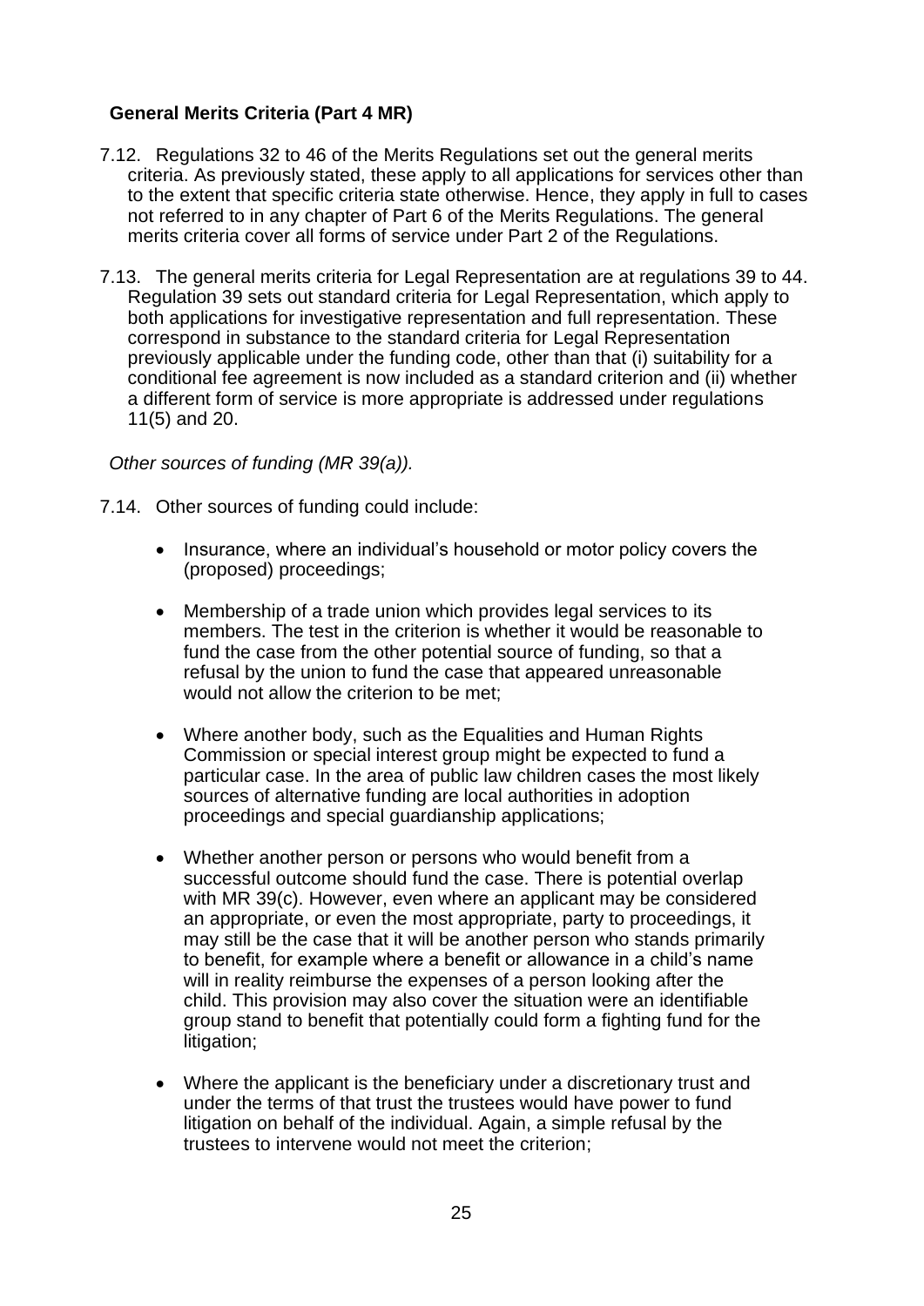**General Merits Criteria (Part 4 MR)**

7.12. Regulations 32 to 46 of the Merits Regulations set out the general merits criteria. As previously stated, these apply to all applications for services other than to the extent that specific criteria state otherwise. Hence, they apply in full to cases not referred to in any chapter of Part 6 of the Merits Regulations. The general merits criteria cover all forms of service under Part 2 of the Regulations.

7.13. The general merits criteria for Legal Representation are at regulations 39 to 44. Regulation 39 sets out standard criteria for Legal Representation, which apply to both applications for investigative representation and full representation. These correspond in substance to the standard criteria for Legal Representation previously applicable under the funding code, other than that (i) suitability for a conditional fee agreement is now included as a standard criterion and (ii) whether a different form of service is more appropriate is addressed under regulations 11(5) and 20.

*Other sources of funding (MR 39(a)).*

7.14. Other sources of funding could include:

- Insurance, where an individual's household or motor policy covers the (proposed) proceedings;
- Membership of a trade union which provides legal services to its members. The test in the criterion is whether it would be reasonable to fund the case from the other potential source of funding, so that a refusal by the union to fund the case that appeared unreasonable would not allow the criterion to be met;
- Where another body, such as the Equalities and Human Rights Commission or special interest group might be expected to fund a particular case. In the area of public law children cases the most likely sources of alternative funding are local authorities in adoption proceedings and special guardianship applications;
- Whether another person or persons who would benefit from a successful outcome should fund the case. There is potential overlap with MR 39(c). However, even where an applicant may be considered an appropriate, or even the most appropriate, party to proceedings, it may still be the case that it will be another person who stands primarily to benefit, for example where a benefit or allowance in a child's name will in reality reimburse the expenses of a person looking after the child. This provision may also cover the situation were an identifiable group stand to benefit that potentially could form a fighting fund for the litigation;
- Where the applicant is the beneficiary under a discretionary trust and under the terms of that trust the trustees would have power to fund litigation on behalf of the individual. Again, a simple refusal by the trustees to intervene would not meet the criterion;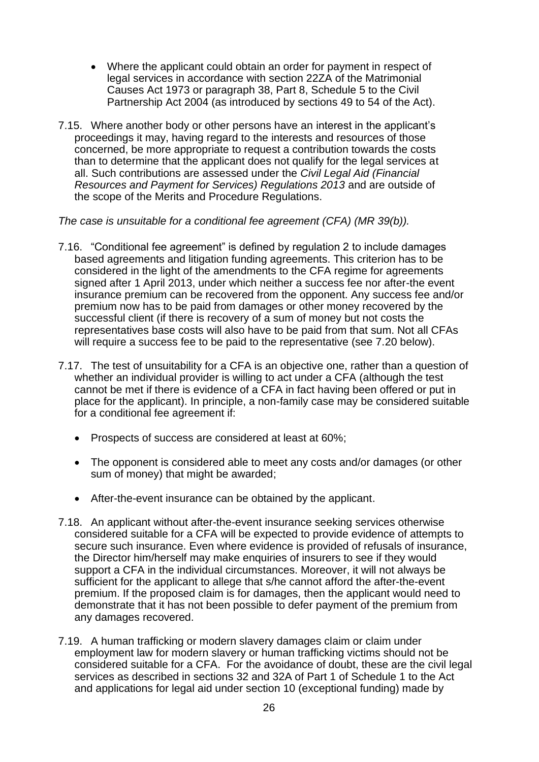- Where the applicant could obtain an order for payment in respect of legal services in accordance with section 22ZA of the Matrimonial Causes Act 1973 or paragraph 38, Part 8, Schedule 5 to the Civil Partnership Act 2004 (as introduced by sections 49 to 54 of the Act).

7.15. Where another body or other persons have an interest in the applicant's proceedings it may, having regard to the interests and resources of those concerned, be more appropriate to request a contribution towards the costs than to determine that the applicant does not qualify for the legal services at all. Such contributions are assessed under the *Civil Legal Aid (Financial Resources and Payment for Services) Regulations 2013* and are outside of the scope of the Merits and Procedure Regulations.

*The case is unsuitable for a conditional fee agreement (CFA) (MR 39(b)).*

7.16. "Conditional fee agreement" is defined by regulation 2 to include damages based agreements and litigation funding agreements. This criterion has to be considered in the light of the amendments to the CFA regime for agreements signed after 1 April 2013, under which neither a success fee nor after-the event insurance premium can be recovered from the opponent. Any success fee and/or premium now has to be paid from damages or other money recovered by the successful client (if there is recovery of a sum of money but not costs the representatives base costs will also have to be paid from that sum. Not all CFAs will require a success fee to be paid to the representative (see 7.20 below).

7.17. The test of unsuitability for a CFA is an objective one, rather than a question of whether an individual provider is willing to act under a CFA (although the test cannot be met if there is evidence of a CFA in fact having been offered or put in place for the applicant). In principle, a non-family case may be considered suitable for a conditional fee agreement if:

- Prospects of success are considered at least at 60%;
- The opponent is considered able to meet any costs and/or damages (or other sum of money) that might be awarded;
- After-the-event insurance can be obtained by the applicant.

7.18. An applicant without after-the-event insurance seeking services otherwise considered suitable for a CFA will be expected to provide evidence of attempts to secure such insurance. Even where evidence is provided of refusals of insurance, the Director him/herself may make enquiries of insurers to see if they would support a CFA in the individual circumstances. Moreover, it will not always be sufficient for the applicant to allege that s/he cannot afford the after-the-event premium. If the proposed claim is for damages, then the applicant would need to demonstrate that it has not been possible to defer payment of the premium from any damages recovered.

7.19. A human trafficking or modern slavery damages claim or claim under employment law for modern slavery or human trafficking victims should not be considered suitable for a CFA. For the avoidance of doubt, these are the civil legal services as described in sections 32 and 32A of Part 1 of Schedule 1 to the Act and applications for legal aid under section 10 (exceptional funding) made by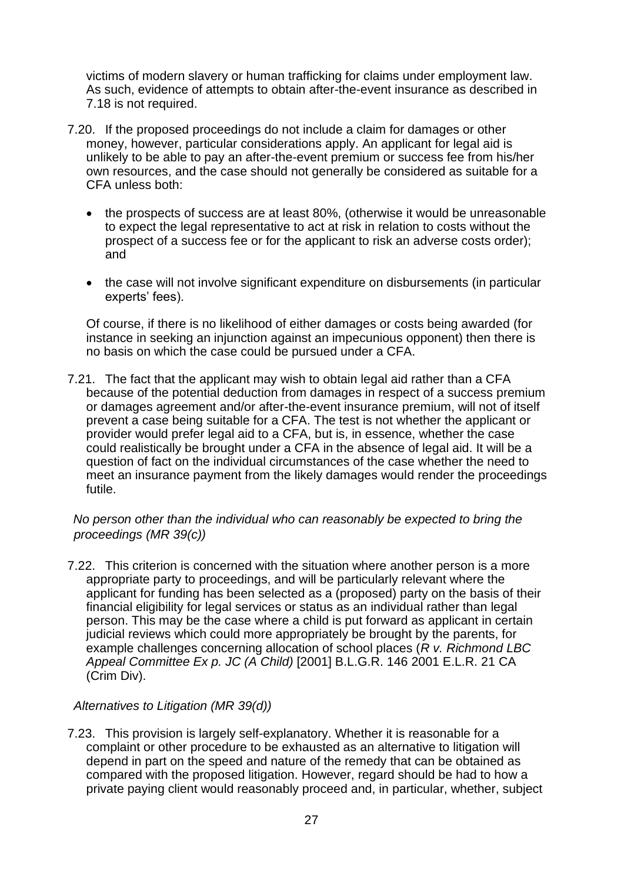victims of modern slavery or human trafficking for claims under employment law. As such, evidence of attempts to obtain after-the-event insurance as described in 7.18 is not required.

7.20. If the proposed proceedings do not include a claim for damages or other money, however, particular considerations apply. An applicant for legal aid is unlikely to be able to pay an after-the-event premium or success fee from his/her own resources, and the case should not generally be considered as suitable for a CFA unless both:

- the prospects of success are at least 80%, (otherwise it would be unreasonable to expect the legal representative to act at risk in relation to costs without the prospect of a success fee or for the applicant to risk an adverse costs order); and
- the case will not involve significant expenditure on disbursements (in particular experts' fees).

Of course, if there is no likelihood of either damages or costs being awarded (for instance in seeking an injunction against an impecunious opponent) then there is no basis on which the case could be pursued under a CFA.

7.21. The fact that the applicant may wish to obtain legal aid rather than a CFA because of the potential deduction from damages in respect of a success premium or damages agreement and/or after-the-event insurance premium, will not of itself prevent a case being suitable for a CFA. The test is not whether the applicant or provider would prefer legal aid to a CFA, but is, in essence, whether the case could realistically be brought under a CFA in the absence of legal aid. It will be a question of fact on the individual circumstances of the case whether the need to meet an insurance payment from the likely damages would render the proceedings futile.

*No person other than the individual who can reasonably be expected to bring the proceedings (MR 39(c))*

7.22. This criterion is concerned with the situation where another person is a more appropriate party to proceedings, and will be particularly relevant where the applicant for funding has been selected as a (proposed) party on the basis of their financial eligibility for legal services or status as an individual rather than legal person. This may be the case where a child is put forward as applicant in certain judicial reviews which could more appropriately be brought by the parents, for example challenges concerning allocation of school places (*R v. Richmond LBC Appeal Committee Ex p. JC (A Child)* [2001] B.L.G.R. 146 2001 E.L.R. 21 CA (Crim Div).

*Alternatives to Litigation (MR 39(d))*

7.23. This provision is largely self-explanatory. Whether it is reasonable for a complaint or other procedure to be exhausted as an alternative to litigation will depend in part on the speed and nature of the remedy that can be obtained as compared with the proposed litigation. However, regard should be had to how a private paying client would reasonably proceed and, in particular, whether, subject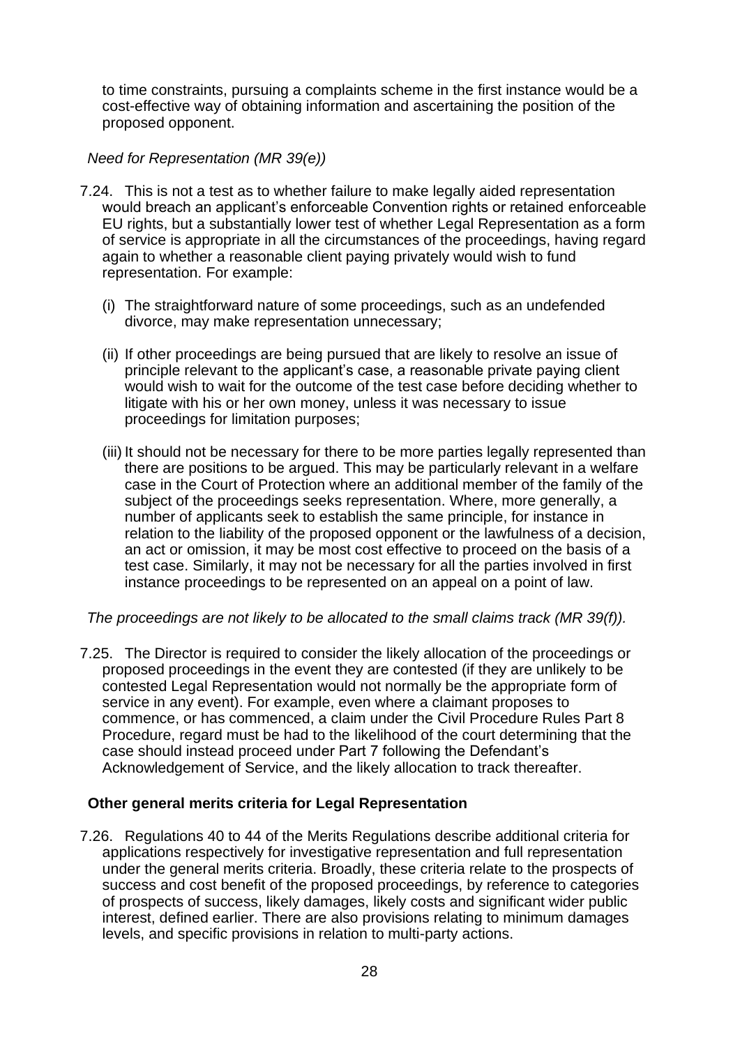to time constraints, pursuing a complaints scheme in the first instance would be a cost-effective way of obtaining information and ascertaining the position of the proposed opponent.

*Need for Representation (MR 39(e))*

7.24. This is not a test as to whether failure to make legally aided representation would breach an applicant's enforceable Convention rights or retained enforceable EU rights, but a substantially lower test of whether Legal Representation as a form of service is appropriate in all the circumstances of the proceedings, having regard again to whether a reasonable client paying privately would wish to fund representation. For example:

(i) The straightforward nature of some proceedings, such as an undefended divorce, may make representation unnecessary;

(ii) If other proceedings are being pursued that are likely to resolve an issue of principle relevant to the applicant's case, a reasonable private paying client would wish to wait for the outcome of the test case before deciding whether to litigate with his or her own money, unless it was necessary to issue proceedings for limitation purposes;

(iii) It should not be necessary for there to be more parties legally represented than there are positions to be argued. This may be particularly relevant in a welfare case in the Court of Protection where an additional member of the family of the subject of the proceedings seeks representation. Where, more generally, a number of applicants seek to establish the same principle, for instance in relation to the liability of the proposed opponent or the lawfulness of a decision, an act or omission, it may be most cost effective to proceed on the basis of a test case. Similarly, it may not be necessary for all the parties involved in first instance proceedings to be represented on an appeal on a point of law.

*The proceedings are not likely to be allocated to the small claims track (MR 39(f)).*

7.25. The Director is required to consider the likely allocation of the proceedings or proposed proceedings in the event they are contested (if they are unlikely to be contested Legal Representation would not normally be the appropriate form of service in any event). For example, even where a claimant proposes to commence, or has commenced, a claim under the Civil Procedure Rules Part 8 Procedure, regard must be had to the likelihood of the court determining that the case should instead proceed under Part 7 following the Defendant's Acknowledgement of Service, and the likely allocation to track thereafter.

**Other general merits criteria for Legal Representation**

7.26. Regulations 40 to 44 of the Merits Regulations describe additional criteria for applications respectively for investigative representation and full representation under the general merits criteria. Broadly, these criteria relate to the prospects of success and cost benefit of the proposed proceedings, by reference to categories of prospects of success, likely damages, likely costs and significant wider public interest, defined earlier. There are also provisions relating to minimum damages levels, and specific provisions in relation to multi-party actions.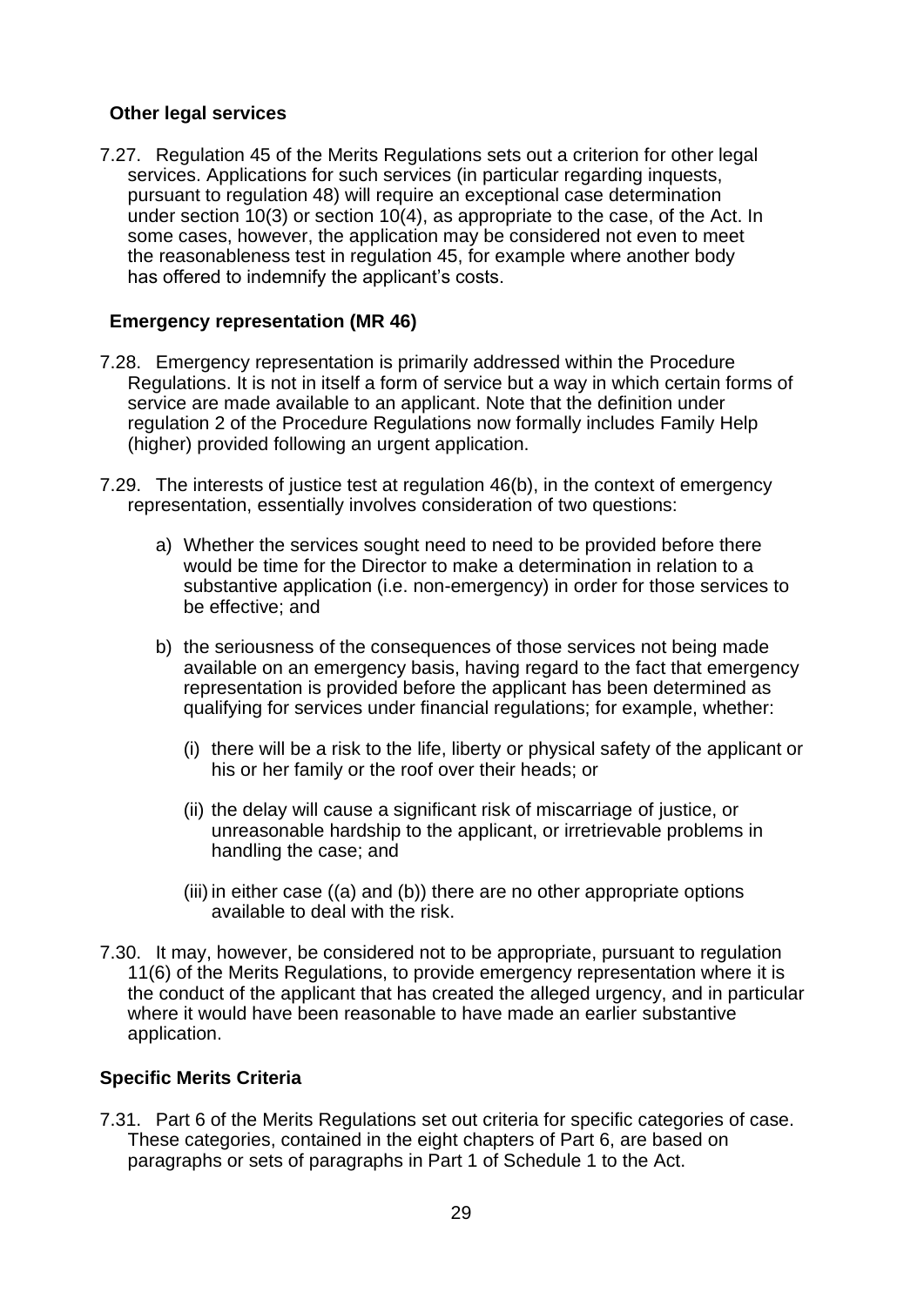### Other legal services

7.27. Regulation 45 of the Merits Regulations sets out a criterion for other legal services. Applications for such services (in particular regarding inquests, pursuant to regulation 48) will require an exceptional case determination under section 10(3) or section 10(4), as appropriate to the case, of the Act. In some cases, however, the application may be considered not even to meet the reasonableness test in regulation 45, for example where another body has offered to indemnify the applicant's costs.

### Emergency representation (MR 46)

7.28. Emergency representation is primarily addressed within the Procedure Regulations. It is not in itself a form of service but a way in which certain forms of service are made available to an applicant. Note that the definition under regulation 2 of the Procedure Regulations now formally includes Family Help (higher) provided following an urgent application.

7.29. The interests of justice test at regulation 46(b), in the context of emergency representation, essentially involves consideration of two questions:

a) Whether the services sought need to need to be provided before there would be time for the Director to make a determination in relation to a substantive application (i.e. non-emergency) in order for those services to be effective; and

b) the seriousness of the consequences of those services not being made available on an emergency basis, having regard to the fact that emergency representation is provided before the applicant has been determined as qualifying for services under financial regulations; for example, whether:

   (i) there will be a risk to the life, liberty or physical safety of the applicant or his or her family or the roof over their heads; or

   (ii) the delay will cause a significant risk of miscarriage of justice, or unreasonable hardship to the applicant, or irretrievable problems in handling the case; and

   (iii) in either case ((a) and (b)) there are no other appropriate options available to deal with the risk.

7.30. It may, however, be considered not to be appropriate, pursuant to regulation 11(6) of the Merits Regulations, to provide emergency representation where it is the conduct of the applicant that has created the alleged urgency, and in particular where it would have been reasonable to have made an earlier substantive application.

### Specific Merits Criteria

7.31. Part 6 of the Merits Regulations set out criteria for specific categories of case. These categories, contained in the eight chapters of Part 6, are based on paragraphs or sets of paragraphs in Part 1 of Schedule 1 to the Act.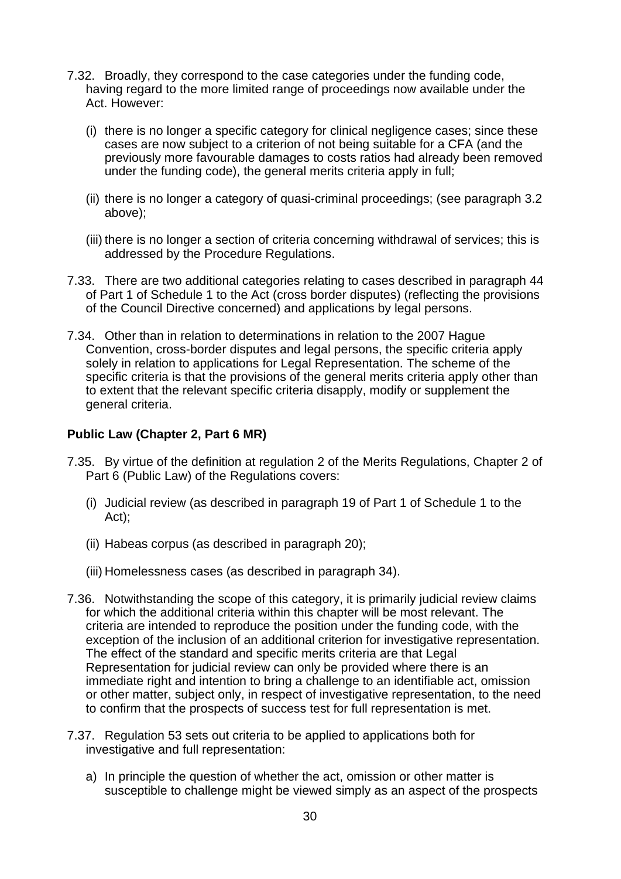7.32. Broadly, they correspond to the case categories under the funding code, having regard to the more limited range of proceedings now available under the Act. However:

(i) there is no longer a specific category for clinical negligence cases; since these cases are now subject to a criterion of not being suitable for a CFA (and the previously more favourable damages to costs ratios had already been removed under the funding code), the general merits criteria apply in full;

(ii) there is no longer a category of quasi-criminal proceedings; (see paragraph 3.2 above);

(iii) there is no longer a section of criteria concerning withdrawal of services; this is addressed by the Procedure Regulations.

7.33. There are two additional categories relating to cases described in paragraph 44 of Part 1 of Schedule 1 to the Act (cross border disputes) (reflecting the provisions of the Council Directive concerned) and applications by legal persons.

7.34. Other than in relation to determinations in relation to the 2007 Hague Convention, cross-border disputes and legal persons, the specific criteria apply solely in relation to applications for Legal Representation. The scheme of the specific criteria is that the provisions of the general merits criteria apply other than to extent that the relevant specific criteria disapply, modify or supplement the general criteria.

**Public Law (Chapter 2, Part 6 MR)**

7.35. By virtue of the definition at regulation 2 of the Merits Regulations, Chapter 2 of Part 6 (Public Law) of the Regulations covers:

(i) Judicial review (as described in paragraph 19 of Part 1 of Schedule 1 to the Act);

(ii) Habeas corpus (as described in paragraph 20);

(iii) Homelessness cases (as described in paragraph 34).

7.36. Notwithstanding the scope of this category, it is primarily judicial review claims for which the additional criteria within this chapter will be most relevant. The criteria are intended to reproduce the position under the funding code, with the exception of the inclusion of an additional criterion for investigative representation. The effect of the standard and specific merits criteria are that Legal Representation for judicial review can only be provided where there is an immediate right and intention to bring a challenge to an identifiable act, omission or other matter, subject only, in respect of investigative representation, to the need to confirm that the prospects of success test for full representation is met.

7.37. Regulation 53 sets out criteria to be applied to applications both for investigative and full representation:

a) In principle the question of whether the act, omission or other matter is susceptible to challenge might be viewed simply as an aspect of the prospects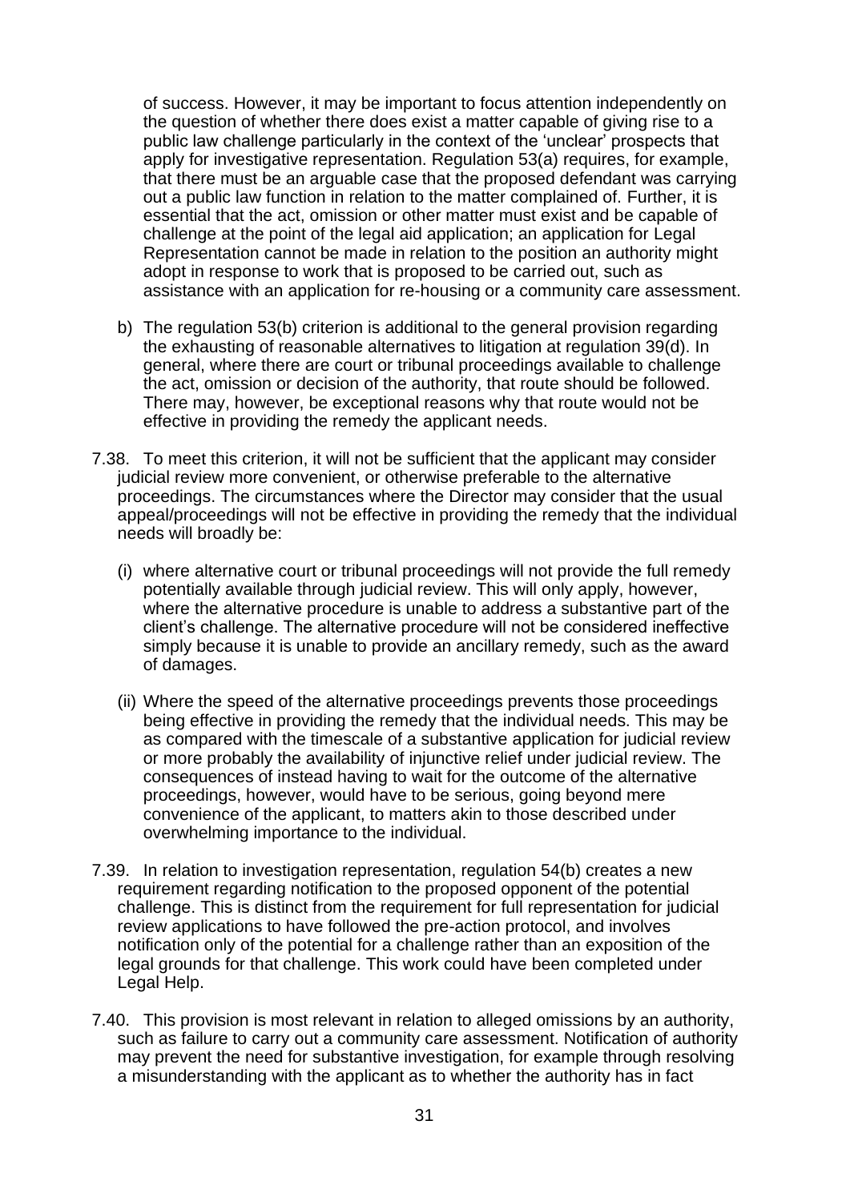of success. However, it may be important to focus attention independently on the question of whether there does exist a matter capable of giving rise to a public law challenge particularly in the context of the 'unclear' prospects that apply for investigative representation. Regulation 53(a) requires, for example, that there must be an arguable case that the proposed defendant was carrying out a public law function in relation to the matter complained of. Further, it is essential that the act, omission or other matter must exist and be capable of challenge at the point of the legal aid application; an application for Legal Representation cannot be made in relation to the position an authority might adopt in response to work that is proposed to be carried out, such as assistance with an application for re-housing or a community care assessment.

b) The regulation 53(b) criterion is additional to the general provision regarding the exhausting of reasonable alternatives to litigation at regulation 39(d). In general, where there are court or tribunal proceedings available to challenge the act, omission or decision of the authority, that route should be followed. There may, however, be exceptional reasons why that route would not be effective in providing the remedy the applicant needs.

7.38. To meet this criterion, it will not be sufficient that the applicant may consider judicial review more convenient, or otherwise preferable to the alternative proceedings. The circumstances where the Director may consider that the usual appeal/proceedings will not be effective in providing the remedy that the individual needs will broadly be:

(i) where alternative court or tribunal proceedings will not provide the full remedy potentially available through judicial review. This will only apply, however, where the alternative procedure is unable to address a substantive part of the client's challenge. The alternative procedure will not be considered ineffective simply because it is unable to provide an ancillary remedy, such as the award of damages.

(ii) Where the speed of the alternative proceedings prevents those proceedings being effective in providing the remedy that the individual needs. This may be as compared with the timescale of a substantive application for judicial review or more probably the availability of injunctive relief under judicial review. The consequences of instead having to wait for the outcome of the alternative proceedings, however, would have to be serious, going beyond mere convenience of the applicant, to matters akin to those described under overwhelming importance to the individual.

7.39. In relation to investigation representation, regulation 54(b) creates a new requirement regarding notification to the proposed opponent of the potential challenge. This is distinct from the requirement for full representation for judicial review applications to have followed the pre-action protocol, and involves notification only of the potential for a challenge rather than an exposition of the legal grounds for that challenge. This work could have been completed under Legal Help.

7.40. This provision is most relevant in relation to alleged omissions by an authority, such as failure to carry out a community care assessment. Notification of authority may prevent the need for substantive investigation, for example through resolving a misunderstanding with the applicant as to whether the authority has in fact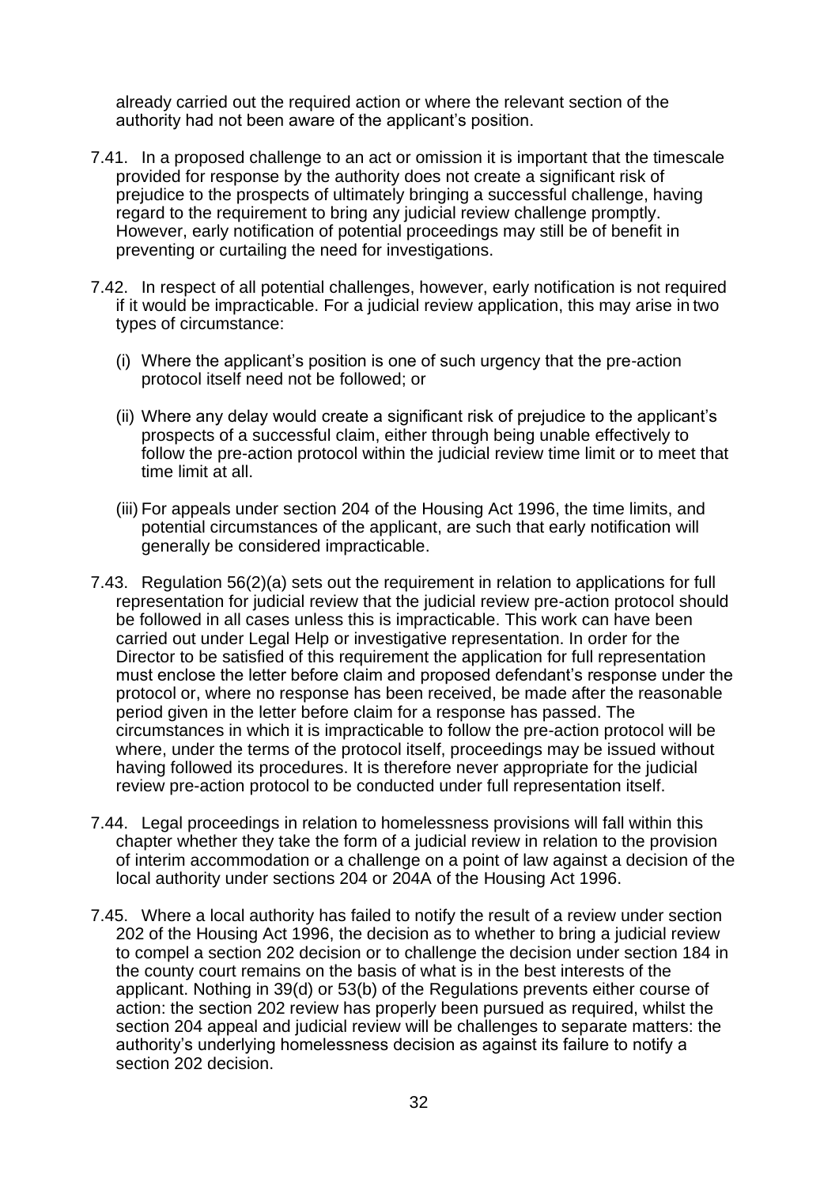already carried out the required action or where the relevant section of the authority had not been aware of the applicant's position.

7.41. In a proposed challenge to an act or omission it is important that the timescale provided for response by the authority does not create a significant risk of prejudice to the prospects of ultimately bringing a successful challenge, having regard to the requirement to bring any judicial review challenge promptly. However, early notification of potential proceedings may still be of benefit in preventing or curtailing the need for investigations.

7.42. In respect of all potential challenges, however, early notification is not required if it would be impracticable. For a judicial review application, this may arise in two types of circumstance:

(i) Where the applicant's position is one of such urgency that the pre-action protocol itself need not be followed; or

(ii) Where any delay would create a significant risk of prejudice to the applicant's prospects of a successful claim, either through being unable effectively to follow the pre-action protocol within the judicial review time limit or to meet that time limit at all.

(iii) For appeals under section 204 of the Housing Act 1996, the time limits, and potential circumstances of the applicant, are such that early notification will generally be considered impracticable.

7.43. Regulation 56(2)(a) sets out the requirement in relation to applications for full representation for judicial review that the judicial review pre-action protocol should be followed in all cases unless this is impracticable. This work can have been carried out under Legal Help or investigative representation. In order for the Director to be satisfied of this requirement the application for full representation must enclose the letter before claim and proposed defendant's response under the protocol or, where no response has been received, be made after the reasonable period given in the letter before claim for a response has passed. The circumstances in which it is impracticable to follow the pre-action protocol will be where, under the terms of the protocol itself, proceedings may be issued without having followed its procedures. It is therefore never appropriate for the judicial review pre-action protocol to be conducted under full representation itself.

7.44. Legal proceedings in relation to homelessness provisions will fall within this chapter whether they take the form of a judicial review in relation to the provision of interim accommodation or a challenge on a point of law against a decision of the local authority under sections 204 or 204A of the Housing Act 1996.

7.45. Where a local authority has failed to notify the result of a review under section 202 of the Housing Act 1996, the decision as to whether to bring a judicial review to compel a section 202 decision or to challenge the decision under section 184 in the county court remains on the basis of what is in the best interests of the applicant. Nothing in 39(d) or 53(b) of the Regulations prevents either course of action: the section 202 review has properly been pursued as required, whilst the section 204 appeal and judicial review will be challenges to separate matters: the authority's underlying homelessness decision as against its failure to notify a section 202 decision.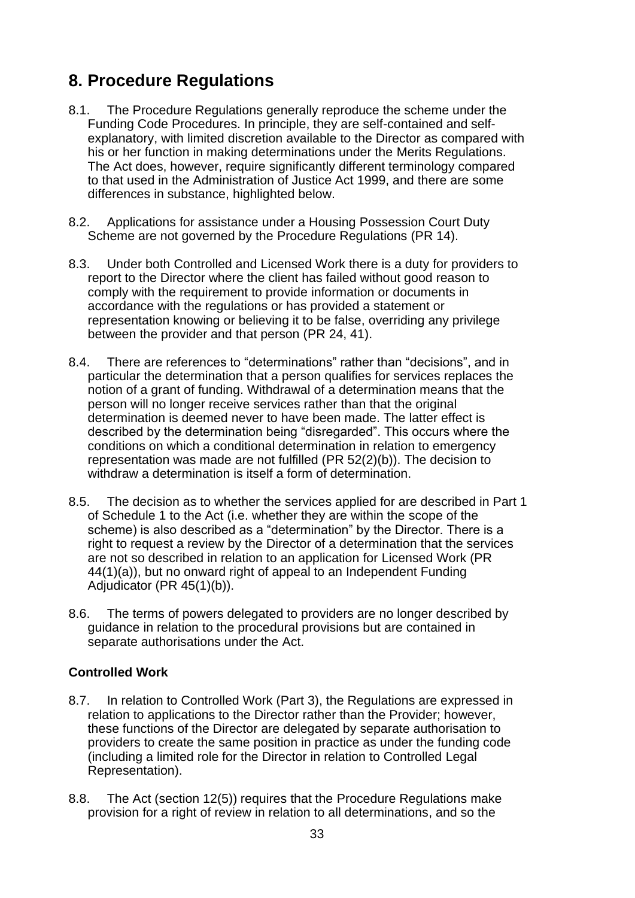# 8. Procedure Regulations

8.1. The Procedure Regulations generally reproduce the scheme under the Funding Code Procedures. In principle, they are self-contained and self-explanatory, with limited discretion available to the Director as compared with his or her function in making determinations under the Merits Regulations. The Act does, however, require significantly different terminology compared to that used in the Administration of Justice Act 1999, and there are some differences in substance, highlighted below.

8.2. Applications for assistance under a Housing Possession Court Duty Scheme are not governed by the Procedure Regulations (PR 14).

8.3. Under both Controlled and Licensed Work there is a duty for providers to report to the Director where the client has failed without good reason to comply with the requirement to provide information or documents in accordance with the regulations or has provided a statement or representation knowing or believing it to be false, overriding any privilege between the provider and that person (PR 24, 41).

8.4. There are references to "determinations" rather than "decisions", and in particular the determination that a person qualifies for services replaces the notion of a grant of funding. Withdrawal of a determination means that the person will no longer receive services rather than that the original determination is deemed never to have been made. The latter effect is described by the determination being "disregarded". This occurs where the conditions on which a conditional determination in relation to emergency representation was made are not fulfilled (PR 52(2)(b)). The decision to withdraw a determination is itself a form of determination.

8.5. The decision as to whether the services applied for are described in Part 1 of Schedule 1 to the Act (i.e. whether they are within the scope of the scheme) is also described as a "determination" by the Director. There is a right to request a review by the Director of a determination that the services are not so described in relation to an application for Licensed Work (PR 44(1)(a)), but no onward right of appeal to an Independent Funding Adjudicator (PR 45(1)(b)).

8.6. The terms of powers delegated to providers are no longer described by guidance in relation to the procedural provisions but are contained in separate authorisations under the Act.

**Controlled Work**

8.7. In relation to Controlled Work (Part 3), the Regulations are expressed in relation to applications to the Director rather than the Provider; however, these functions of the Director are delegated by separate authorisation to providers to create the same position in practice as under the funding code (including a limited role for the Director in relation to Controlled Legal Representation).

8.8. The Act (section 12(5)) requires that the Procedure Regulations make provision for a right of review in relation to all determinations, and so the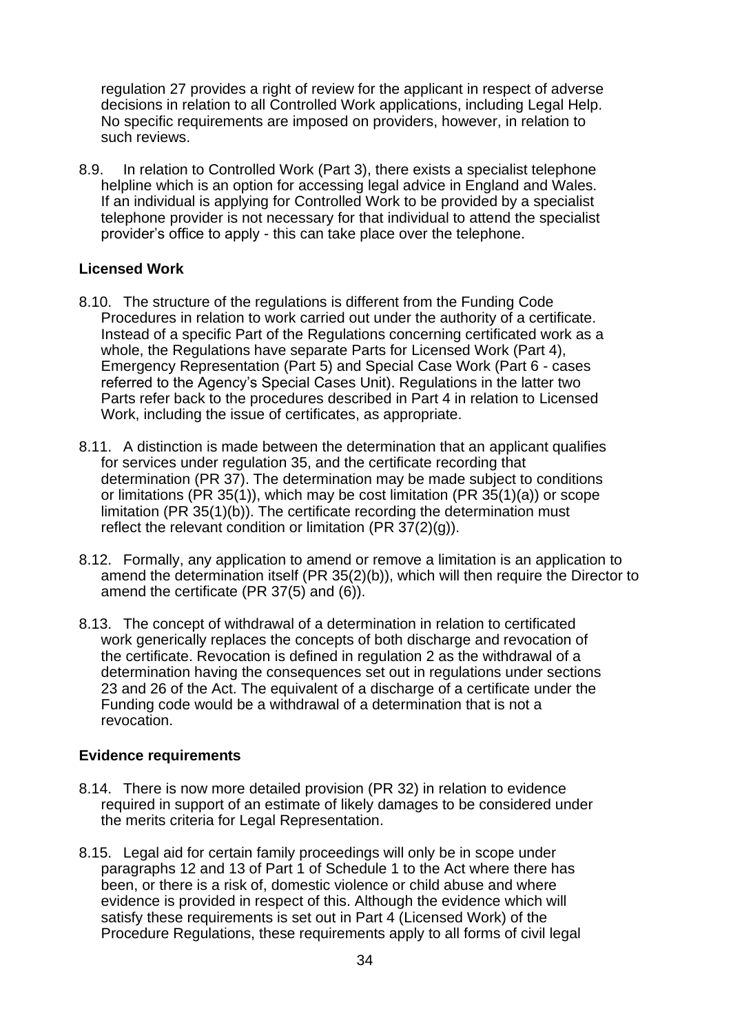regulation 27 provides a right of review for the applicant in respect of adverse decisions in relation to all Controlled Work applications, including Legal Help. No specific requirements are imposed on providers, however, in relation to such reviews.

8.9. In relation to Controlled Work (Part 3), there exists a specialist telephone helpline which is an option for accessing legal advice in England and Wales. If an individual is applying for Controlled Work to be provided by a specialist telephone provider is not necessary for that individual to attend the specialist provider's office to apply - this can take place over the telephone.

**Licensed Work**

8.10. The structure of the regulations is different from the Funding Code Procedures in relation to work carried out under the authority of a certificate. Instead of a specific Part of the Regulations concerning certificated work as a whole, the Regulations have separate Parts for Licensed Work (Part 4), Emergency Representation (Part 5) and Special Case Work (Part 6 - cases referred to the Agency's Special Cases Unit). Regulations in the latter two Parts refer back to the procedures described in Part 4 in relation to Licensed Work, including the issue of certificates, as appropriate.

8.11. A distinction is made between the determination that an applicant qualifies for services under regulation 35, and the certificate recording that determination (PR 37). The determination may be made subject to conditions or limitations (PR 35(1)), which may be cost limitation (PR 35(1)(a)) or scope limitation (PR 35(1)(b)). The certificate recording the determination must reflect the relevant condition or limitation (PR 37(2)(g)).

8.12. Formally, any application to amend or remove a limitation is an application to amend the determination itself (PR 35(2)(b)), which will then require the Director to amend the certificate (PR 37(5) and (6)).

8.13. The concept of withdrawal of a determination in relation to certificated work generically replaces the concepts of both discharge and revocation of the certificate. Revocation is defined in regulation 2 as the withdrawal of a determination having the consequences set out in regulations under sections 23 and 26 of the Act. The equivalent of a discharge of a certificate under the Funding code would be a withdrawal of a determination that is not a revocation.

**Evidence requirements**

8.14. There is now more detailed provision (PR 32) in relation to evidence required in support of an estimate of likely damages to be considered under the merits criteria for Legal Representation.

8.15. Legal aid for certain family proceedings will only be in scope under paragraphs 12 and 13 of Part 1 of Schedule 1 to the Act where there has been, or there is a risk of, domestic violence or child abuse and where evidence is provided in respect of this. Although the evidence which will satisfy these requirements is set out in Part 4 (Licensed Work) of the Procedure Regulations, these requirements apply to all forms of civil legal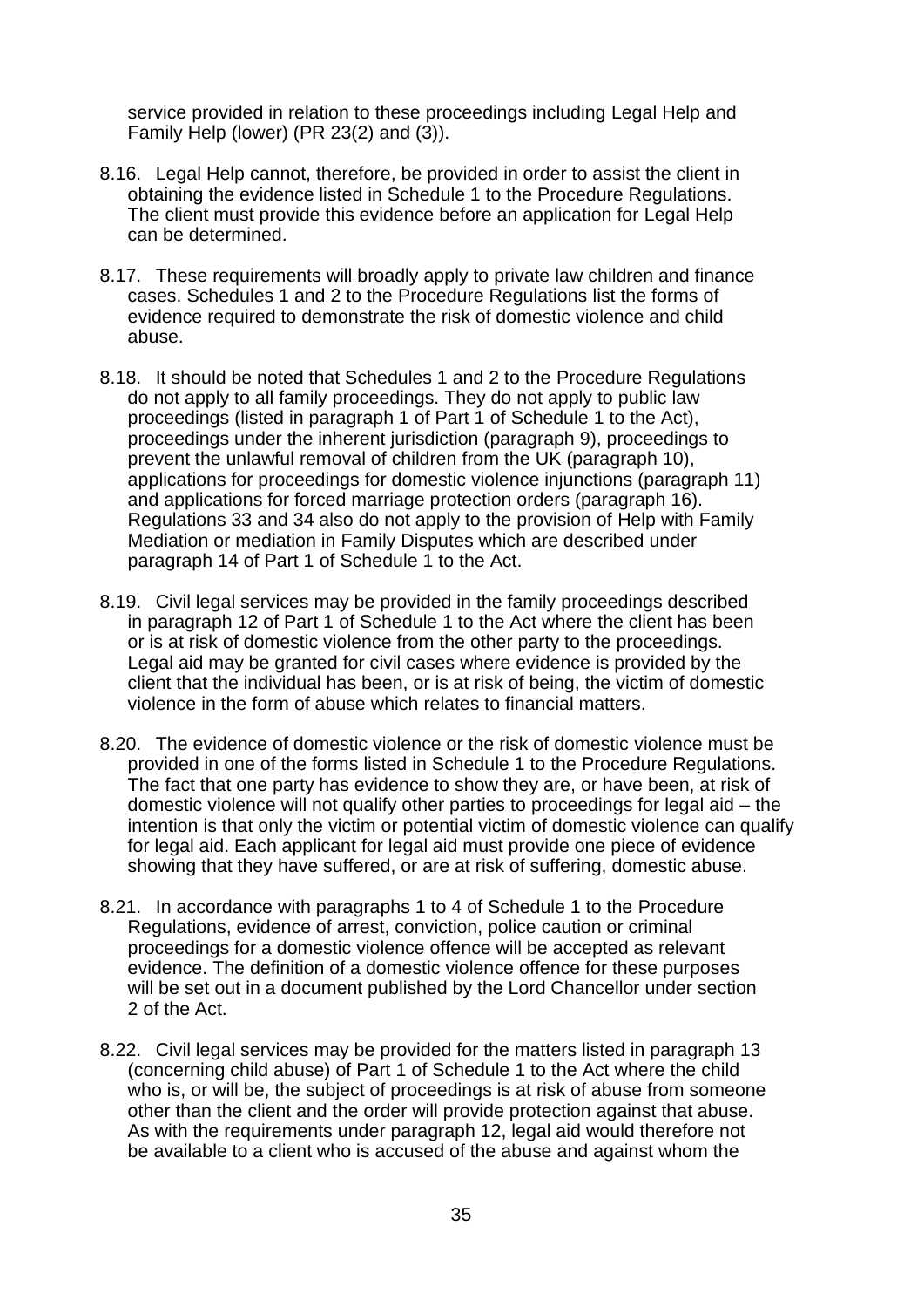service provided in relation to these proceedings including Legal Help and Family Help (lower) (PR 23(2) and (3)).

8.16. Legal Help cannot, therefore, be provided in order to assist the client in obtaining the evidence listed in Schedule 1 to the Procedure Regulations. The client must provide this evidence before an application for Legal Help can be determined.

8.17. These requirements will broadly apply to private law children and finance cases. Schedules 1 and 2 to the Procedure Regulations list the forms of evidence required to demonstrate the risk of domestic violence and child abuse.

8.18. It should be noted that Schedules 1 and 2 to the Procedure Regulations do not apply to all family proceedings. They do not apply to public law proceedings (listed in paragraph 1 of Part 1 of Schedule 1 to the Act), proceedings under the inherent jurisdiction (paragraph 9), proceedings to prevent the unlawful removal of children from the UK (paragraph 10), applications for proceedings for domestic violence injunctions (paragraph 11) and applications for forced marriage protection orders (paragraph 16). Regulations 33 and 34 also do not apply to the provision of Help with Family Mediation or mediation in Family Disputes which are described under paragraph 14 of Part 1 of Schedule 1 to the Act.

8.19. Civil legal services may be provided in the family proceedings described in paragraph 12 of Part 1 of Schedule 1 to the Act where the client has been or is at risk of domestic violence from the other party to the proceedings. Legal aid may be granted for civil cases where evidence is provided by the client that the individual has been, or is at risk of being, the victim of domestic violence in the form of abuse which relates to financial matters.

8.20. The evidence of domestic violence or the risk of domestic violence must be provided in one of the forms listed in Schedule 1 to the Procedure Regulations. The fact that one party has evidence to show they are, or have been, at risk of domestic violence will not qualify other parties to proceedings for legal aid – the intention is that only the victim or potential victim of domestic violence can qualify for legal aid. Each applicant for legal aid must provide one piece of evidence showing that they have suffered, or are at risk of suffering, domestic abuse.

8.21. In accordance with paragraphs 1 to 4 of Schedule 1 to the Procedure Regulations, evidence of arrest, conviction, police caution or criminal proceedings for a domestic violence offence will be accepted as relevant evidence. The definition of a domestic violence offence for these purposes will be set out in a document published by the Lord Chancellor under section 2 of the Act.

8.22. Civil legal services may be provided for the matters listed in paragraph 13 (concerning child abuse) of Part 1 of Schedule 1 to the Act where the child who is, or will be, the subject of proceedings is at risk of abuse from someone other than the client and the order will provide protection against that abuse. As with the requirements under paragraph 12, legal aid would therefore not be available to a client who is accused of the abuse and against whom the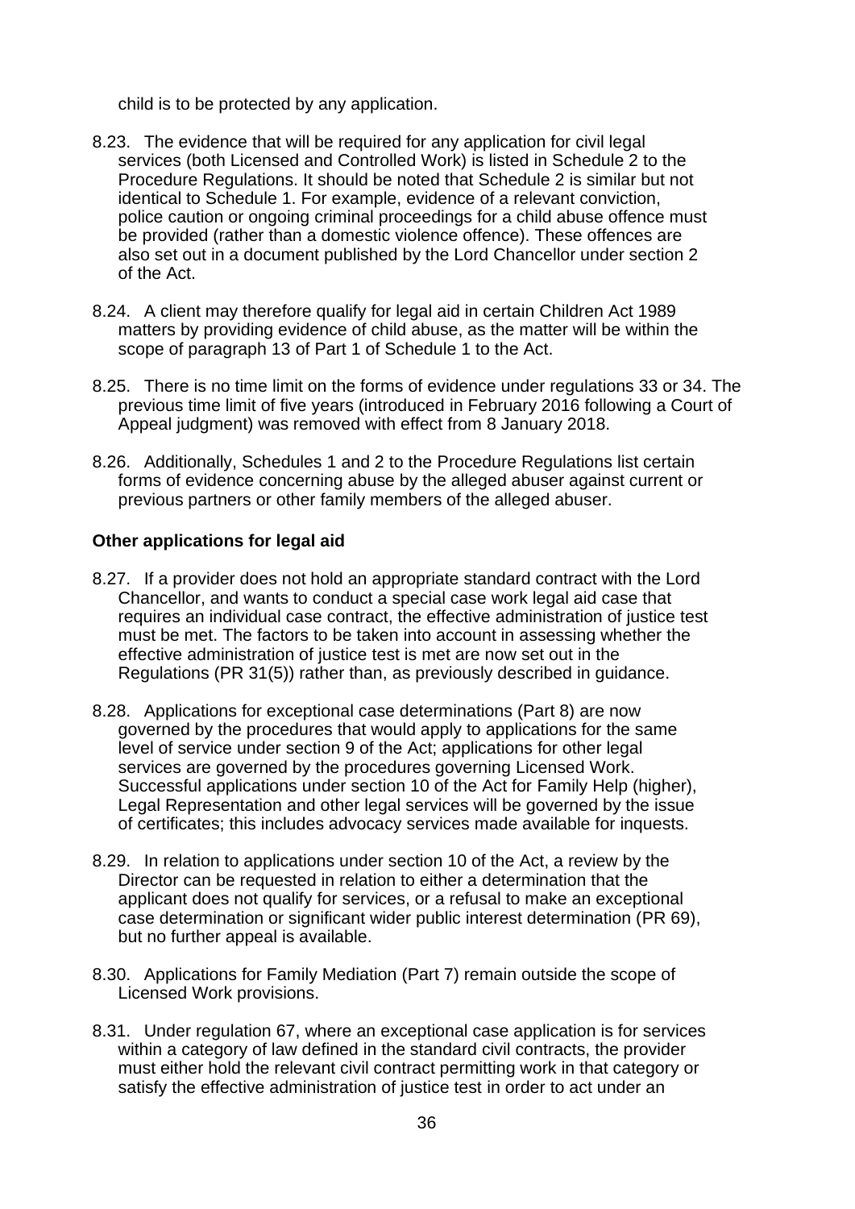child is to be protected by any application.

8.23. The evidence that will be required for any application for civil legal services (both Licensed and Controlled Work) is listed in Schedule 2 to the Procedure Regulations. It should be noted that Schedule 2 is similar but not identical to Schedule 1. For example, evidence of a relevant conviction, police caution or ongoing criminal proceedings for a child abuse offence must be provided (rather than a domestic violence offence). These offences are also set out in a document published by the Lord Chancellor under section 2 of the Act.

8.24. A client may therefore qualify for legal aid in certain Children Act 1989 matters by providing evidence of child abuse, as the matter will be within the scope of paragraph 13 of Part 1 of Schedule 1 to the Act.

8.25. There is no time limit on the forms of evidence under regulations 33 or 34. The previous time limit of five years (introduced in February 2016 following a Court of Appeal judgment) was removed with effect from 8 January 2018.

8.26. Additionally, Schedules 1 and 2 to the Procedure Regulations list certain forms of evidence concerning abuse by the alleged abuser against current or previous partners or other family members of the alleged abuser.

### Other applications for legal aid

8.27. If a provider does not hold an appropriate standard contract with the Lord Chancellor, and wants to conduct a special case work legal aid case that requires an individual case contract, the effective administration of justice test must be met. The factors to be taken into account in assessing whether the effective administration of justice test is met are now set out in the Regulations (PR 31(5)) rather than, as previously described in guidance.

8.28. Applications for exceptional case determinations (Part 8) are now governed by the procedures that would apply to applications for the same level of service under section 9 of the Act; applications for other legal services are governed by the procedures governing Licensed Work. Successful applications under section 10 of the Act for Family Help (higher), Legal Representation and other legal services will be governed by the issue of certificates; this includes advocacy services made available for inquests.

8.29. In relation to applications under section 10 of the Act, a review by the Director can be requested in relation to either a determination that the applicant does not qualify for services, or a refusal to make an exceptional case determination or significant wider public interest determination (PR 69), but no further appeal is available.

8.30. Applications for Family Mediation (Part 7) remain outside the scope of Licensed Work provisions.

8.31. Under regulation 67, where an exceptional case application is for services within a category of law defined in the standard civil contracts, the provider must either hold the relevant civil contract permitting work in that category or satisfy the effective administration of justice test in order to act under an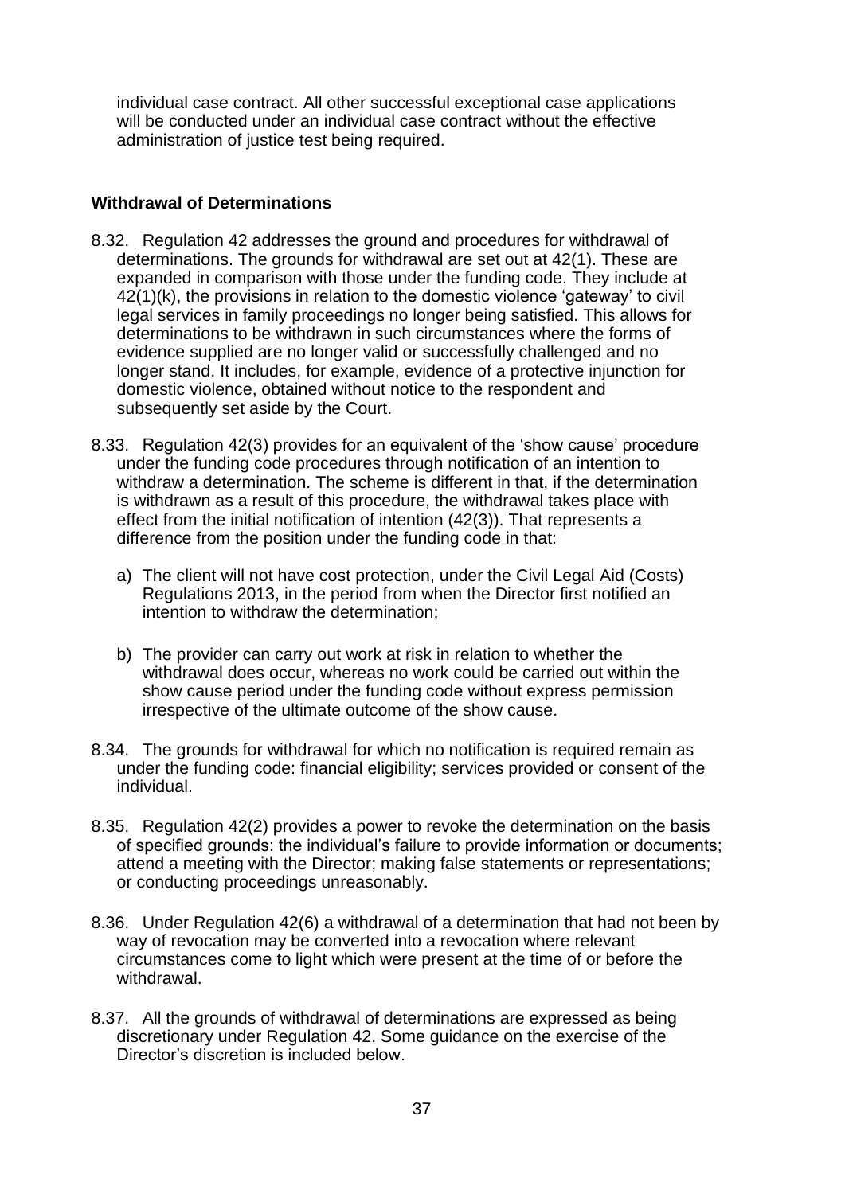individual case contract. All other successful exceptional case applications will be conducted under an individual case contract without the effective administration of justice test being required.

## Withdrawal of Determinations

8.32. Regulation 42 addresses the ground and procedures for withdrawal of determinations. The grounds for withdrawal are set out at 42(1). These are expanded in comparison with those under the funding code. They include at 42(1)(k), the provisions in relation to the domestic violence 'gateway' to civil legal services in family proceedings no longer being satisfied. This allows for determinations to be withdrawn in such circumstances where the forms of evidence supplied are no longer valid or successfully challenged and no longer stand. It includes, for example, evidence of a protective injunction for domestic violence, obtained without notice to the respondent and subsequently set aside by the Court.

8.33. Regulation 42(3) provides for an equivalent of the 'show cause' procedure under the funding code procedures through notification of an intention to withdraw a determination. The scheme is different in that, if the determination is withdrawn as a result of this procedure, the withdrawal takes place with effect from the initial notification of intention (42(3)). That represents a difference from the position under the funding code in that:

a) The client will not have cost protection, under the Civil Legal Aid (Costs) Regulations 2013, in the period from when the Director first notified an intention to withdraw the determination;

b) The provider can carry out work at risk in relation to whether the withdrawal does occur, whereas no work could be carried out within the show cause period under the funding code without express permission irrespective of the ultimate outcome of the show cause.

8.34. The grounds for withdrawal for which no notification is required remain as under the funding code: financial eligibility; services provided or consent of the individual.

8.35. Regulation 42(2) provides a power to revoke the determination on the basis of specified grounds: the individual's failure to provide information or documents; attend a meeting with the Director; making false statements or representations; or conducting proceedings unreasonably.

8.36. Under Regulation 42(6) a withdrawal of a determination that had not been by way of revocation may be converted into a revocation where relevant circumstances come to light which were present at the time of or before the withdrawal.

8.37. All the grounds of withdrawal of determinations are expressed as being discretionary under Regulation 42. Some guidance on the exercise of the Director's discretion is included below.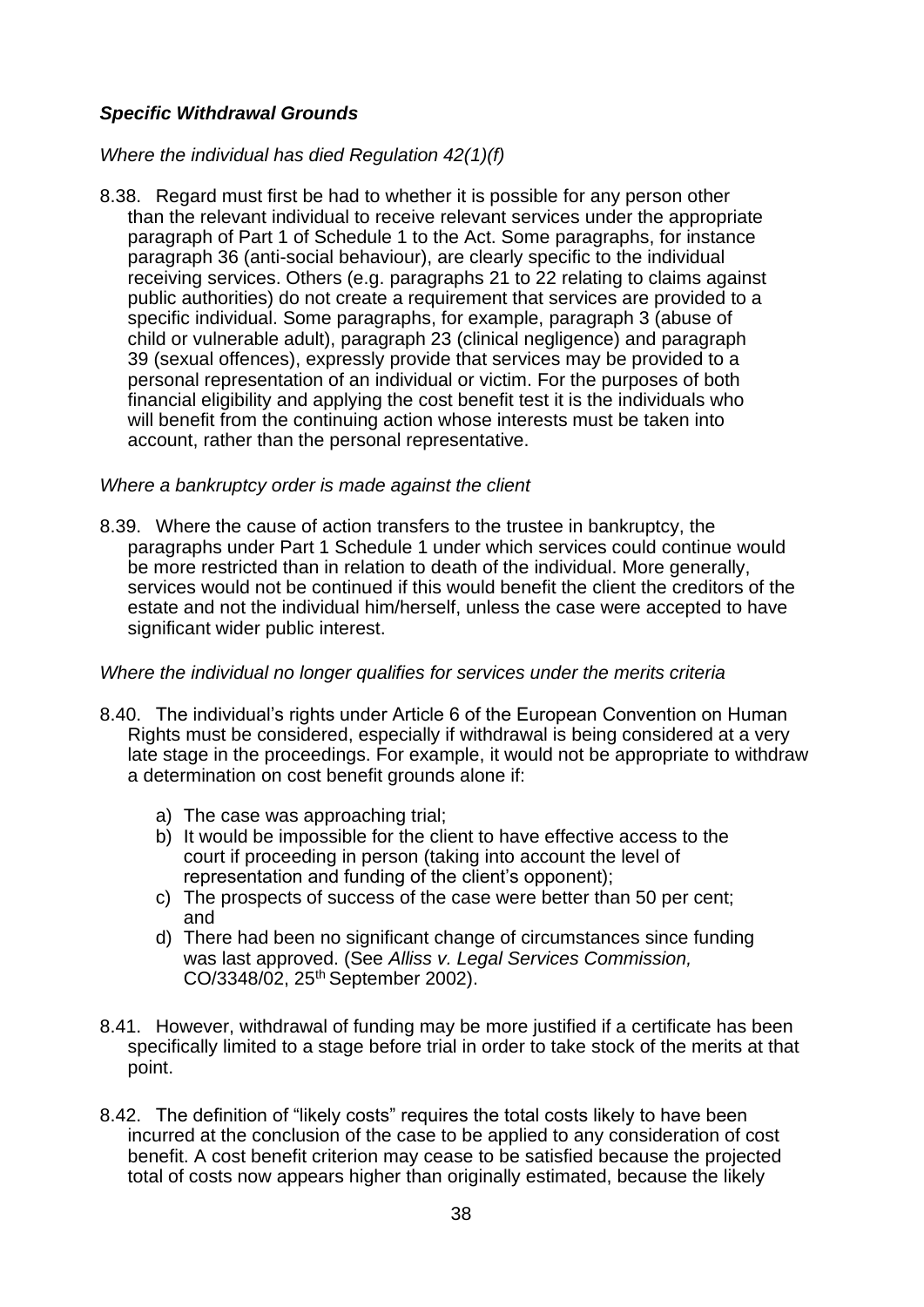***Specific Withdrawal Grounds***

*Where the individual has died Regulation 42(1)(f)*

8.38. Regard must first be had to whether it is possible for any person other than the relevant individual to receive relevant services under the appropriate paragraph of Part 1 of Schedule 1 to the Act. Some paragraphs, for instance paragraph 36 (anti-social behaviour), are clearly specific to the individual receiving services. Others (e.g. paragraphs 21 to 22 relating to claims against public authorities) do not create a requirement that services are provided to a specific individual. Some paragraphs, for example, paragraph 3 (abuse of child or vulnerable adult), paragraph 23 (clinical negligence) and paragraph 39 (sexual offences), expressly provide that services may be provided to a personal representation of an individual or victim. For the purposes of both financial eligibility and applying the cost benefit test it is the individuals who will benefit from the continuing action whose interests must be taken into account, rather than the personal representative.

*Where a bankruptcy order is made against the client*

8.39. Where the cause of action transfers to the trustee in bankruptcy, the paragraphs under Part 1 Schedule 1 under which services could continue would be more restricted than in relation to death of the individual. More generally, services would not be continued if this would benefit the client the creditors of the estate and not the individual him/herself, unless the case were accepted to have significant wider public interest.

*Where the individual no longer qualifies for services under the merits criteria*

8.40. The individual's rights under Article 6 of the European Convention on Human Rights must be considered, especially if withdrawal is being considered at a very late stage in the proceedings. For example, it would not be appropriate to withdraw a determination on cost benefit grounds alone if:

a) The case was approaching trial;
b) It would be impossible for the client to have effective access to the court if proceeding in person (taking into account the level of representation and funding of the client's opponent);
c) The prospects of success of the case were better than 50 per cent; and
d) There had been no significant change of circumstances since funding was last approved. (See *Alliss v. Legal Services Commission,* CO/3348/02, 25th September 2002).

8.41. However, withdrawal of funding may be more justified if a certificate has been specifically limited to a stage before trial in order to take stock of the merits at that point.

8.42. The definition of "likely costs" requires the total costs likely to have been incurred at the conclusion of the case to be applied to any consideration of cost benefit. A cost benefit criterion may cease to be satisfied because the projected total of costs now appears higher than originally estimated, because the likely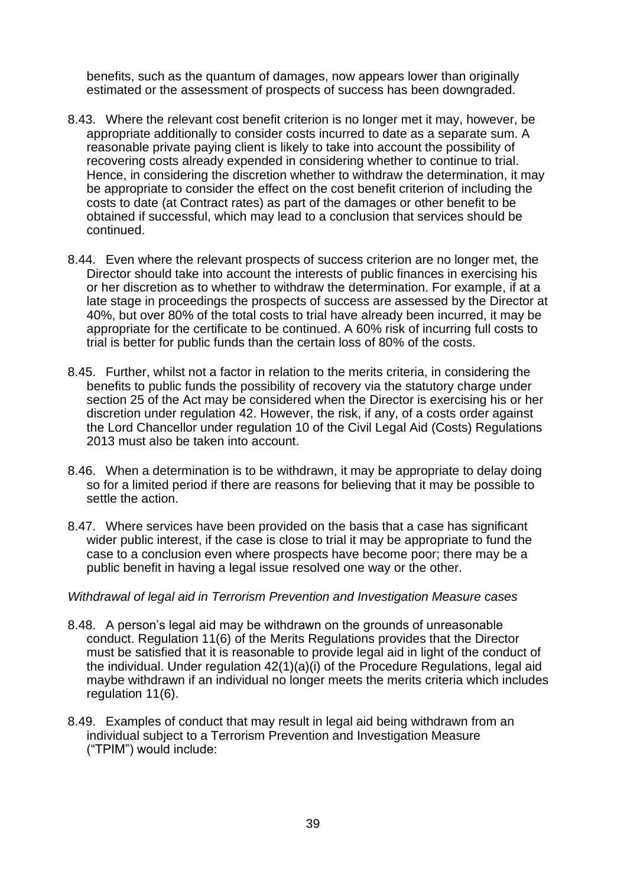benefits, such as the quantum of damages, now appears lower than originally estimated or the assessment of prospects of success has been downgraded.

8.43. Where the relevant cost benefit criterion is no longer met it may, however, be appropriate additionally to consider costs incurred to date as a separate sum. A reasonable private paying client is likely to take into account the possibility of recovering costs already expended in considering whether to continue to trial. Hence, in considering the discretion whether to withdraw the determination, it may be appropriate to consider the effect on the cost benefit criterion of including the costs to date (at Contract rates) as part of the damages or other benefit to be obtained if successful, which may lead to a conclusion that services should be continued.

8.44. Even where the relevant prospects of success criterion are no longer met, the Director should take into account the interests of public finances in exercising his or her discretion as to whether to withdraw the determination. For example, if at a late stage in proceedings the prospects of success are assessed by the Director at 40%, but over 80% of the total costs to trial have already been incurred, it may be appropriate for the certificate to be continued. A 60% risk of incurring full costs to trial is better for public funds than the certain loss of 80% of the costs.

8.45. Further, whilst not a factor in relation to the merits criteria, in considering the benefits to public funds the possibility of recovery via the statutory charge under section 25 of the Act may be considered when the Director is exercising his or her discretion under regulation 42. However, the risk, if any, of a costs order against the Lord Chancellor under regulation 10 of the Civil Legal Aid (Costs) Regulations 2013 must also be taken into account.

8.46. When a determination is to be withdrawn, it may be appropriate to delay doing so for a limited period if there are reasons for believing that it may be possible to settle the action.

8.47. Where services have been provided on the basis that a case has significant wider public interest, if the case is close to trial it may be appropriate to fund the case to a conclusion even where prospects have become poor; there may be a public benefit in having a legal issue resolved one way or the other.

*Withdrawal of legal aid in Terrorism Prevention and Investigation Measure cases*

8.48. A person's legal aid may be withdrawn on the grounds of unreasonable conduct. Regulation 11(6) of the Merits Regulations provides that the Director must be satisfied that it is reasonable to provide legal aid in light of the conduct of the individual. Under regulation 42(1)(a)(i) of the Procedure Regulations, legal aid maybe withdrawn if an individual no longer meets the merits criteria which includes regulation 11(6).

8.49. Examples of conduct that may result in legal aid being withdrawn from an individual subject to a Terrorism Prevention and Investigation Measure ("TPIM") would include: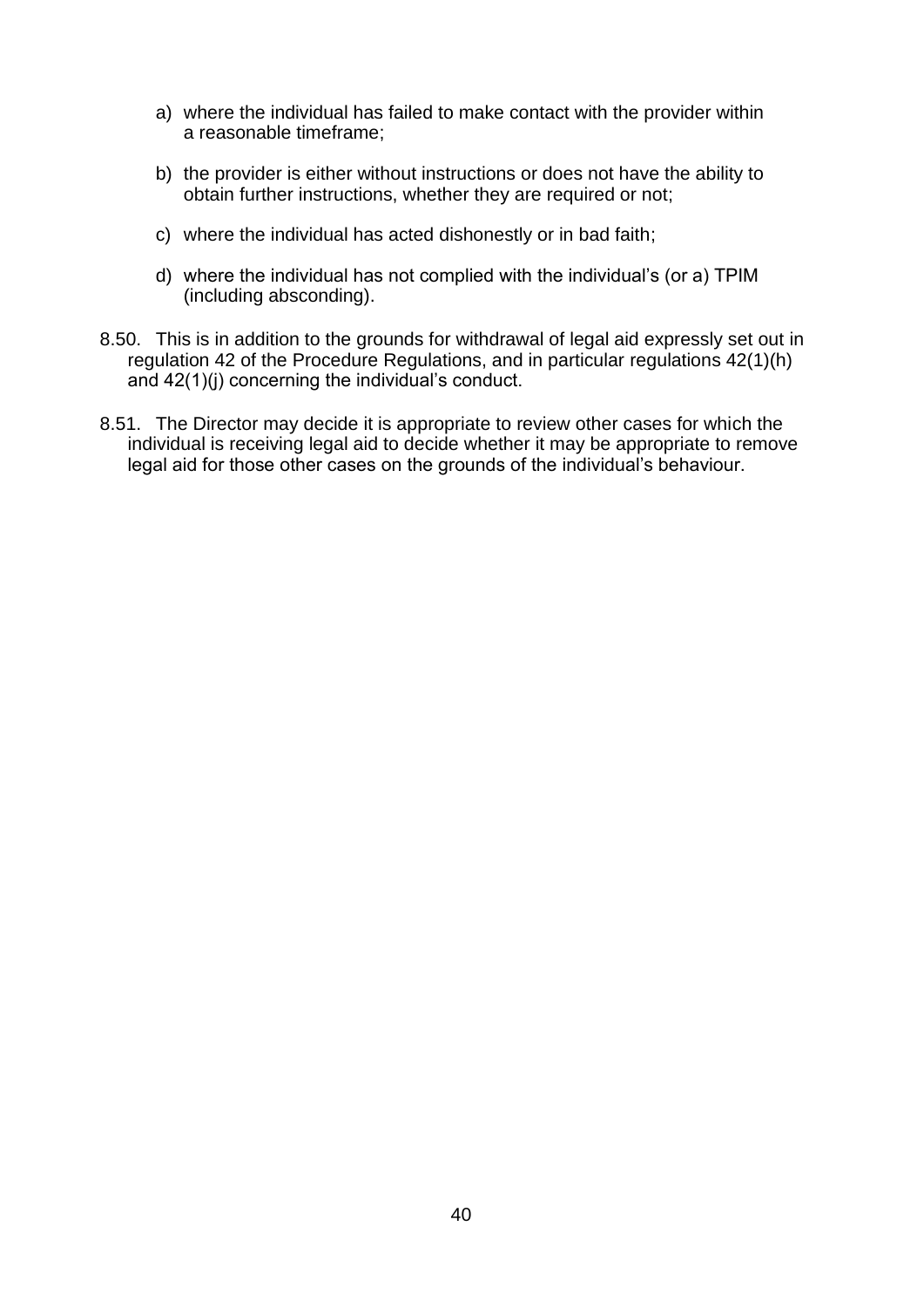a) where the individual has failed to make contact with the provider within a reasonable timeframe;

b) the provider is either without instructions or does not have the ability to obtain further instructions, whether they are required or not;

c) where the individual has acted dishonestly or in bad faith;

d) where the individual has not complied with the individual's (or a) TPIM (including absconding).

8.50. This is in addition to the grounds for withdrawal of legal aid expressly set out in regulation 42 of the Procedure Regulations, and in particular regulations 42(1)(h) and 42(1)(j) concerning the individual's conduct.

8.51. The Director may decide it is appropriate to review other cases for which the individual is receiving legal aid to decide whether it may be appropriate to remove legal aid for those other cases on the grounds of the individual's behaviour.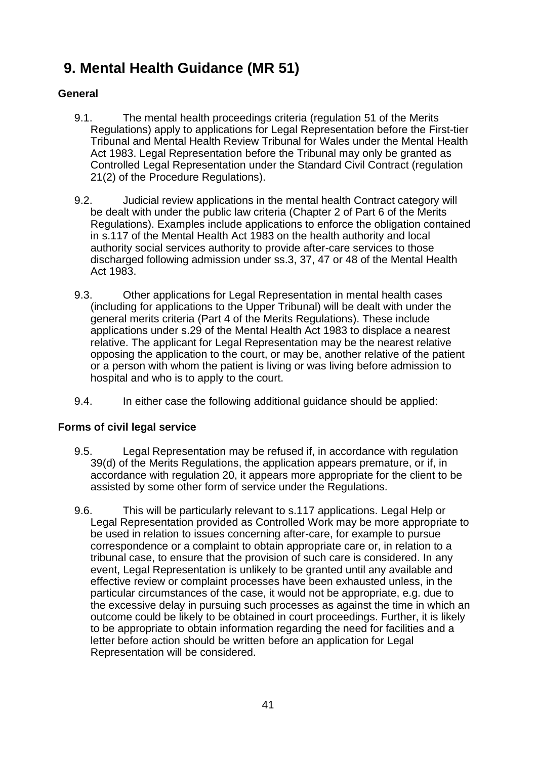# 9. Mental Health Guidance (MR 51)

### General

9.1. The mental health proceedings criteria (regulation 51 of the Merits Regulations) apply to applications for Legal Representation before the First-tier Tribunal and Mental Health Review Tribunal for Wales under the Mental Health Act 1983. Legal Representation before the Tribunal may only be granted as Controlled Legal Representation under the Standard Civil Contract (regulation 21(2) of the Procedure Regulations).

9.2. Judicial review applications in the mental health Contract category will be dealt with under the public law criteria (Chapter 2 of Part 6 of the Merits Regulations). Examples include applications to enforce the obligation contained in s.117 of the Mental Health Act 1983 on the health authority and local authority social services authority to provide after-care services to those discharged following admission under ss.3, 37, 47 or 48 of the Mental Health Act 1983.

9.3. Other applications for Legal Representation in mental health cases (including for applications to the Upper Tribunal) will be dealt with under the general merits criteria (Part 4 of the Merits Regulations). These include applications under s.29 of the Mental Health Act 1983 to displace a nearest relative. The applicant for Legal Representation may be the nearest relative opposing the application to the court, or may be, another relative of the patient or a person with whom the patient is living or was living before admission to hospital and who is to apply to the court.

9.4. In either case the following additional guidance should be applied:

### Forms of civil legal service

9.5. Legal Representation may be refused if, in accordance with regulation 39(d) of the Merits Regulations, the application appears premature, or if, in accordance with regulation 20, it appears more appropriate for the client to be assisted by some other form of service under the Regulations.

9.6. This will be particularly relevant to s.117 applications. Legal Help or Legal Representation provided as Controlled Work may be more appropriate to be used in relation to issues concerning after-care, for example to pursue correspondence or a complaint to obtain appropriate care or, in relation to a tribunal case, to ensure that the provision of such care is considered. In any event, Legal Representation is unlikely to be granted until any available and effective review or complaint processes have been exhausted unless, in the particular circumstances of the case, it would not be appropriate, e.g. due to the excessive delay in pursuing such processes as against the time in which an outcome could be likely to be obtained in court proceedings. Further, it is likely to be appropriate to obtain information regarding the need for facilities and a letter before action should be written before an application for Legal Representation will be considered.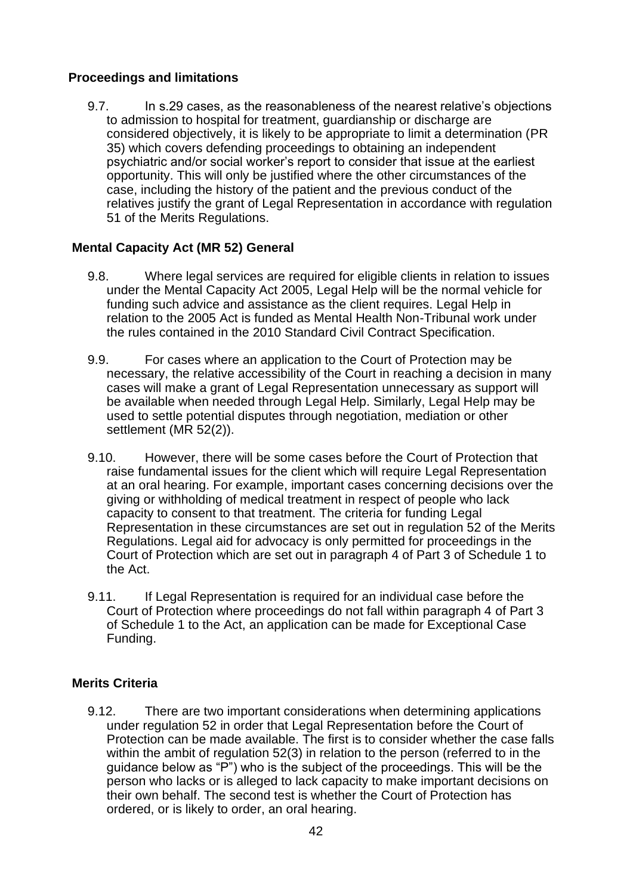### Proceedings and limitations

9.7. In s.29 cases, as the reasonableness of the nearest relative's objections to admission to hospital for treatment, guardianship or discharge are considered objectively, it is likely to be appropriate to limit a determination (PR 35) which covers defending proceedings to obtaining an independent psychiatric and/or social worker's report to consider that issue at the earliest opportunity. This will only be justified where the other circumstances of the case, including the history of the patient and the previous conduct of the relatives justify the grant of Legal Representation in accordance with regulation 51 of the Merits Regulations.

### Mental Capacity Act (MR 52) General

9.8. Where legal services are required for eligible clients in relation to issues under the Mental Capacity Act 2005, Legal Help will be the normal vehicle for funding such advice and assistance as the client requires. Legal Help in relation to the 2005 Act is funded as Mental Health Non-Tribunal work under the rules contained in the 2010 Standard Civil Contract Specification.

9.9. For cases where an application to the Court of Protection may be necessary, the relative accessibility of the Court in reaching a decision in many cases will make a grant of Legal Representation unnecessary as support will be available when needed through Legal Help. Similarly, Legal Help may be used to settle potential disputes through negotiation, mediation or other settlement (MR 52(2)).

9.10. However, there will be some cases before the Court of Protection that raise fundamental issues for the client which will require Legal Representation at an oral hearing. For example, important cases concerning decisions over the giving or withholding of medical treatment in respect of people who lack capacity to consent to that treatment. The criteria for funding Legal Representation in these circumstances are set out in regulation 52 of the Merits Regulations. Legal aid for advocacy is only permitted for proceedings in the Court of Protection which are set out in paragraph 4 of Part 3 of Schedule 1 to the Act.

9.11. If Legal Representation is required for an individual case before the Court of Protection where proceedings do not fall within paragraph 4 of Part 3 of Schedule 1 to the Act, an application can be made for Exceptional Case Funding.

### Merits Criteria

9.12. There are two important considerations when determining applications under regulation 52 in order that Legal Representation before the Court of Protection can be made available. The first is to consider whether the case falls within the ambit of regulation 52(3) in relation to the person (referred to in the guidance below as "P") who is the subject of the proceedings. This will be the person who lacks or is alleged to lack capacity to make important decisions on their own behalf. The second test is whether the Court of Protection has ordered, or is likely to order, an oral hearing.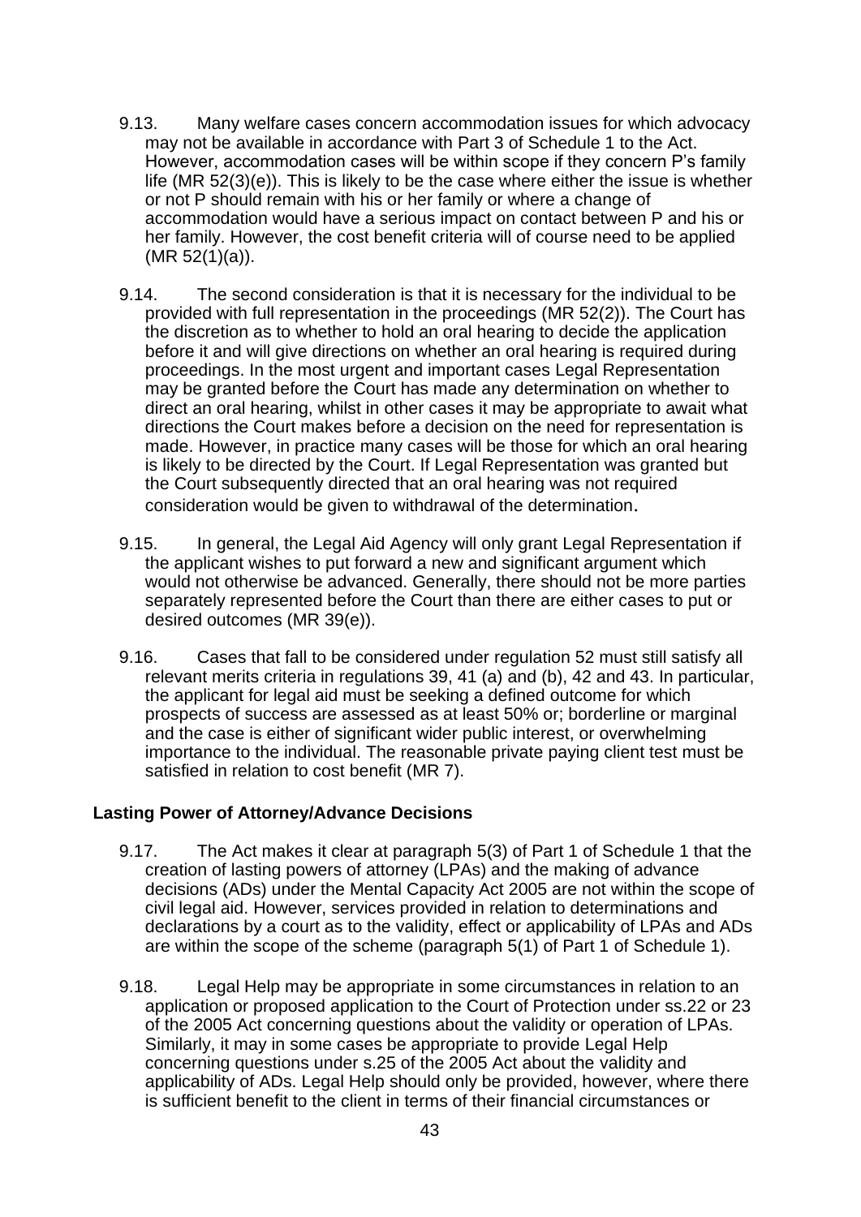9.13. Many welfare cases concern accommodation issues for which advocacy may not be available in accordance with Part 3 of Schedule 1 to the Act. However, accommodation cases will be within scope if they concern P's family life (MR 52(3)(e)). This is likely to be the case where either the issue is whether or not P should remain with his or her family or where a change of accommodation would have a serious impact on contact between P and his or her family. However, the cost benefit criteria will of course need to be applied (MR 52(1)(a)).

9.14. The second consideration is that it is necessary for the individual to be provided with full representation in the proceedings (MR 52(2)). The Court has the discretion as to whether to hold an oral hearing to decide the application before it and will give directions on whether an oral hearing is required during proceedings. In the most urgent and important cases Legal Representation may be granted before the Court has made any determination on whether to direct an oral hearing, whilst in other cases it may be appropriate to await what directions the Court makes before a decision on the need for representation is made. However, in practice many cases will be those for which an oral hearing is likely to be directed by the Court. If Legal Representation was granted but the Court subsequently directed that an oral hearing was not required consideration would be given to withdrawal of the determination.

9.15. In general, the Legal Aid Agency will only grant Legal Representation if the applicant wishes to put forward a new and significant argument which would not otherwise be advanced. Generally, there should not be more parties separately represented before the Court than there are either cases to put or desired outcomes (MR 39(e)).

9.16. Cases that fall to be considered under regulation 52 must still satisfy all relevant merits criteria in regulations 39, 41 (a) and (b), 42 and 43. In particular, the applicant for legal aid must be seeking a defined outcome for which prospects of success are assessed as at least 50% or; borderline or marginal and the case is either of significant wider public interest, or overwhelming importance to the individual. The reasonable private paying client test must be satisfied in relation to cost benefit (MR 7).

### Lasting Power of Attorney/Advance Decisions

9.17. The Act makes it clear at paragraph 5(3) of Part 1 of Schedule 1 that the creation of lasting powers of attorney (LPAs) and the making of advance decisions (ADs) under the Mental Capacity Act 2005 are not within the scope of civil legal aid. However, services provided in relation to determinations and declarations by a court as to the validity, effect or applicability of LPAs and ADs are within the scope of the scheme (paragraph 5(1) of Part 1 of Schedule 1).

9.18. Legal Help may be appropriate in some circumstances in relation to an application or proposed application to the Court of Protection under ss.22 or 23 of the 2005 Act concerning questions about the validity or operation of LPAs. Similarly, it may in some cases be appropriate to provide Legal Help concerning questions under s.25 of the 2005 Act about the validity and applicability of ADs. Legal Help should only be provided, however, where there is sufficient benefit to the client in terms of their financial circumstances or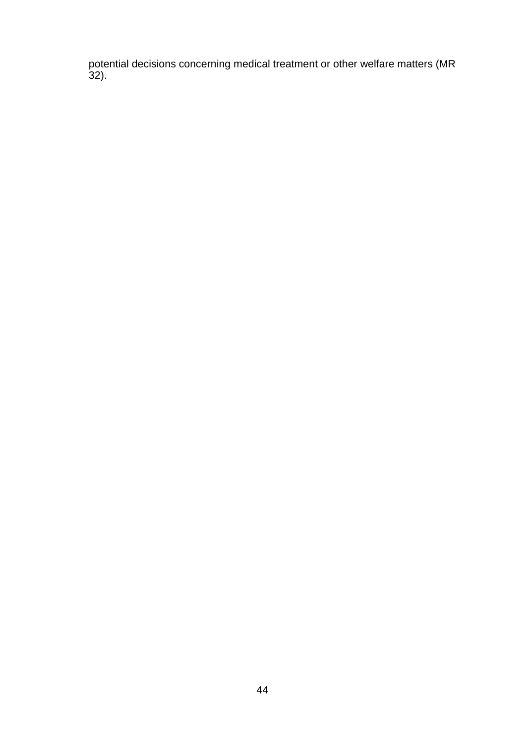potential decisions concerning medical treatment or other welfare matters (MR 32).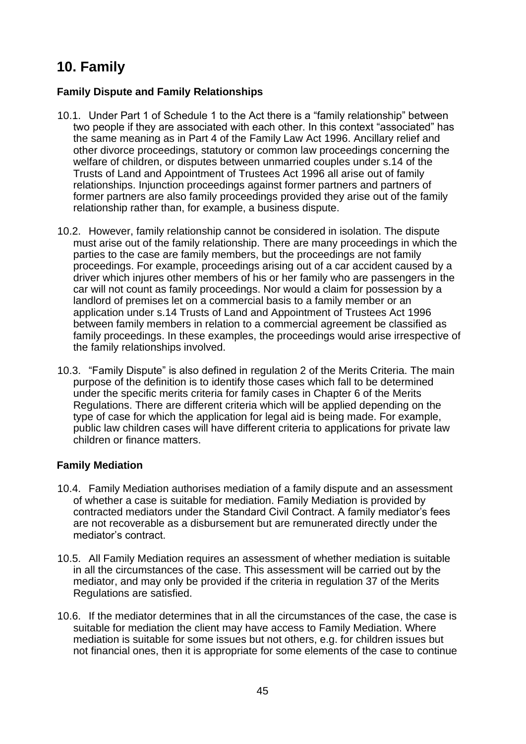## 10. Family

### Family Dispute and Family Relationships

10.1. Under Part 1 of Schedule 1 to the Act there is a "family relationship" between two people if they are associated with each other. In this context "associated" has the same meaning as in Part 4 of the Family Law Act 1996. Ancillary relief and other divorce proceedings, statutory or common law proceedings concerning the welfare of children, or disputes between unmarried couples under s.14 of the Trusts of Land and Appointment of Trustees Act 1996 all arise out of family relationships. Injunction proceedings against former partners and partners of former partners are also family proceedings provided they arise out of the family relationship rather than, for example, a business dispute.

10.2. However, family relationship cannot be considered in isolation. The dispute must arise out of the family relationship. There are many proceedings in which the parties to the case are family members, but the proceedings are not family proceedings. For example, proceedings arising out of a car accident caused by a driver which injures other members of his or her family who are passengers in the car will not count as family proceedings. Nor would a claim for possession by a landlord of premises let on a commercial basis to a family member or an application under s.14 Trusts of Land and Appointment of Trustees Act 1996 between family members in relation to a commercial agreement be classified as family proceedings. In these examples, the proceedings would arise irrespective of the family relationships involved.

10.3. "Family Dispute" is also defined in regulation 2 of the Merits Criteria. The main purpose of the definition is to identify those cases which fall to be determined under the specific merits criteria for family cases in Chapter 6 of the Merits Regulations. There are different criteria which will be applied depending on the type of case for which the application for legal aid is being made. For example, public law children cases will have different criteria to applications for private law children or finance matters.

### Family Mediation

10.4. Family Mediation authorises mediation of a family dispute and an assessment of whether a case is suitable for mediation. Family Mediation is provided by contracted mediators under the Standard Civil Contract. A family mediator's fees are not recoverable as a disbursement but are remunerated directly under the mediator's contract.

10.5. All Family Mediation requires an assessment of whether mediation is suitable in all the circumstances of the case. This assessment will be carried out by the mediator, and may only be provided if the criteria in regulation 37 of the Merits Regulations are satisfied.

10.6. If the mediator determines that in all the circumstances of the case, the case is suitable for mediation the client may have access to Family Mediation. Where mediation is suitable for some issues but not others, e.g. for children issues but not financial ones, then it is appropriate for some elements of the case to continue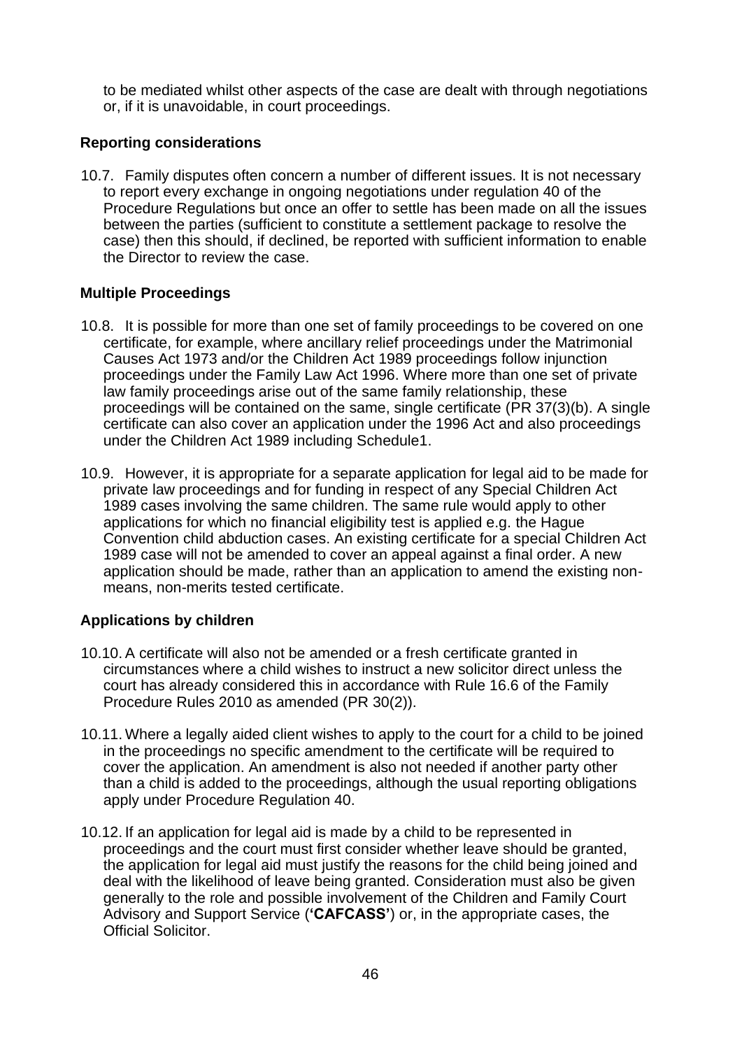to be mediated whilst other aspects of the case are dealt with through negotiations or, if it is unavoidable, in court proceedings.

### Reporting considerations

10.7. Family disputes often concern a number of different issues. It is not necessary to report every exchange in ongoing negotiations under regulation 40 of the Procedure Regulations but once an offer to settle has been made on all the issues between the parties (sufficient to constitute a settlement package to resolve the case) then this should, if declined, be reported with sufficient information to enable the Director to review the case.

### Multiple Proceedings

10.8. It is possible for more than one set of family proceedings to be covered on one certificate, for example, where ancillary relief proceedings under the Matrimonial Causes Act 1973 and/or the Children Act 1989 proceedings follow injunction proceedings under the Family Law Act 1996. Where more than one set of private law family proceedings arise out of the same family relationship, these proceedings will be contained on the same, single certificate (PR 37(3)(b). A single certificate can also cover an application under the 1996 Act and also proceedings under the Children Act 1989 including Schedule1.

10.9. However, it is appropriate for a separate application for legal aid to be made for private law proceedings and for funding in respect of any Special Children Act 1989 cases involving the same children. The same rule would apply to other applications for which no financial eligibility test is applied e.g. the Hague Convention child abduction cases. An existing certificate for a special Children Act 1989 case will not be amended to cover an appeal against a final order. A new application should be made, rather than an application to amend the existing non-means, non-merits tested certificate.

### Applications by children

10.10. A certificate will also not be amended or a fresh certificate granted in circumstances where a child wishes to instruct a new solicitor direct unless the court has already considered this in accordance with Rule 16.6 of the Family Procedure Rules 2010 as amended (PR 30(2)).

10.11. Where a legally aided client wishes to apply to the court for a child to be joined in the proceedings no specific amendment to the certificate will be required to cover the application. An amendment is also not needed if another party other than a child is added to the proceedings, although the usual reporting obligations apply under Procedure Regulation 40.

10.12. If an application for legal aid is made by a child to be represented in proceedings and the court must first consider whether leave should be granted, the application for legal aid must justify the reasons for the child being joined and deal with the likelihood of leave being granted. Consideration must also be given generally to the role and possible involvement of the Children and Family Court Advisory and Support Service (**'CAFCASS'**) or, in the appropriate cases, the Official Solicitor.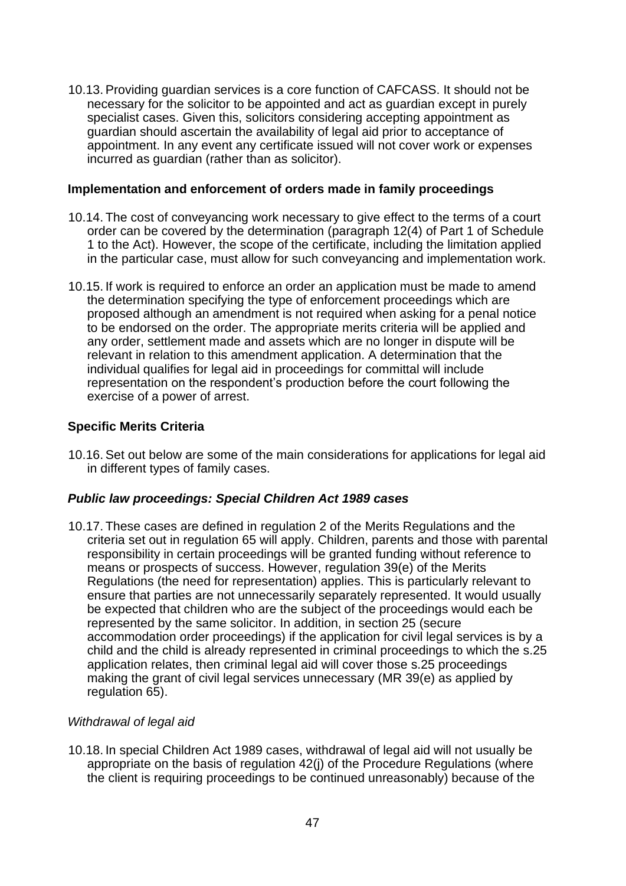10.13. Providing guardian services is a core function of CAFCASS. It should not be necessary for the solicitor to be appointed and act as guardian except in purely specialist cases. Given this, solicitors considering accepting appointment as guardian should ascertain the availability of legal aid prior to acceptance of appointment. In any event any certificate issued will not cover work or expenses incurred as guardian (rather than as solicitor).

### Implementation and enforcement of orders made in family proceedings

10.14. The cost of conveyancing work necessary to give effect to the terms of a court order can be covered by the determination (paragraph 12(4) of Part 1 of Schedule 1 to the Act). However, the scope of the certificate, including the limitation applied in the particular case, must allow for such conveyancing and implementation work.

10.15. If work is required to enforce an order an application must be made to amend the determination specifying the type of enforcement proceedings which are proposed although an amendment is not required when asking for a penal notice to be endorsed on the order. The appropriate merits criteria will be applied and any order, settlement made and assets which are no longer in dispute will be relevant in relation to this amendment application. A determination that the individual qualifies for legal aid in proceedings for committal will include representation on the respondent's production before the court following the exercise of a power of arrest.

### Specific Merits Criteria

10.16. Set out below are some of the main considerations for applications for legal aid in different types of family cases.

#### *Public law proceedings: Special Children Act 1989 cases*

10.17. These cases are defined in regulation 2 of the Merits Regulations and the criteria set out in regulation 65 will apply. Children, parents and those with parental responsibility in certain proceedings will be granted funding without reference to means or prospects of success. However, regulation 39(e) of the Merits Regulations (the need for representation) applies. This is particularly relevant to ensure that parties are not unnecessarily separately represented. It would usually be expected that children who are the subject of the proceedings would each be represented by the same solicitor. In addition, in section 25 (secure accommodation order proceedings) if the application for civil legal services is by a child and the child is already represented in criminal proceedings to which the s.25 application relates, then criminal legal aid will cover those s.25 proceedings making the grant of civil legal services unnecessary (MR 39(e) as applied by regulation 65).

*Withdrawal of legal aid*

10.18. In special Children Act 1989 cases, withdrawal of legal aid will not usually be appropriate on the basis of regulation 42(j) of the Procedure Regulations (where the client is requiring proceedings to be continued unreasonably) because of the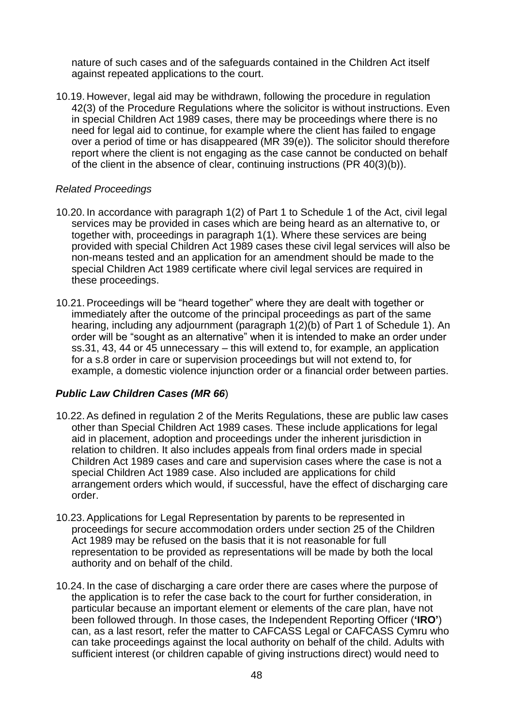nature of such cases and of the safeguards contained in the Children Act itself against repeated applications to the court.

10.19. However, legal aid may be withdrawn, following the procedure in regulation 42(3) of the Procedure Regulations where the solicitor is without instructions. Even in special Children Act 1989 cases, there may be proceedings where there is no need for legal aid to continue, for example where the client has failed to engage over a period of time or has disappeared (MR 39(e)). The solicitor should therefore report where the client is not engaging as the case cannot be conducted on behalf of the client in the absence of clear, continuing instructions (PR 40(3)(b)).

*Related Proceedings*

10.20. In accordance with paragraph 1(2) of Part 1 to Schedule 1 of the Act, civil legal services may be provided in cases which are being heard as an alternative to, or together with, proceedings in paragraph 1(1). Where these services are being provided with special Children Act 1989 cases these civil legal services will also be non-means tested and an application for an amendment should be made to the special Children Act 1989 certificate where civil legal services are required in these proceedings.

10.21. Proceedings will be "heard together" where they are dealt with together or immediately after the outcome of the principal proceedings as part of the same hearing, including any adjournment (paragraph 1(2)(b) of Part 1 of Schedule 1). An order will be "sought as an alternative" when it is intended to make an order under ss.31, 43, 44 or 45 unnecessary – this will extend to, for example, an application for a s.8 order in care or supervision proceedings but will not extend to, for example, a domestic violence injunction order or a financial order between parties.

### *Public Law Children Cases (MR 66)*

10.22. As defined in regulation 2 of the Merits Regulations, these are public law cases other than Special Children Act 1989 cases. These include applications for legal aid in placement, adoption and proceedings under the inherent jurisdiction in relation to children. It also includes appeals from final orders made in special Children Act 1989 cases and care and supervision cases where the case is not a special Children Act 1989 case. Also included are applications for child arrangement orders which would, if successful, have the effect of discharging care order.

10.23. Applications for Legal Representation by parents to be represented in proceedings for secure accommodation orders under section 25 of the Children Act 1989 may be refused on the basis that it is not reasonable for full representation to be provided as representations will be made by both the local authority and on behalf of the child.

10.24. In the case of discharging a care order there are cases where the purpose of the application is to refer the case back to the court for further consideration, in particular because an important element or elements of the care plan, have not been followed through. In those cases, the Independent Reporting Officer (**'IRO'**) can, as a last resort, refer the matter to CAFCASS Legal or CAFCASS Cymru who can take proceedings against the local authority on behalf of the child. Adults with sufficient interest (or children capable of giving instructions direct) would need to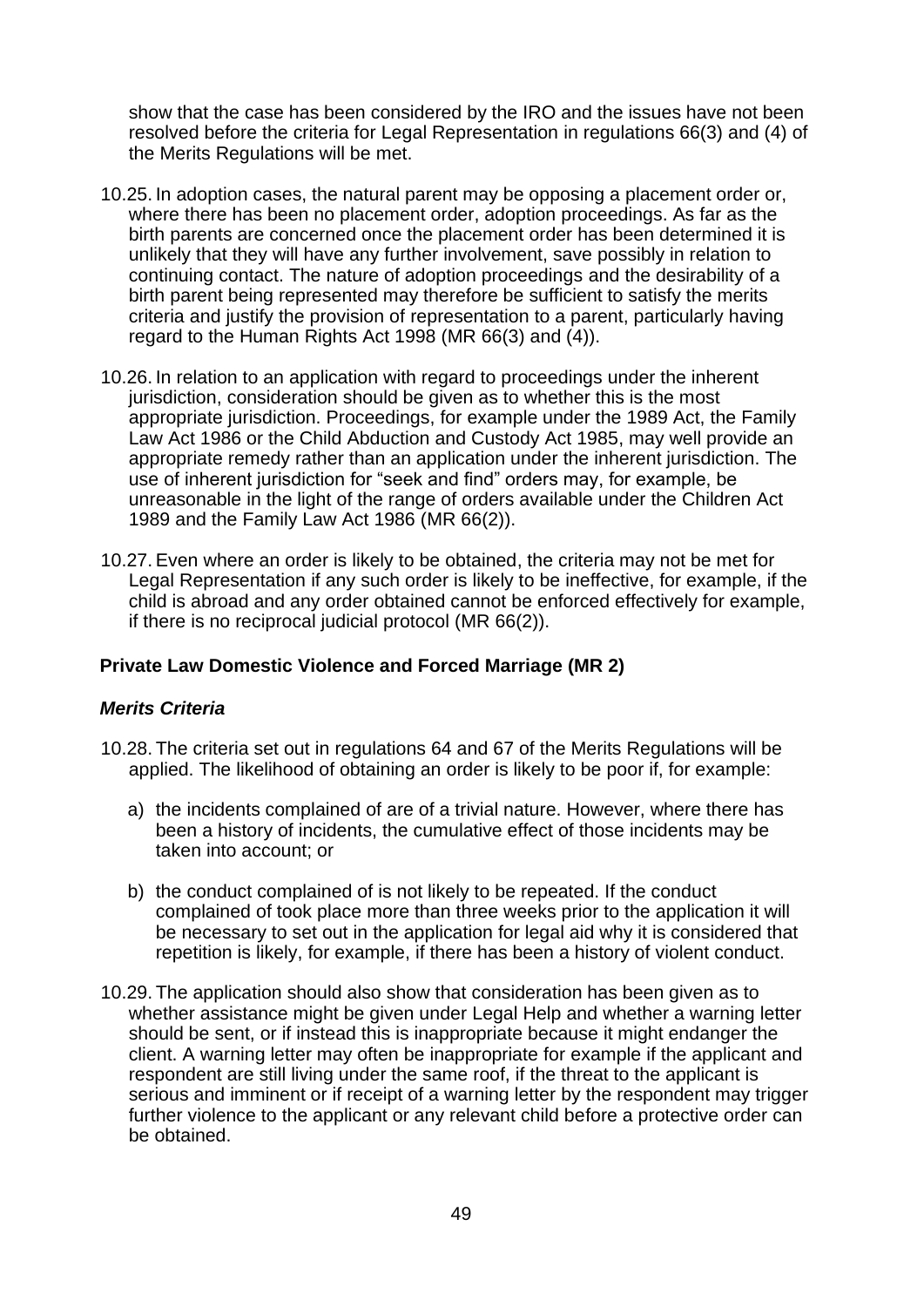show that the case has been considered by the IRO and the issues have not been resolved before the criteria for Legal Representation in regulations 66(3) and (4) of the Merits Regulations will be met.

10.25. In adoption cases, the natural parent may be opposing a placement order or, where there has been no placement order, adoption proceedings. As far as the birth parents are concerned once the placement order has been determined it is unlikely that they will have any further involvement, save possibly in relation to continuing contact. The nature of adoption proceedings and the desirability of a birth parent being represented may therefore be sufficient to satisfy the merits criteria and justify the provision of representation to a parent, particularly having regard to the Human Rights Act 1998 (MR 66(3) and (4)).

10.26. In relation to an application with regard to proceedings under the inherent jurisdiction, consideration should be given as to whether this is the most appropriate jurisdiction. Proceedings, for example under the 1989 Act, the Family Law Act 1986 or the Child Abduction and Custody Act 1985, may well provide an appropriate remedy rather than an application under the inherent jurisdiction. The use of inherent jurisdiction for "seek and find" orders may, for example, be unreasonable in the light of the range of orders available under the Children Act 1989 and the Family Law Act 1986 (MR 66(2)).

10.27. Even where an order is likely to be obtained, the criteria may not be met for Legal Representation if any such order is likely to be ineffective, for example, if the child is abroad and any order obtained cannot be enforced effectively for example, if there is no reciprocal judicial protocol (MR 66(2)).

### Private Law Domestic Violence and Forced Marriage (MR 2)

#### *Merits Criteria*

10.28. The criteria set out in regulations 64 and 67 of the Merits Regulations will be applied. The likelihood of obtaining an order is likely to be poor if, for example:

a) the incidents complained of are of a trivial nature. However, where there has been a history of incidents, the cumulative effect of those incidents may be taken into account; or

b) the conduct complained of is not likely to be repeated. If the conduct complained of took place more than three weeks prior to the application it will be necessary to set out in the application for legal aid why it is considered that repetition is likely, for example, if there has been a history of violent conduct.

10.29. The application should also show that consideration has been given as to whether assistance might be given under Legal Help and whether a warning letter should be sent, or if instead this is inappropriate because it might endanger the client. A warning letter may often be inappropriate for example if the applicant and respondent are still living under the same roof, if the threat to the applicant is serious and imminent or if receipt of a warning letter by the respondent may trigger further violence to the applicant or any relevant child before a protective order can be obtained.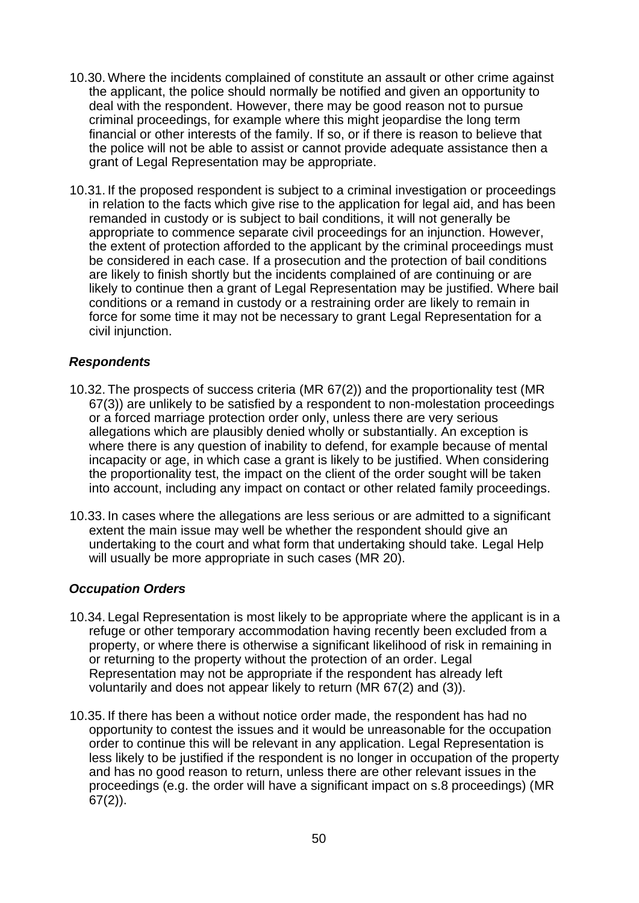10.30. Where the incidents complained of constitute an assault or other crime against the applicant, the police should normally be notified and given an opportunity to deal with the respondent. However, there may be good reason not to pursue criminal proceedings, for example where this might jeopardise the long term financial or other interests of the family. If so, or if there is reason to believe that the police will not be able to assist or cannot provide adequate assistance then a grant of Legal Representation may be appropriate.

10.31. If the proposed respondent is subject to a criminal investigation or proceedings in relation to the facts which give rise to the application for legal aid, and has been remanded in custody or is subject to bail conditions, it will not generally be appropriate to commence separate civil proceedings for an injunction. However, the extent of protection afforded to the applicant by the criminal proceedings must be considered in each case. If a prosecution and the protection of bail conditions are likely to finish shortly but the incidents complained of are continuing or are likely to continue then a grant of Legal Representation may be justified. Where bail conditions or a remand in custody or a restraining order are likely to remain in force for some time it may not be necessary to grant Legal Representation for a civil injunction.

### *Respondents*

10.32. The prospects of success criteria (MR 67(2)) and the proportionality test (MR 67(3)) are unlikely to be satisfied by a respondent to non-molestation proceedings or a forced marriage protection order only, unless there are very serious allegations which are plausibly denied wholly or substantially. An exception is where there is any question of inability to defend, for example because of mental incapacity or age, in which case a grant is likely to be justified. When considering the proportionality test, the impact on the client of the order sought will be taken into account, including any impact on contact or other related family proceedings.

10.33. In cases where the allegations are less serious or are admitted to a significant extent the main issue may well be whether the respondent should give an undertaking to the court and what form that undertaking should take. Legal Help will usually be more appropriate in such cases (MR 20).

### *Occupation Orders*

10.34. Legal Representation is most likely to be appropriate where the applicant is in a refuge or other temporary accommodation having recently been excluded from a property, or where there is otherwise a significant likelihood of risk in remaining in or returning to the property without the protection of an order. Legal Representation may not be appropriate if the respondent has already left voluntarily and does not appear likely to return (MR 67(2) and (3)).

10.35. If there has been a without notice order made, the respondent has had no opportunity to contest the issues and it would be unreasonable for the occupation order to continue this will be relevant in any application. Legal Representation is less likely to be justified if the respondent is no longer in occupation of the property and has no good reason to return, unless there are other relevant issues in the proceedings (e.g. the order will have a significant impact on s.8 proceedings) (MR 67(2)).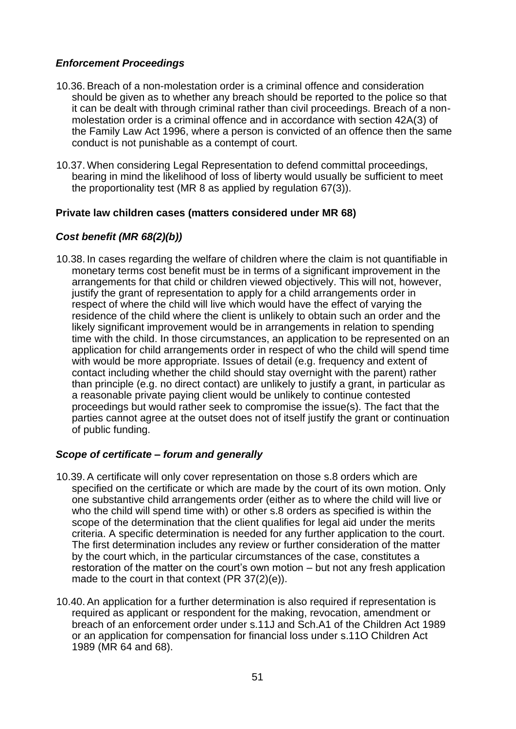### *Enforcement Proceedings*

10.36. Breach of a non-molestation order is a criminal offence and consideration should be given as to whether any breach should be reported to the police so that it can be dealt with through criminal rather than civil proceedings. Breach of a non-molestation order is a criminal offence and in accordance with section 42A(3) of the Family Law Act 1996, where a person is convicted of an offence then the same conduct is not punishable as a contempt of court.

10.37. When considering Legal Representation to defend committal proceedings, bearing in mind the likelihood of loss of liberty would usually be sufficient to meet the proportionality test (MR 8 as applied by regulation 67(3)).

## **Private law children cases (matters considered under MR 68)**

### *Cost benefit (MR 68(2)(b))*

10.38. In cases regarding the welfare of children where the claim is not quantifiable in monetary terms cost benefit must be in terms of a significant improvement in the arrangements for that child or children viewed objectively. This will not, however, justify the grant of representation to apply for a child arrangements order in respect of where the child will live which would have the effect of varying the residence of the child where the client is unlikely to obtain such an order and the likely significant improvement would be in arrangements in relation to spending time with the child. In those circumstances, an application to be represented on an application for child arrangements order in respect of who the child will spend time with would be more appropriate. Issues of detail (e.g. frequency and extent of contact including whether the child should stay overnight with the parent) rather than principle (e.g. no direct contact) are unlikely to justify a grant, in particular as a reasonable private paying client would be unlikely to continue contested proceedings but would rather seek to compromise the issue(s). The fact that the parties cannot agree at the outset does not of itself justify the grant or continuation of public funding.

### *Scope of certificate – forum and generally*

10.39. A certificate will only cover representation on those s.8 orders which are specified on the certificate or which are made by the court of its own motion. Only one substantive child arrangements order (either as to where the child will live or who the child will spend time with) or other s.8 orders as specified is within the scope of the determination that the client qualifies for legal aid under the merits criteria. A specific determination is needed for any further application to the court. The first determination includes any review or further consideration of the matter by the court which, in the particular circumstances of the case, constitutes a restoration of the matter on the court's own motion – but not any fresh application made to the court in that context (PR 37(2)(e)).

10.40. An application for a further determination is also required if representation is required as applicant or respondent for the making, revocation, amendment or breach of an enforcement order under s.11J and Sch.A1 of the Children Act 1989 or an application for compensation for financial loss under s.11O Children Act 1989 (MR 64 and 68).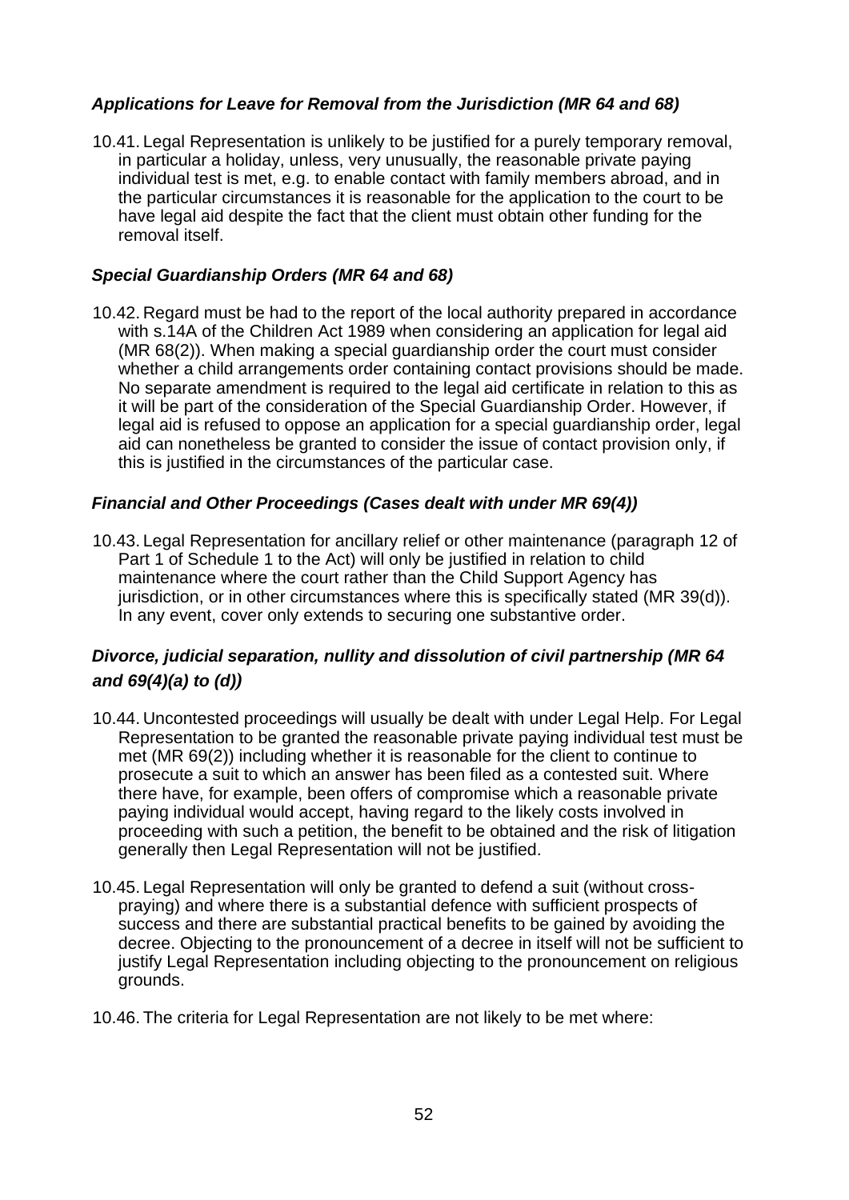### *Applications for Leave for Removal from the Jurisdiction (MR 64 and 68)*

10.41. Legal Representation is unlikely to be justified for a purely temporary removal, in particular a holiday, unless, very unusually, the reasonable private paying individual test is met, e.g. to enable contact with family members abroad, and in the particular circumstances it is reasonable for the application to the court to be have legal aid despite the fact that the client must obtain other funding for the removal itself.

### *Special Guardianship Orders (MR 64 and 68)*

10.42. Regard must be had to the report of the local authority prepared in accordance with s.14A of the Children Act 1989 when considering an application for legal aid (MR 68(2)). When making a special guardianship order the court must consider whether a child arrangements order containing contact provisions should be made. No separate amendment is required to the legal aid certificate in relation to this as it will be part of the consideration of the Special Guardianship Order. However, if legal aid is refused to oppose an application for a special guardianship order, legal aid can nonetheless be granted to consider the issue of contact provision only, if this is justified in the circumstances of the particular case.

### *Financial and Other Proceedings (Cases dealt with under MR 69(4))*

10.43. Legal Representation for ancillary relief or other maintenance (paragraph 12 of Part 1 of Schedule 1 to the Act) will only be justified in relation to child maintenance where the court rather than the Child Support Agency has jurisdiction, or in other circumstances where this is specifically stated (MR 39(d)). In any event, cover only extends to securing one substantive order.

### *Divorce, judicial separation, nullity and dissolution of civil partnership (MR 64 and 69(4)(a) to (d))*

10.44. Uncontested proceedings will usually be dealt with under Legal Help. For Legal Representation to be granted the reasonable private paying individual test must be met (MR 69(2)) including whether it is reasonable for the client to continue to prosecute a suit to which an answer has been filed as a contested suit. Where there have, for example, been offers of compromise which a reasonable private paying individual would accept, having regard to the likely costs involved in proceeding with such a petition, the benefit to be obtained and the risk of litigation generally then Legal Representation will not be justified.

10.45. Legal Representation will only be granted to defend a suit (without cross-praying) and where there is a substantial defence with sufficient prospects of success and there are substantial practical benefits to be gained by avoiding the decree. Objecting to the pronouncement of a decree in itself will not be sufficient to justify Legal Representation including objecting to the pronouncement on religious grounds.

10.46. The criteria for Legal Representation are not likely to be met where: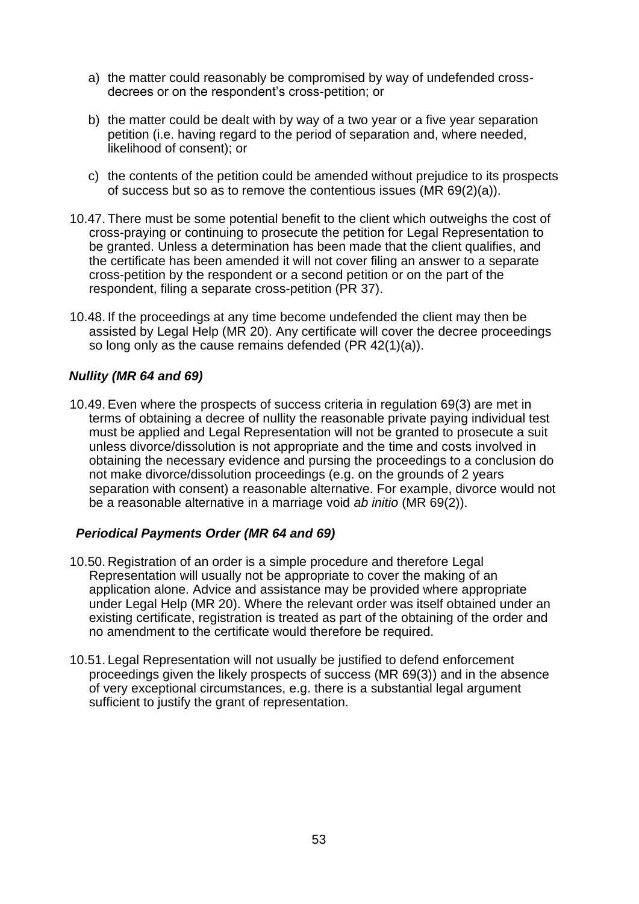a) the matter could reasonably be compromised by way of undefended cross-decrees or on the respondent's cross-petition; or

b) the matter could be dealt with by way of a two year or a five year separation petition (i.e. having regard to the period of separation and, where needed, likelihood of consent); or

c) the contents of the petition could be amended without prejudice to its prospects of success but so as to remove the contentious issues (MR 69(2)(a)).

10.47. There must be some potential benefit to the client which outweighs the cost of cross-praying or continuing to prosecute the petition for Legal Representation to be granted. Unless a determination has been made that the client qualifies, and the certificate has been amended it will not cover filing an answer to a separate cross-petition by the respondent or a second petition or on the part of the respondent, filing a separate cross-petition (PR 37).

10.48. If the proceedings at any time become undefended the client may then be assisted by Legal Help (MR 20). Any certificate will cover the decree proceedings so long only as the cause remains defended (PR 42(1)(a)).

### *Nullity (MR 64 and 69)*

10.49. Even where the prospects of success criteria in regulation 69(3) are met in terms of obtaining a decree of nullity the reasonable private paying individual test must be applied and Legal Representation will not be granted to prosecute a suit unless divorce/dissolution is not appropriate and the time and costs involved in obtaining the necessary evidence and pursing the proceedings to a conclusion do not make divorce/dissolution proceedings (e.g. on the grounds of 2 years separation with consent) a reasonable alternative. For example, divorce would not be a reasonable alternative in a marriage void *ab initio* (MR 69(2)).

### *Periodical Payments Order (MR 64 and 69)*

10.50. Registration of an order is a simple procedure and therefore Legal Representation will usually not be appropriate to cover the making of an application alone. Advice and assistance may be provided where appropriate under Legal Help (MR 20). Where the relevant order was itself obtained under an existing certificate, registration is treated as part of the obtaining of the order and no amendment to the certificate would therefore be required.

10.51. Legal Representation will not usually be justified to defend enforcement proceedings given the likely prospects of success (MR 69(3)) and in the absence of very exceptional circumstances, e.g. there is a substantial legal argument sufficient to justify the grant of representation.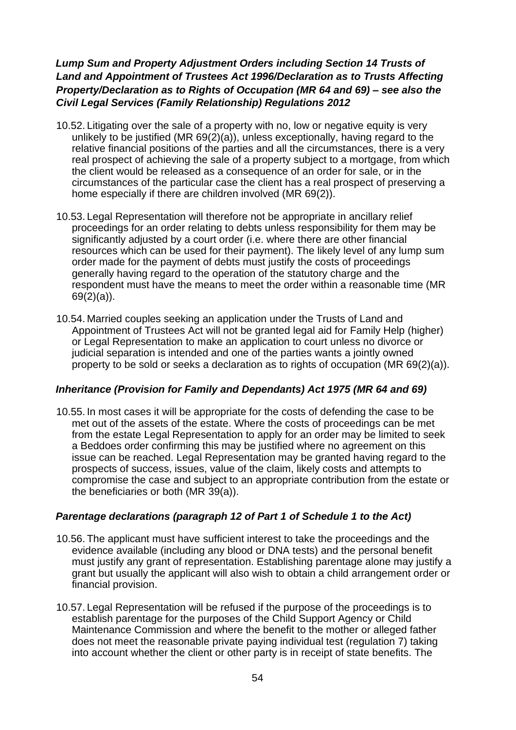### *Lump Sum and Property Adjustment Orders including Section 14 Trusts of Land and Appointment of Trustees Act 1996/Declaration as to Trusts Affecting Property/Declaration as to Rights of Occupation (MR 64 and 69) – see also the Civil Legal Services (Family Relationship) Regulations 2012*

10.52. Litigating over the sale of a property with no, low or negative equity is very unlikely to be justified (MR 69(2)(a)), unless exceptionally, having regard to the relative financial positions of the parties and all the circumstances, there is a very real prospect of achieving the sale of a property subject to a mortgage, from which the client would be released as a consequence of an order for sale, or in the circumstances of the particular case the client has a real prospect of preserving a home especially if there are children involved (MR 69(2)).

10.53. Legal Representation will therefore not be appropriate in ancillary relief proceedings for an order relating to debts unless responsibility for them may be significantly adjusted by a court order (i.e. where there are other financial resources which can be used for their payment). The likely level of any lump sum order made for the payment of debts must justify the costs of proceedings generally having regard to the operation of the statutory charge and the respondent must have the means to meet the order within a reasonable time (MR 69(2)(a)).

10.54. Married couples seeking an application under the Trusts of Land and Appointment of Trustees Act will not be granted legal aid for Family Help (higher) or Legal Representation to make an application to court unless no divorce or judicial separation is intended and one of the parties wants a jointly owned property to be sold or seeks a declaration as to rights of occupation (MR 69(2)(a)).

### *Inheritance (Provision for Family and Dependants) Act 1975 (MR 64 and 69)*

10.55. In most cases it will be appropriate for the costs of defending the case to be met out of the assets of the estate. Where the costs of proceedings can be met from the estate Legal Representation to apply for an order may be limited to seek a Beddoes order confirming this may be justified where no agreement on this issue can be reached. Legal Representation may be granted having regard to the prospects of success, issues, value of the claim, likely costs and attempts to compromise the case and subject to an appropriate contribution from the estate or the beneficiaries or both (MR 39(a)).

### *Parentage declarations (paragraph 12 of Part 1 of Schedule 1 to the Act)*

10.56. The applicant must have sufficient interest to take the proceedings and the evidence available (including any blood or DNA tests) and the personal benefit must justify any grant of representation. Establishing parentage alone may justify a grant but usually the applicant will also wish to obtain a child arrangement order or financial provision.

10.57. Legal Representation will be refused if the purpose of the proceedings is to establish parentage for the purposes of the Child Support Agency or Child Maintenance Commission and where the benefit to the mother or alleged father does not meet the reasonable private paying individual test (regulation 7) taking into account whether the client or other party is in receipt of state benefits. The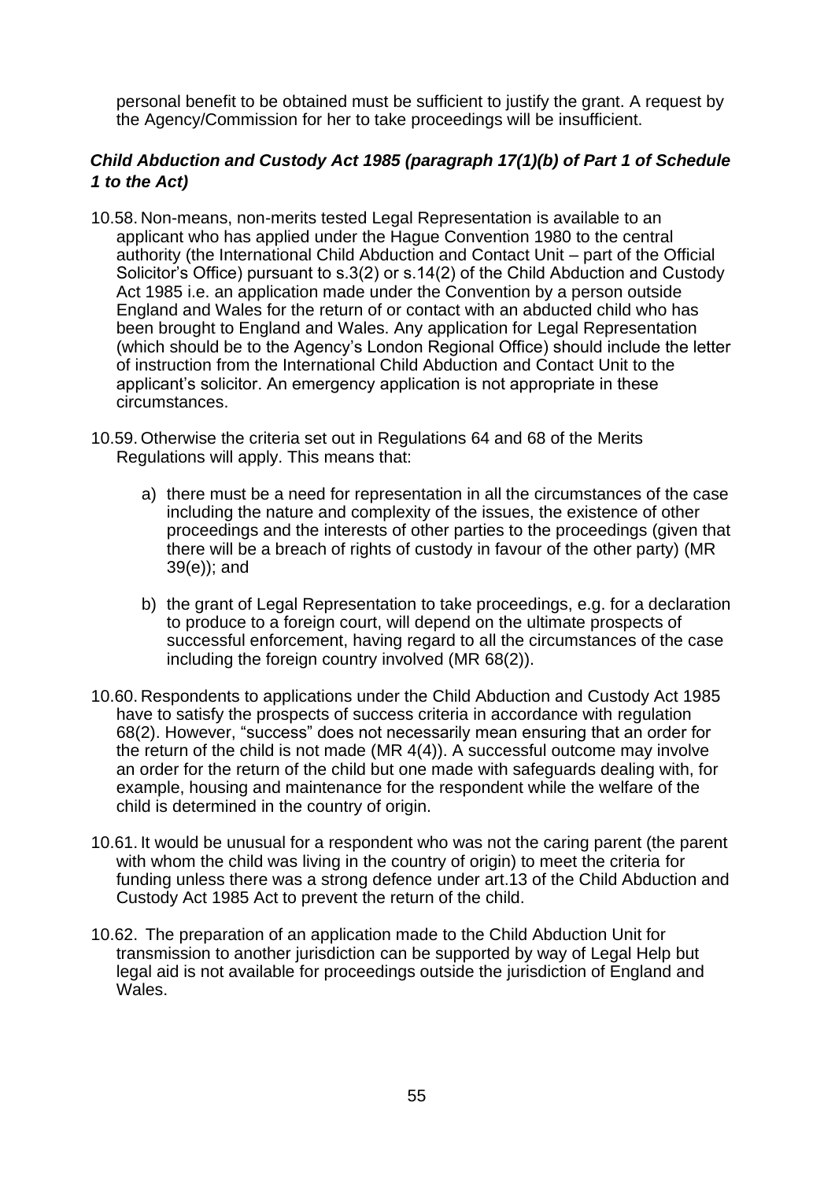personal benefit to be obtained must be sufficient to justify the grant. A request by the Agency/Commission for her to take proceedings will be insufficient.

### *Child Abduction and Custody Act 1985 (paragraph 17(1)(b) of Part 1 of Schedule 1 to the Act)*

10.58. Non-means, non-merits tested Legal Representation is available to an applicant who has applied under the Hague Convention 1980 to the central authority (the International Child Abduction and Contact Unit – part of the Official Solicitor's Office) pursuant to s.3(2) or s.14(2) of the Child Abduction and Custody Act 1985 i.e. an application made under the Convention by a person outside England and Wales for the return of or contact with an abducted child who has been brought to England and Wales. Any application for Legal Representation (which should be to the Agency's London Regional Office) should include the letter of instruction from the International Child Abduction and Contact Unit to the applicant's solicitor. An emergency application is not appropriate in these circumstances.

10.59. Otherwise the criteria set out in Regulations 64 and 68 of the Merits Regulations will apply. This means that:

a) there must be a need for representation in all the circumstances of the case including the nature and complexity of the issues, the existence of other proceedings and the interests of other parties to the proceedings (given that there will be a breach of rights of custody in favour of the other party) (MR 39(e)); and

b) the grant of Legal Representation to take proceedings, e.g. for a declaration to produce to a foreign court, will depend on the ultimate prospects of successful enforcement, having regard to all the circumstances of the case including the foreign country involved (MR 68(2)).

10.60. Respondents to applications under the Child Abduction and Custody Act 1985 have to satisfy the prospects of success criteria in accordance with regulation 68(2). However, "success" does not necessarily mean ensuring that an order for the return of the child is not made (MR 4(4)). A successful outcome may involve an order for the return of the child but one made with safeguards dealing with, for example, housing and maintenance for the respondent while the welfare of the child is determined in the country of origin.

10.61. It would be unusual for a respondent who was not the caring parent (the parent with whom the child was living in the country of origin) to meet the criteria for funding unless there was a strong defence under art.13 of the Child Abduction and Custody Act 1985 Act to prevent the return of the child.

10.62. The preparation of an application made to the Child Abduction Unit for transmission to another jurisdiction can be supported by way of Legal Help but legal aid is not available for proceedings outside the jurisdiction of England and Wales.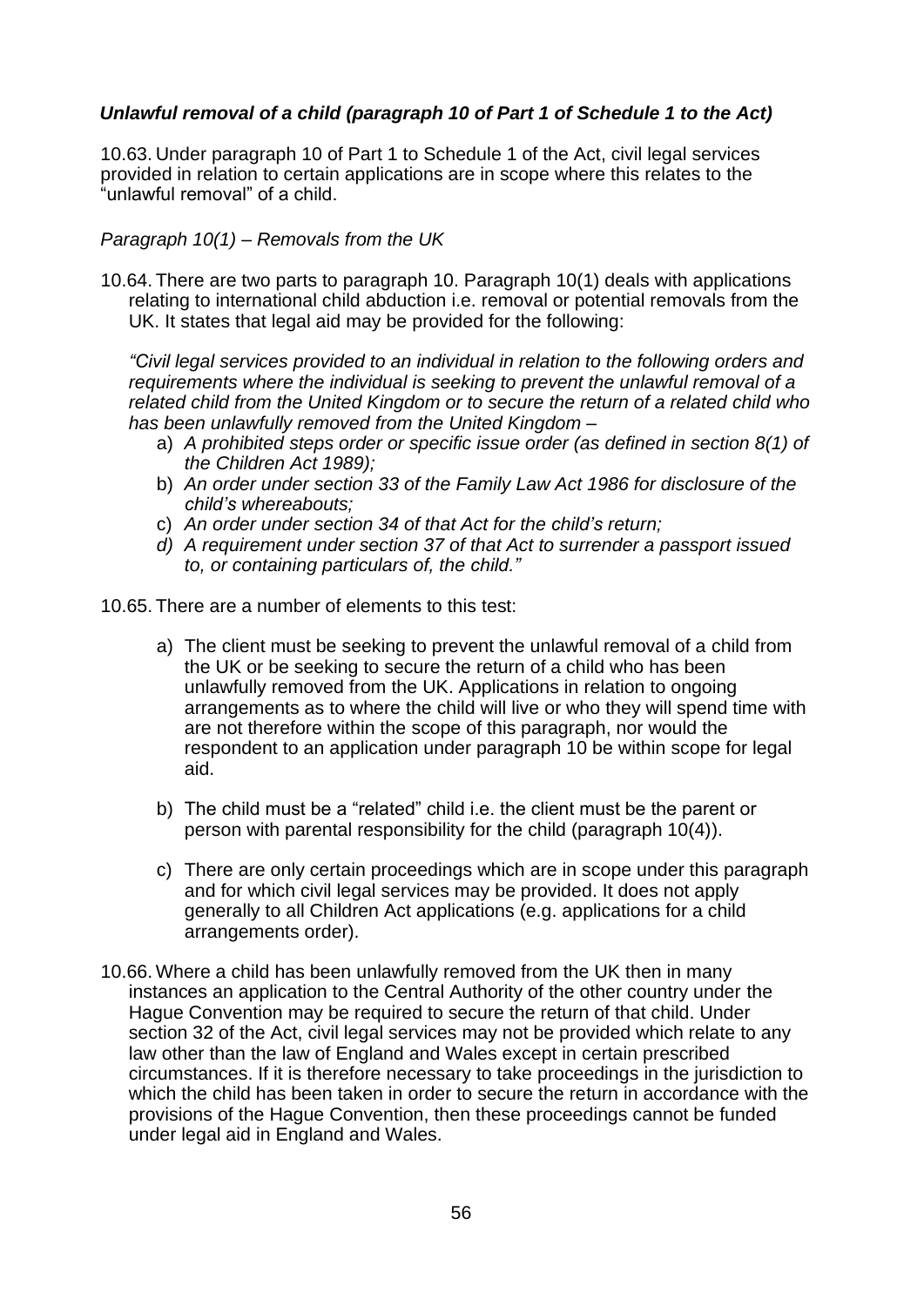### ***Unlawful removal of a child (paragraph 10 of Part 1 of Schedule 1 to the Act)***

10.63. Under paragraph 10 of Part 1 to Schedule 1 of the Act, civil legal services provided in relation to certain applications are in scope where this relates to the "unlawful removal" of a child.

*Paragraph 10(1) – Removals from the UK*

10.64. There are two parts to paragraph 10. Paragraph 10(1) deals with applications relating to international child abduction i.e. removal or potential removals from the UK. It states that legal aid may be provided for the following:

*"Civil legal services provided to an individual in relation to the following orders and requirements where the individual is seeking to prevent the unlawful removal of a related child from the United Kingdom or to secure the return of a related child who has been unlawfully removed from the United Kingdom –*

a) *A prohibited steps order or specific issue order (as defined in section 8(1) of the Children Act 1989);*
b) *An order under section 33 of the Family Law Act 1986 for disclosure of the child's whereabouts;*
c) *An order under section 34 of that Act for the child's return;*
d) *A requirement under section 37 of that Act to surrender a passport issued to, or containing particulars of, the child."*

10.65. There are a number of elements to this test:

a) The client must be seeking to prevent the unlawful removal of a child from the UK or be seeking to secure the return of a child who has been unlawfully removed from the UK. Applications in relation to ongoing arrangements as to where the child will live or who they will spend time with are not therefore within the scope of this paragraph, nor would the respondent to an application under paragraph 10 be within scope for legal aid.

b) The child must be a "related" child i.e. the client must be the parent or person with parental responsibility for the child (paragraph 10(4)).

c) There are only certain proceedings which are in scope under this paragraph and for which civil legal services may be provided. It does not apply generally to all Children Act applications (e.g. applications for a child arrangements order).

10.66. Where a child has been unlawfully removed from the UK then in many instances an application to the Central Authority of the other country under the Hague Convention may be required to secure the return of that child. Under section 32 of the Act, civil legal services may not be provided which relate to any law other than the law of England and Wales except in certain prescribed circumstances. If it is therefore necessary to take proceedings in the jurisdiction to which the child has been taken in order to secure the return in accordance with the provisions of the Hague Convention, then these proceedings cannot be funded under legal aid in England and Wales.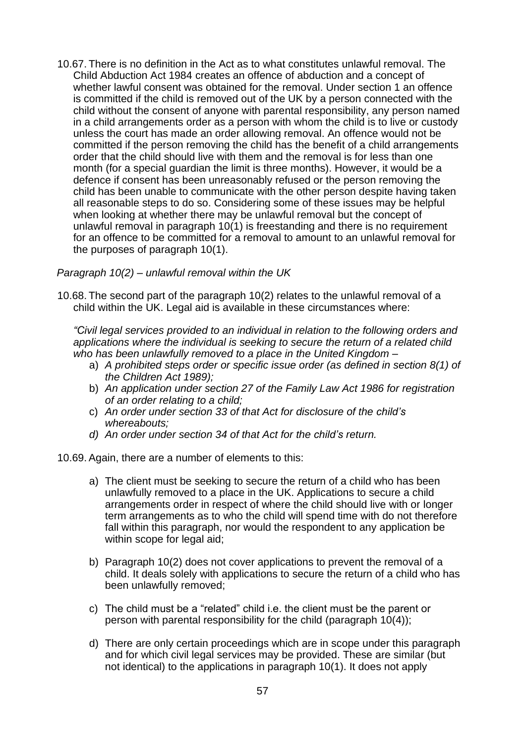10.67. There is no definition in the Act as to what constitutes unlawful removal. The Child Abduction Act 1984 creates an offence of abduction and a concept of whether lawful consent was obtained for the removal. Under section 1 an offence is committed if the child is removed out of the UK by a person connected with the child without the consent of anyone with parental responsibility, any person named in a child arrangements order as a person with whom the child is to live or custody unless the court has made an order allowing removal. An offence would not be committed if the person removing the child has the benefit of a child arrangements order that the child should live with them and the removal is for less than one month (for a special guardian the limit is three months). However, it would be a defence if consent has been unreasonably refused or the person removing the child has been unable to communicate with the other person despite having taken all reasonable steps to do so. Considering some of these issues may be helpful when looking at whether there may be unlawful removal but the concept of unlawful removal in paragraph 10(1) is freestanding and there is no requirement for an offence to be committed for a removal to amount to an unlawful removal for the purposes of paragraph 10(1).

*Paragraph 10(2) – unlawful removal within the UK*

10.68. The second part of the paragraph 10(2) relates to the unlawful removal of a child within the UK. Legal aid is available in these circumstances where:

*"Civil legal services provided to an individual in relation to the following orders and applications where the individual is seeking to secure the return of a related child who has been unlawfully removed to a place in the United Kingdom –*

a) *A prohibited steps order or specific issue order (as defined in section 8(1) of the Children Act 1989);*
b) *An application under section 27 of the Family Law Act 1986 for registration of an order relating to a child;*
c) *An order under section 33 of that Act for disclosure of the child's whereabouts;*
d) *An order under section 34 of that Act for the child's return.*

10.69. Again, there are a number of elements to this:

a) The client must be seeking to secure the return of a child who has been unlawfully removed to a place in the UK. Applications to secure a child arrangements order in respect of where the child should live with or longer term arrangements as to who the child will spend time with do not therefore fall within this paragraph, nor would the respondent to any application be within scope for legal aid;

b) Paragraph 10(2) does not cover applications to prevent the removal of a child. It deals solely with applications to secure the return of a child who has been unlawfully removed;

c) The child must be a "related" child i.e. the client must be the parent or person with parental responsibility for the child (paragraph 10(4));

d) There are only certain proceedings which are in scope under this paragraph and for which civil legal services may be provided. These are similar (but not identical) to the applications in paragraph 10(1). It does not apply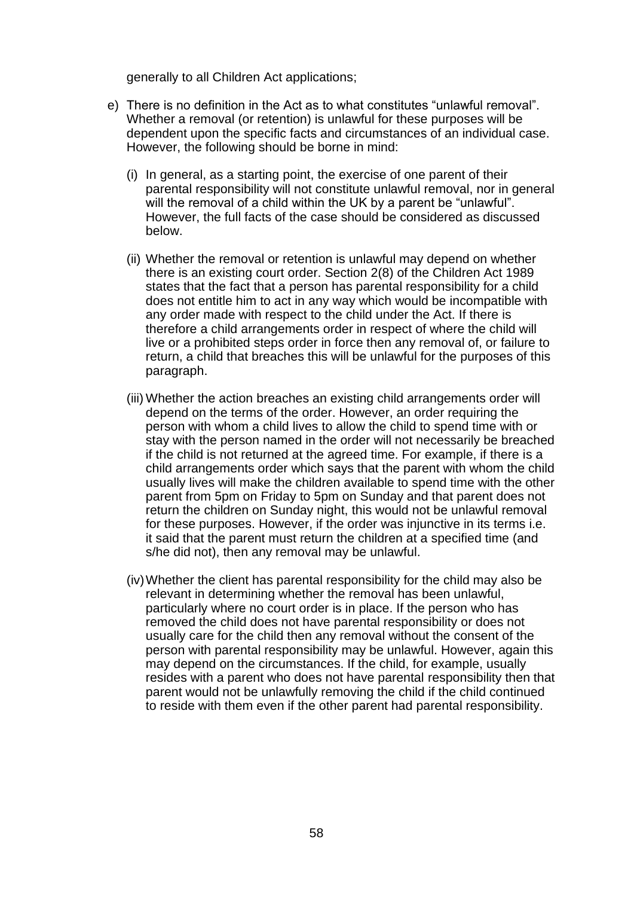generally to all Children Act applications;

e) There is no definition in the Act as to what constitutes "unlawful removal". Whether a removal (or retention) is unlawful for these purposes will be dependent upon the specific facts and circumstances of an individual case. However, the following should be borne in mind:

   (i) In general, as a starting point, the exercise of one parent of their parental responsibility will not constitute unlawful removal, nor in general will the removal of a child within the UK by a parent be "unlawful". However, the full facts of the case should be considered as discussed below.

   (ii) Whether the removal or retention is unlawful may depend on whether there is an existing court order. Section 2(8) of the Children Act 1989 states that the fact that a person has parental responsibility for a child does not entitle him to act in any way which would be incompatible with any order made with respect to the child under the Act. If there is therefore a child arrangements order in respect of where the child will live or a prohibited steps order in force then any removal of, or failure to return, a child that breaches this will be unlawful for the purposes of this paragraph.

   (iii) Whether the action breaches an existing child arrangements order will depend on the terms of the order. However, an order requiring the person with whom a child lives to allow the child to spend time with or stay with the person named in the order will not necessarily be breached if the child is not returned at the agreed time. For example, if there is a child arrangements order which says that the parent with whom the child usually lives will make the children available to spend time with the other parent from 5pm on Friday to 5pm on Sunday and that parent does not return the children on Sunday night, this would not be unlawful removal for these purposes. However, if the order was injunctive in its terms i.e. it said that the parent must return the children at a specified time (and s/he did not), then any removal may be unlawful.

   (iv) Whether the client has parental responsibility for the child may also be relevant in determining whether the removal has been unlawful, particularly where no court order is in place. If the person who has removed the child does not have parental responsibility or does not usually care for the child then any removal without the consent of the person with parental responsibility may be unlawful. However, again this may depend on the circumstances. If the child, for example, usually resides with a parent who does not have parental responsibility then that parent would not be unlawfully removing the child if the child continued to reside with them even if the other parent had parental responsibility.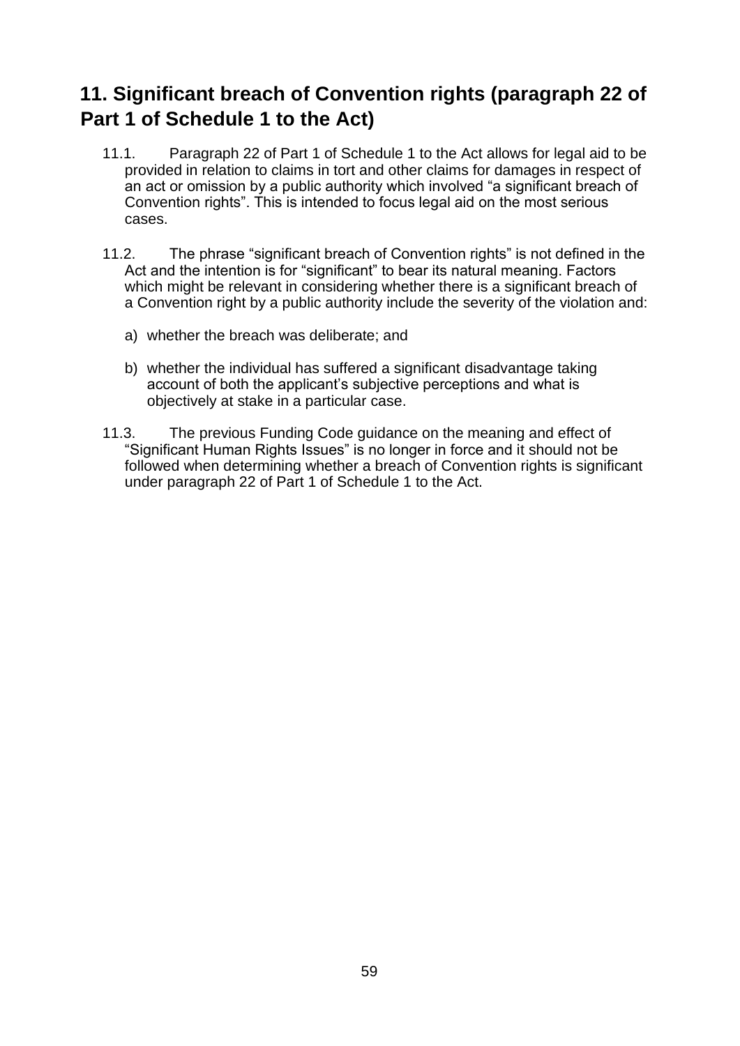## 11. Significant breach of Convention rights (paragraph 22 of Part 1 of Schedule 1 to the Act)

11.1. Paragraph 22 of Part 1 of Schedule 1 to the Act allows for legal aid to be provided in relation to claims in tort and other claims for damages in respect of an act or omission by a public authority which involved "a significant breach of Convention rights". This is intended to focus legal aid on the most serious cases.

11.2. The phrase "significant breach of Convention rights" is not defined in the Act and the intention is for "significant" to bear its natural meaning. Factors which might be relevant in considering whether there is a significant breach of a Convention right by a public authority include the severity of the violation and:

a) whether the breach was deliberate; and

b) whether the individual has suffered a significant disadvantage taking account of both the applicant's subjective perceptions and what is objectively at stake in a particular case.

11.3. The previous Funding Code guidance on the meaning and effect of "Significant Human Rights Issues" is no longer in force and it should not be followed when determining whether a breach of Convention rights is significant under paragraph 22 of Part 1 of Schedule 1 to the Act.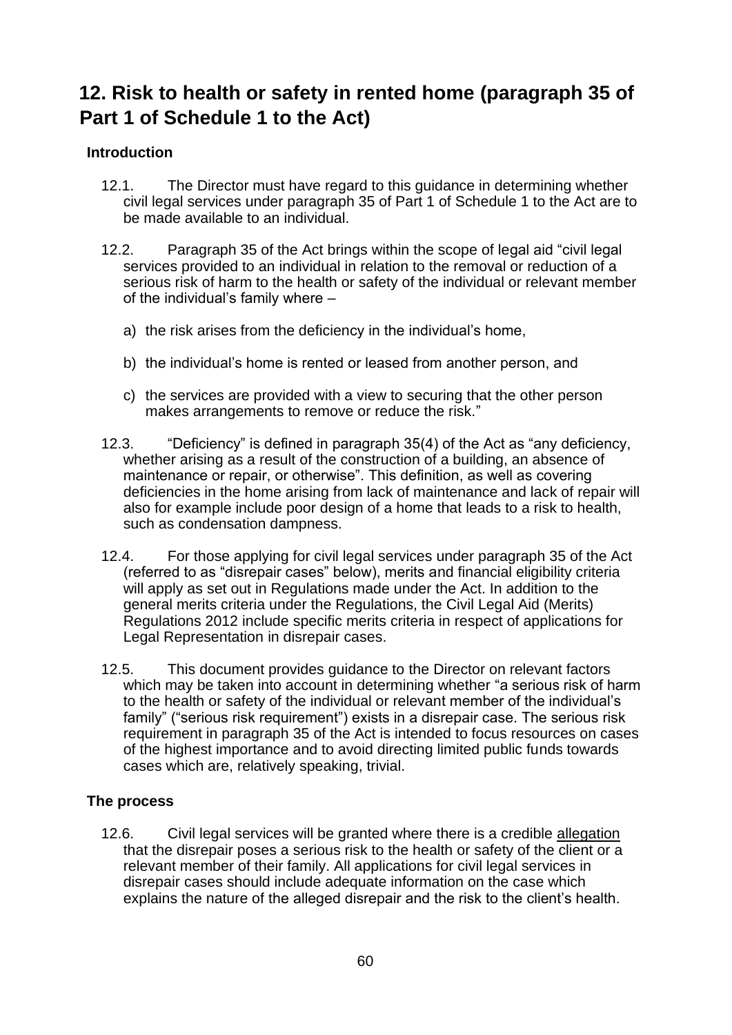## 12. Risk to health or safety in rented home (paragraph 35 of Part 1 of Schedule 1 to the Act)

### Introduction

12.1. The Director must have regard to this guidance in determining whether civil legal services under paragraph 35 of Part 1 of Schedule 1 to the Act are to be made available to an individual.

12.2. Paragraph 35 of the Act brings within the scope of legal aid "civil legal services provided to an individual in relation to the removal or reduction of a serious risk of harm to the health or safety of the individual or relevant member of the individual's family where –

a) the risk arises from the deficiency in the individual's home,

b) the individual's home is rented or leased from another person, and

c) the services are provided with a view to securing that the other person makes arrangements to remove or reduce the risk."

12.3. "Deficiency" is defined in paragraph 35(4) of the Act as "any deficiency, whether arising as a result of the construction of a building, an absence of maintenance or repair, or otherwise". This definition, as well as covering deficiencies in the home arising from lack of maintenance and lack of repair will also for example include poor design of a home that leads to a risk to health, such as condensation dampness.

12.4. For those applying for civil legal services under paragraph 35 of the Act (referred to as "disrepair cases" below), merits and financial eligibility criteria will apply as set out in Regulations made under the Act. In addition to the general merits criteria under the Regulations, the Civil Legal Aid (Merits) Regulations 2012 include specific merits criteria in respect of applications for Legal Representation in disrepair cases.

12.5. This document provides guidance to the Director on relevant factors which may be taken into account in determining whether "a serious risk of harm to the health or safety of the individual or relevant member of the individual's family" ("serious risk requirement") exists in a disrepair case. The serious risk requirement in paragraph 35 of the Act is intended to focus resources on cases of the highest importance and to avoid directing limited public funds towards cases which are, relatively speaking, trivial.

### The process

12.6. Civil legal services will be granted where there is a credible allegation that the disrepair poses a serious risk to the health or safety of the client or a relevant member of their family. All applications for civil legal services in disrepair cases should include adequate information on the case which explains the nature of the alleged disrepair and the risk to the client's health.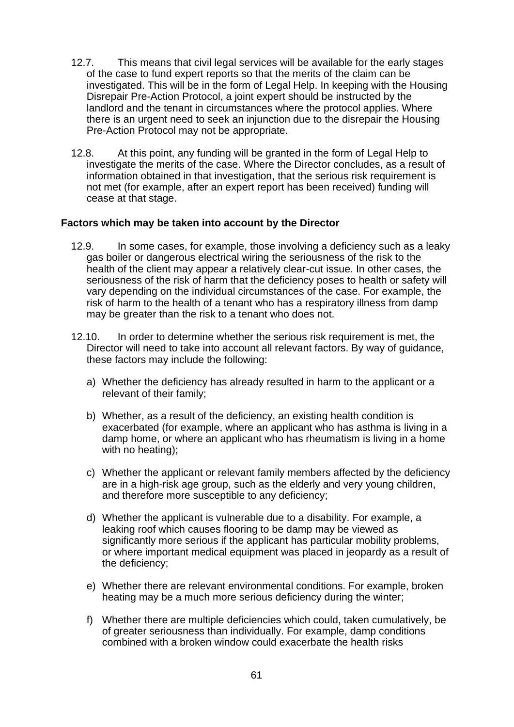12.7. This means that civil legal services will be available for the early stages of the case to fund expert reports so that the merits of the claim can be investigated. This will be in the form of Legal Help. In keeping with the Housing Disrepair Pre-Action Protocol, a joint expert should be instructed by the landlord and the tenant in circumstances where the protocol applies. Where there is an urgent need to seek an injunction due to the disrepair the Housing Pre-Action Protocol may not be appropriate.

12.8. At this point, any funding will be granted in the form of Legal Help to investigate the merits of the case. Where the Director concludes, as a result of information obtained in that investigation, that the serious risk requirement is not met (for example, after an expert report has been received) funding will cease at that stage.

**Factors which may be taken into account by the Director**

12.9. In some cases, for example, those involving a deficiency such as a leaky gas boiler or dangerous electrical wiring the seriousness of the risk to the health of the client may appear a relatively clear-cut issue. In other cases, the seriousness of the risk of harm that the deficiency poses to health or safety will vary depending on the individual circumstances of the case. For example, the risk of harm to the health of a tenant who has a respiratory illness from damp may be greater than the risk to a tenant who does not.

12.10. In order to determine whether the serious risk requirement is met, the Director will need to take into account all relevant factors. By way of guidance, these factors may include the following:

a) Whether the deficiency has already resulted in harm to the applicant or a relevant of their family;

b) Whether, as a result of the deficiency, an existing health condition is exacerbated (for example, where an applicant who has asthma is living in a damp home, or where an applicant who has rheumatism is living in a home with no heating);

c) Whether the applicant or relevant family members affected by the deficiency are in a high-risk age group, such as the elderly and very young children, and therefore more susceptible to any deficiency;

d) Whether the applicant is vulnerable due to a disability. For example, a leaking roof which causes flooring to be damp may be viewed as significantly more serious if the applicant has particular mobility problems, or where important medical equipment was placed in jeopardy as a result of the deficiency;

e) Whether there are relevant environmental conditions. For example, broken heating may be a much more serious deficiency during the winter;

f) Whether there are multiple deficiencies which could, taken cumulatively, be of greater seriousness than individually. For example, damp conditions combined with a broken window could exacerbate the health risks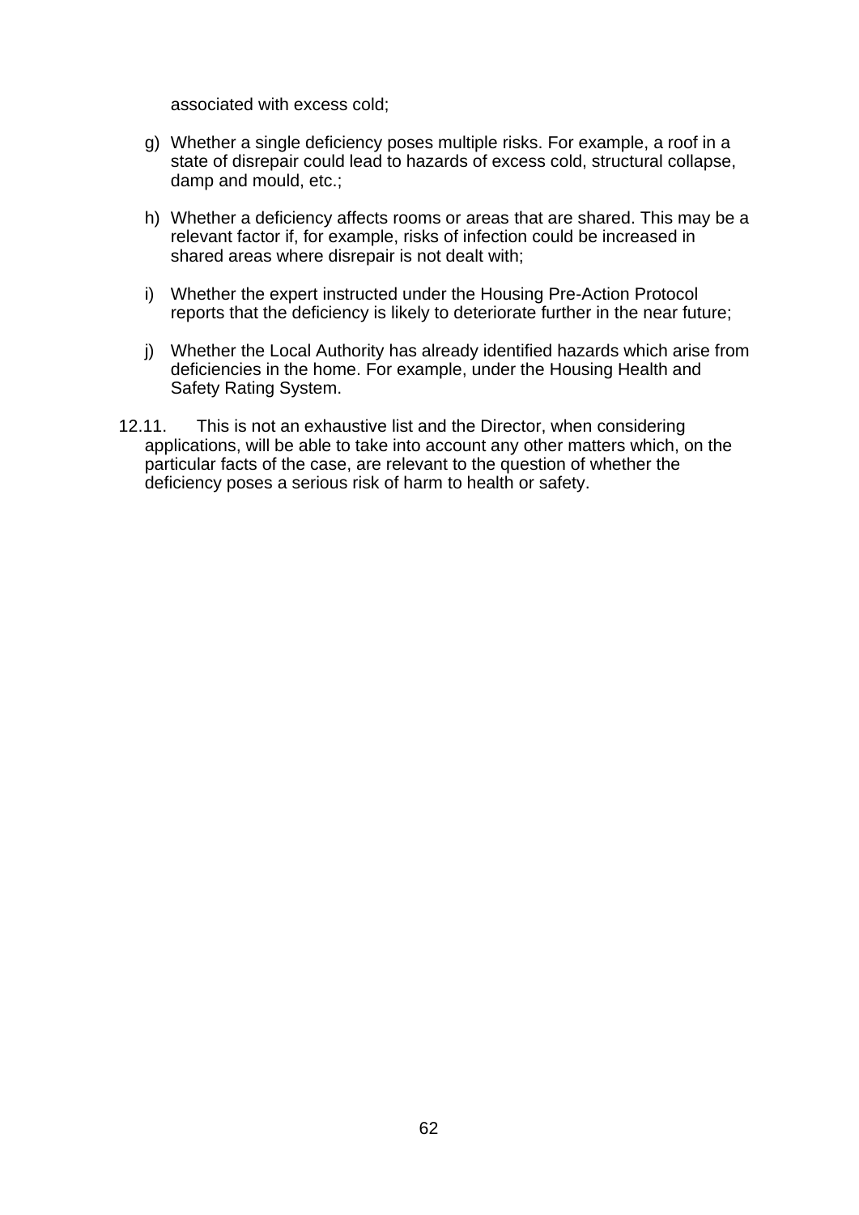associated with excess cold;

g) Whether a single deficiency poses multiple risks. For example, a roof in a state of disrepair could lead to hazards of excess cold, structural collapse, damp and mould, etc.;

h) Whether a deficiency affects rooms or areas that are shared. This may be a relevant factor if, for example, risks of infection could be increased in shared areas where disrepair is not dealt with;

i) Whether the expert instructed under the Housing Pre-Action Protocol reports that the deficiency is likely to deteriorate further in the near future;

j) Whether the Local Authority has already identified hazards which arise from deficiencies in the home. For example, under the Housing Health and Safety Rating System.

12.11. This is not an exhaustive list and the Director, when considering applications, will be able to take into account any other matters which, on the particular facts of the case, are relevant to the question of whether the deficiency poses a serious risk of harm to health or safety.